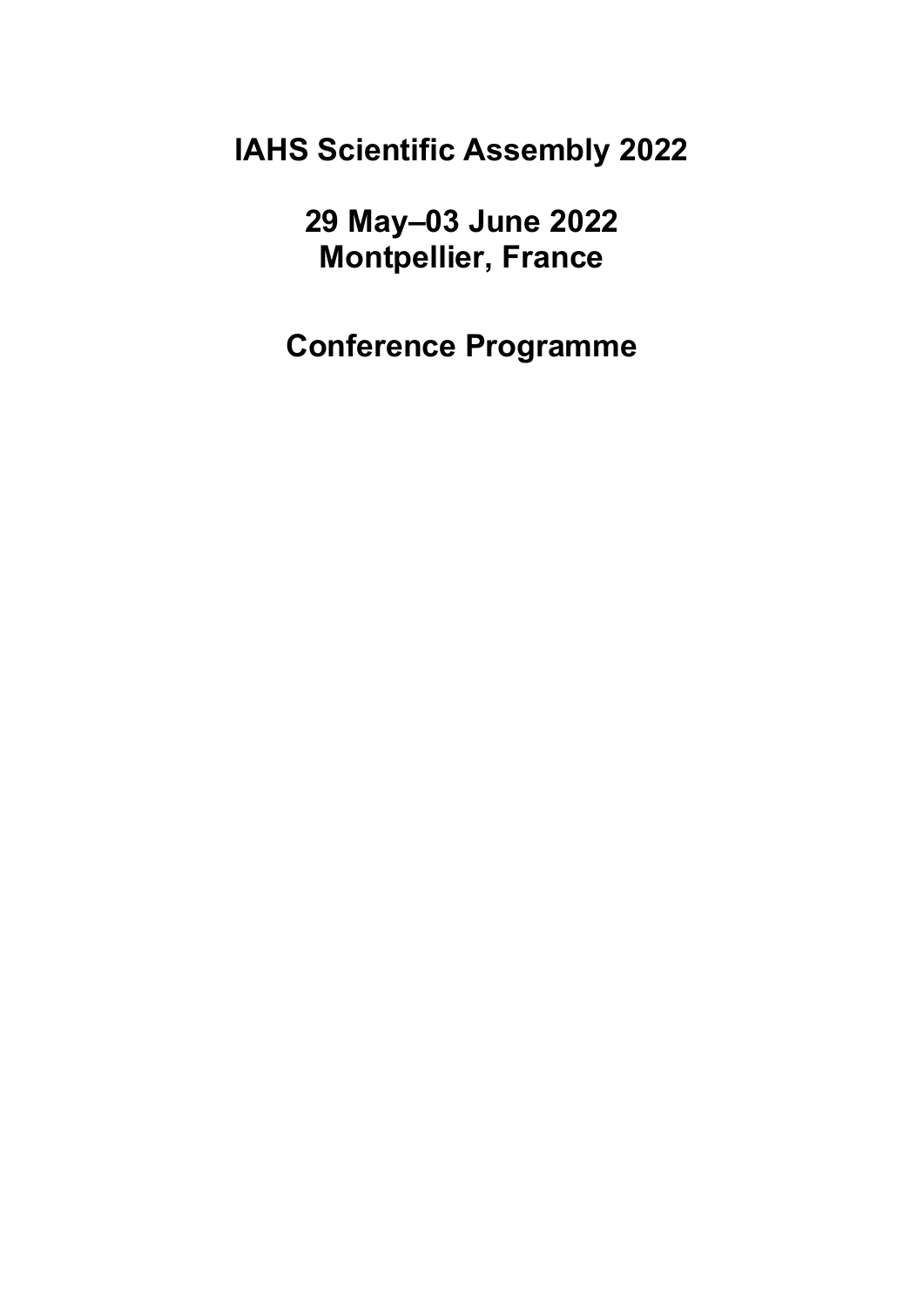# IAHS Scientific Assembly 2022

## 29 May–03 June 2022
## Montpellier, France

## Conference Programme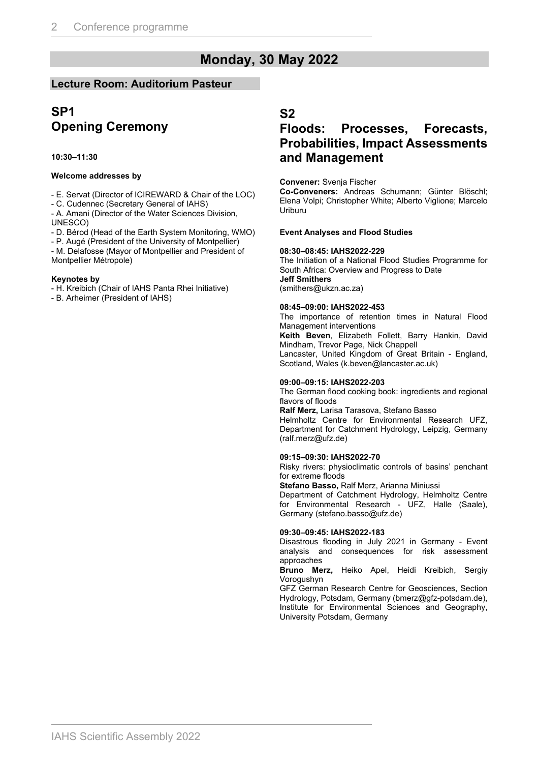# Monday, 30 May 2022

## Lecture Room: Auditorium Pasteur

## SP1 Opening Ceremony

**10:30–11:30**

**Welcome addresses by**

- E. Servat (Director of ICIREWARD & Chair of the LOC)
- C. Cudennec (Secretary General of IAHS)
- A. Amani (Director of the Water Sciences Division, UNESCO)
- D. Bérod (Head of the Earth System Monitoring, WMO)
- P. Augé (President of the University of Montpellier)
- M. Delafosse (Mayor of Montpellier and President of Montpellier Métropole)

**Keynotes by**

- H. Kreibich (Chair of IAHS Panta Rhei Initiative)
- B. Arheimer (President of IAHS)

## S2 Floods: Processes, Forecasts, Probabilities, Impact Assessments and Management

**Convener:** Svenja Fischer

**Co-Conveners:** Andreas Schumann; Günter Blöschl; Elena Volpi; Christopher White; Alberto Viglione; Marcelo Uriburu

**Event Analyses and Flood Studies**

**08:30–08:45: IAHS2022-229**

The Initiation of a National Flood Studies Programme for South Africa: Overview and Progress to Date

**Jeff Smithers**

(smithers@ukzn.ac.za)

**08:45–09:00: IAHS2022-453**

The importance of retention times in Natural Flood Management interventions

**Keith Beven**, Elizabeth Follett, Barry Hankin, David Mindham, Trevor Page, Nick Chappell

Lancaster, United Kingdom of Great Britain - England, Scotland, Wales (k.beven@lancaster.ac.uk)

**09:00–09:15: IAHS2022-203**

The German flood cooking book: ingredients and regional flavors of floods

**Ralf Merz,** Larisa Tarasova, Stefano Basso

Helmholtz Centre for Environmental Research UFZ, Department for Catchment Hydrology, Leipzig, Germany (ralf.merz@ufz.de)

**09:15–09:30: IAHS2022-70**

Risky rivers: physioclimatic controls of basins' penchant for extreme floods

**Stefano Basso,** Ralf Merz, Arianna Miniussi

Department of Catchment Hydrology, Helmholtz Centre for Environmental Research - UFZ, Halle (Saale), Germany (stefano.basso@ufz.de)

**09:30–09:45: IAHS2022-183**

Disastrous flooding in July 2021 in Germany - Event analysis and consequences for risk assessment approaches

**Bruno Merz,** Heiko Apel, Heidi Kreibich, Sergiy Vorogushyn

GFZ German Research Centre for Geosciences, Section Hydrology, Potsdam, Germany (bmerz@gfz-potsdam.de), Institute for Environmental Sciences and Geography, University Potsdam, Germany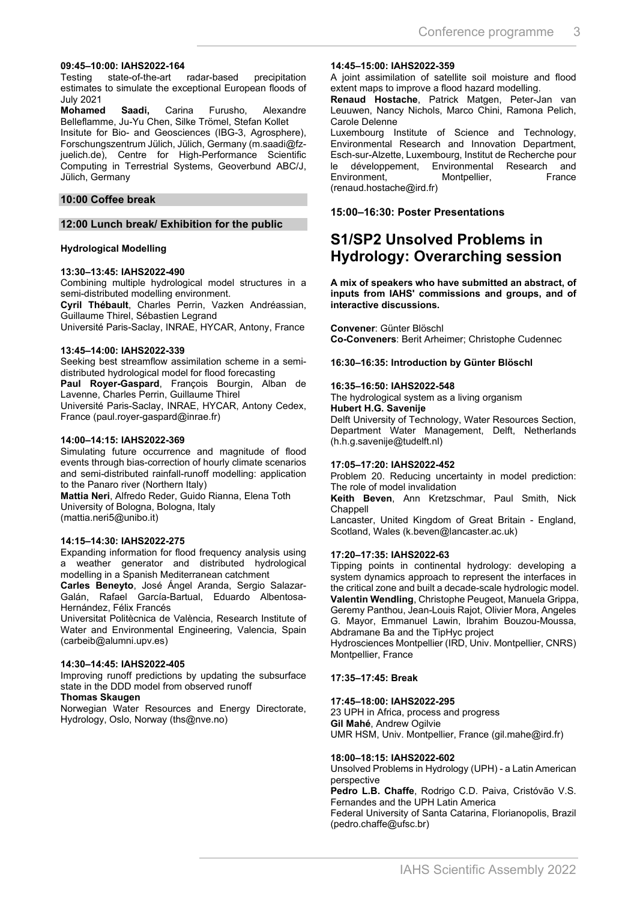**09:45–10:00: IAHS2022-164**

Testing state-of-the-art radar-based precipitation estimates to simulate the exceptional European floods of July 2021

**Mohamed Saadi,** Carina Furusho, Alexandre Belleflamme, Ju-Yu Chen, Silke Trömel, Stefan Kollet

Insitute for Bio- and Geosciences (IBG-3, Agrosphere), Forschungszentrum Jülich, Jülich, Germany (m.saadi@fz-juelich.de), Centre for High-Performance Scientific Computing in Terrestrial Systems, Geoverbund ABC/J, Jülich, Germany

**10:00 Coffee break**

**12:00 Lunch break/ Exhibition for the public**

**Hydrological Modelling**

**13:30–13:45: IAHS2022-490**

Combining multiple hydrological model structures in a semi-distributed modelling environment.

**Cyril Thébault**, Charles Perrin, Vazken Andréassian, Guillaume Thirel, Sébastien Legrand

Université Paris-Saclay, INRAE, HYCAR, Antony, France

**13:45–14:00: IAHS2022-339**

Seeking best streamflow assimilation scheme in a semi-distributed hydrological model for flood forecasting

**Paul Royer-Gaspard**, François Bourgin, Alban de Lavenne, Charles Perrin, Guillaume Thirel

Université Paris-Saclay, INRAE, HYCAR, Antony Cedex, France (paul.royer-gaspard@inrae.fr)

**14:00–14:15: IAHS2022-369**

Simulating future occurrence and magnitude of flood events through bias-correction of hourly climate scenarios and semi-distributed rainfall-runoff modelling: application to the Panaro river (Northern Italy)

**Mattia Neri**, Alfredo Reder, Guido Rianna, Elena Toth

University of Bologna, Bologna, Italy
(mattia.neri5@unibo.it)

**14:15–14:30: IAHS2022-275**

Expanding information for flood frequency analysis using a weather generator and distributed hydrological modelling in a Spanish Mediterranean catchment

**Carles Beneyto**, José Ángel Aranda, Sergio Salazar-Galán, Rafael García-Bartual, Eduardo Albentosa-Hernández, Félix Francés

Universitat Politècnica de València, Research Institute of Water and Environmental Engineering, Valencia, Spain (carbeib@alumni.upv.es)

**14:30–14:45: IAHS2022-405**

Improving runoff predictions by updating the subsurface state in the DDD model from observed runoff

**Thomas Skaugen**

Norwegian Water Resources and Energy Directorate, Hydrology, Oslo, Norway (ths@nve.no)

**14:45–15:00: IAHS2022-359**

A joint assimilation of satellite soil moisture and flood extent maps to improve a flood hazard modelling.

**Renaud Hostache**, Patrick Matgen, Peter-Jan van Leeuwen, Nancy Nichols, Marco Chini, Ramona Pelich, Carole Delenne

Luxembourg Institute of Science and Technology, Environmental Research and Innovation Department, Esch-sur-Alzette, Luxembourg, Institut de Recherche pour le développement, Environmental Research and Environment, Montpellier, France (renaud.hostache@ird.fr)

**15:00–16:30: Poster Presentations**

## S1/SP2 Unsolved Problems in Hydrology: Overarching session

**A mix of speakers who have submitted an abstract, of inputs from IAHS' commissions and groups, and of interactive discussions.**

**Convener**: Günter Blöschl
**Co-Conveners**: Berit Arheimer; Christophe Cudennec

**16:30–16:35: Introduction by Günter Blöschl**

**16:35–16:50: IAHS2022-548**

The hydrological system as a living organism

**Hubert H.G. Savenije**

Delft University of Technology, Water Resources Section, Department Water Management, Delft, Netherlands (h.h.g.savenije@tudelft.nl)

**17:05–17:20: IAHS2022-452**

Problem 20. Reducing uncertainty in model prediction: The role of model invalidation

**Keith Beven**, Ann Kretzschmar, Paul Smith, Nick Chappell

Lancaster, United Kingdom of Great Britain - England, Scotland, Wales (k.beven@lancaster.ac.uk)

**17:20–17:35: IAHS2022-63**

Tipping points in continental hydrology: developing a system dynamics approach to represent the interfaces in the critical zone and built a decade-scale hydrologic model.

**Valentin Wendling**, Christophe Peugeot, Manuela Grippa, Geremy Panthou, Jean-Louis Rajot, Olivier Mora, Angeles G. Mayor, Emmanuel Lawin, Ibrahim Bouzou-Moussa, Abdramane Ba and the TipHyc project

Hydrosciences Montpellier (IRD, Univ. Montpellier, CNRS) Montpellier, France

**17:35–17:45: Break**

**17:45–18:00: IAHS2022-295**

23 UPH in Africa, process and progress

**Gil Mahé**, Andrew Ogilvie

UMR HSM, Univ. Montpellier, France (gil.mahe@ird.fr)

**18:00–18:15: IAHS2022-602**

Unsolved Problems in Hydrology (UPH) - a Latin American perspective

**Pedro L.B. Chaffe**, Rodrigo C.D. Paiva, Cristóvão V.S. Fernandes and the UPH Latin America

Federal University of Santa Catarina, Florianopolis, Brazil (pedro.chaffe@ufsc.br)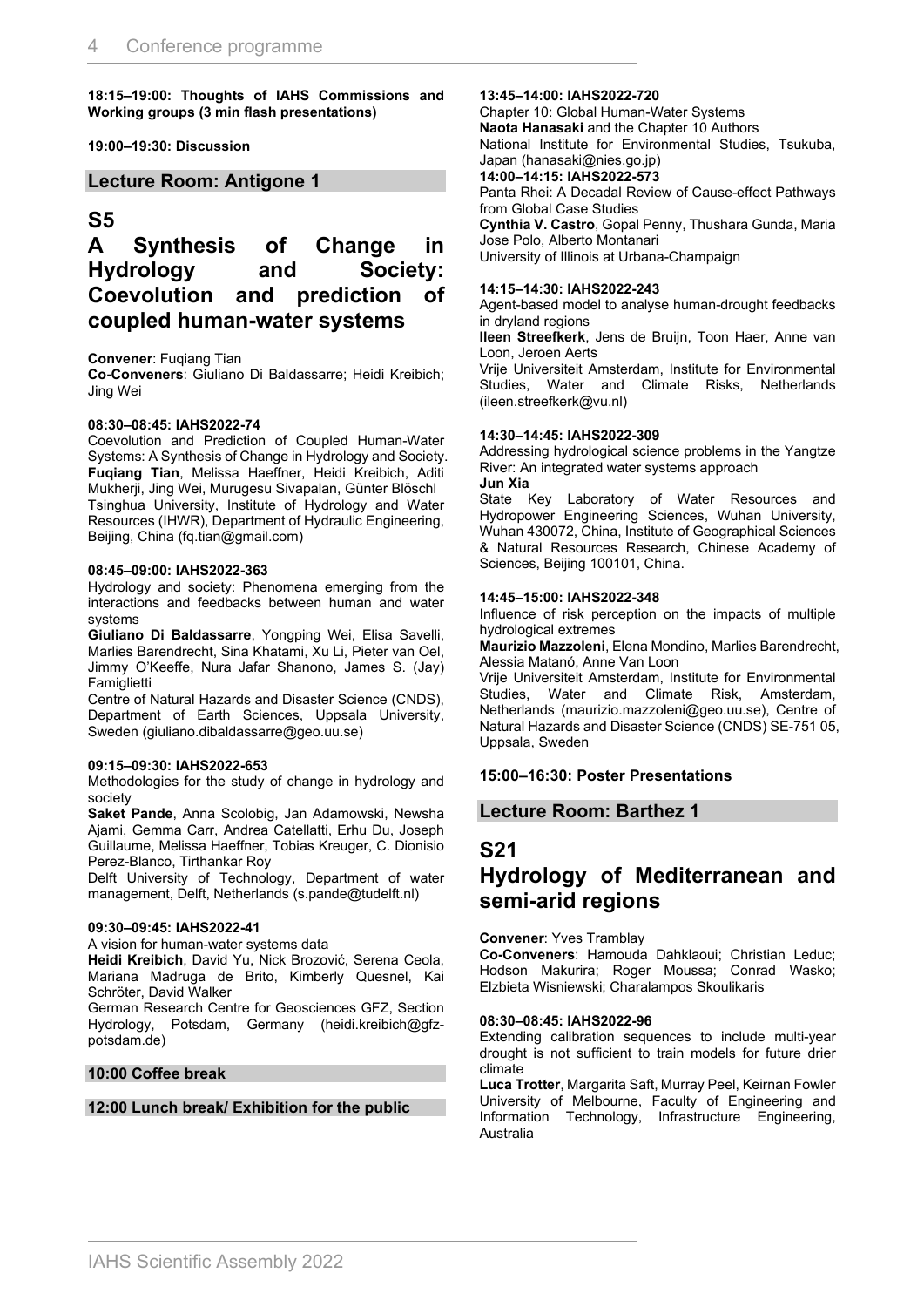**18:15–19:00: Thoughts of IAHS Commissions and Working groups (3 min flash presentations)**

**19:00–19:30: Discussion**

### Lecture Room: Antigone 1

## S5
## A Synthesis of Change in Hydrology and Society: Coevolution and prediction of coupled human-water systems

**Convener**: Fuqiang Tian
**Co-Conveners**: Giuliano Di Baldassarre; Heidi Kreibich; Jing Wei

**08:30–08:45: IAHS2022-74**
Coevolution and Prediction of Coupled Human-Water Systems: A Synthesis of Change in Hydrology and Society.
**Fuqiang Tian**, Melissa Haeffner, Heidi Kreibich, Aditi Mukherji, Jing Wei, Murugesu Sivapalan, Günter Blöschl
Tsinghua University, Institute of Hydrology and Water Resources (IHWR), Department of Hydraulic Engineering, Beijing, China (fq.tian@gmail.com)

**08:45–09:00: IAHS2022-363**
Hydrology and society: Phenomena emerging from the interactions and feedbacks between human and water systems
**Giuliano Di Baldassarre**, Yongping Wei, Elisa Savelli, Marlies Barendrecht, Sina Khatami, Xu Li, Pieter van Oel, Jimmy O'Keeffe, Nura Jafar Shanono, James S. (Jay) Famiglietti
Centre of Natural Hazards and Disaster Science (CNDS), Department of Earth Sciences, Uppsala University, Sweden (giuliano.dibaldassarre@geo.uu.se)

**09:15–09:30: IAHS2022-653**
Methodologies for the study of change in hydrology and society
**Saket Pande**, Anna Scolobig, Jan Adamowski, Newsha Ajami, Gemma Carr, Andrea Catellatti, Erhu Du, Joseph Guillaume, Melissa Haeffner, Tobias Kreuger, C. Dionisio Perez-Blanco, Tirthankar Roy
Delft University of Technology, Department of water management, Delft, Netherlands (s.pande@tudelft.nl)

**09:30–09:45: IAHS2022-41**
A vision for human-water systems data
**Heidi Kreibich**, David Yu, Nick Brozović, Serena Ceola, Mariana Madruga de Brito, Kimberly Quesnel, Kai Schröter, David Walker
German Research Centre for Geosciences GFZ, Section Hydrology, Potsdam, Germany (heidi.kreibich@gfz-potsdam.de)

**10:00 Coffee break**

**12:00 Lunch break/ Exhibition for the public**

**13:45–14:00: IAHS2022-720**
Chapter 10: Global Human-Water Systems
**Naota Hanasaki** and the Chapter 10 Authors
National Institute for Environmental Studies, Tsukuba, Japan (hanasaki@nies.go.jp)

**14:00–14:15: IAHS2022-573**
Panta Rhei: A Decadal Review of Cause-effect Pathways from Global Case Studies
**Cynthia V. Castro**, Gopal Penny, Thushara Gunda, Maria Jose Polo, Alberto Montanari
University of Illinois at Urbana-Champaign

**14:15–14:30: IAHS2022-243**
Agent-based model to analyse human-drought feedbacks in dryland regions
**Ileen Streefkerk**, Jens de Bruijn, Toon Haer, Anne van Loon, Jeroen Aerts
Vrije Universiteit Amsterdam, Institute for Environmental Studies, Water and Climate Risks, Netherlands (ileen.streefkerk@vu.nl)

**14:30–14:45: IAHS2022-309**
Addressing hydrological science problems in the Yangtze River: An integrated water systems approach
**Jun Xia**
State Key Laboratory of Water Resources and Hydropower Engineering Sciences, Wuhan University, Wuhan 430072, China, Institute of Geographical Sciences & Natural Resources Research, Chinese Academy of Sciences, Beijing 100101, China.

**14:45–15:00: IAHS2022-348**
Influence of risk perception on the impacts of multiple hydrological extremes
**Maurizio Mazzoleni**, Elena Mondino, Marlies Barendrecht, Alessia Matanó, Anne Van Loon
Vrije Universiteit Amsterdam, Institute for Environmental Studies, Water and Climate Risk, Amsterdam, Netherlands (maurizio.mazzoleni@geo.uu.se), Centre of Natural Hazards and Disaster Science (CNDS) SE-751 05, Uppsala, Sweden

**15:00–16:30: Poster Presentations**

### Lecture Room: Barthez 1

## S21
## Hydrology of Mediterranean and semi-arid regions

**Convener**: Yves Tramblay
**Co-Conveners**: Hamouda Dahklaoui; Christian Leduc; Hodson Makurira; Roger Moussa; Conrad Wasko; Elzbieta Wisniewski; Charalampos Skoulikaris

**08:30–08:45: IAHS2022-96**
Extending calibration sequences to include multi-year drought is not sufficient to train models for future drier climate
**Luca Trotter**, Margarita Saft, Murray Peel, Keirnan Fowler
University of Melbourne, Faculty of Engineering and Information Technology, Infrastructure Engineering, Australia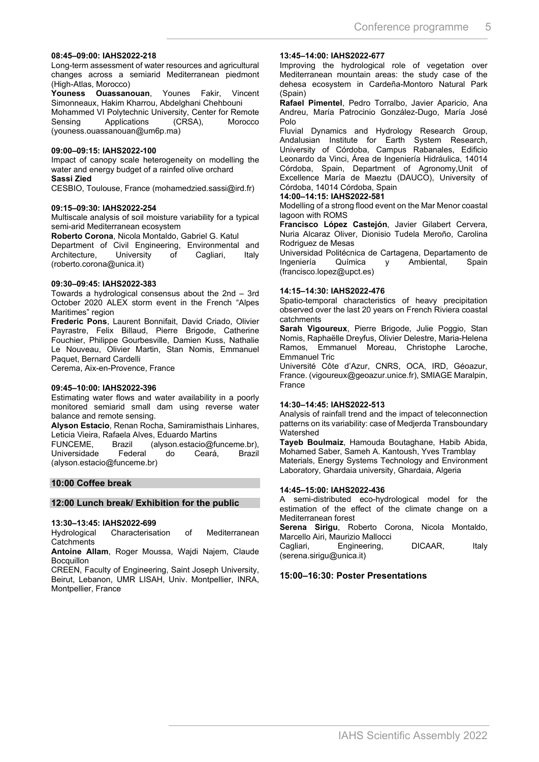**08:45–09:00: IAHS2022-218**

Long-term assessment of water resources and agricultural changes across a semiarid Mediterranean piedmont (High-Atlas, Morocco)

**Youness Ouassanouan**, Younes Fakir, Vincent Simonneaux, Hakim Kharrou, Abdelghani Chehbouni

Mohammed VI Polytechnic University, Center for Remote Sensing Applications (CRSA), Morocco (youness.ouassanouan@um6p.ma)

**09:00–09:15: IAHS2022-100**

Impact of canopy scale heterogeneity on modelling the water and energy budget of a rainfed olive orchard

**Sassi Zied**

CESBIO, Toulouse, France (mohamedzied.sassi@ird.fr)

**09:15–09:30: IAHS2022-254**

Multiscale analysis of soil moisture variability for a typical semi-arid Mediterranean ecosystem

**Roberto Corona**, Nicola Montaldo, Gabriel G. Katul

Department of Civil Engineering, Environmental and Architecture, University of Cagliari, Italy (roberto.corona@unica.it)

**09:30–09:45: IAHS2022-383**

Towards a hydrological consensus about the 2nd – 3rd October 2020 ALEX storm event in the French "Alpes Maritimes" region

**Frederic Pons**, Laurent Bonnifait, David Criado, Olivier Payrastre, Felix Billaud, Pierre Brigode, Catherine Fouchier, Philippe Gourbesville, Damien Kuss, Nathalie Le Nouveau, Olivier Martin, Stan Nomis, Emmanuel Paquet, Bernard Cardelli

Cerema, Aix-en-Provence, France

**09:45–10:00: IAHS2022-396**

Estimating water flows and water availability in a poorly monitored semiarid small dam using reverse water balance and remote sensing.

**Alyson Estacio**, Renan Rocha, Samiramisthais Linhares, Leticia Vieira, Rafaela Alves, Eduardo Martins

FUNCEME, Brazil (alyson.estacio@funceme.br), Universidade Federal do Ceará, Brazil (alyson.estacio@funceme.br)

**10:00 Coffee break**

**12:00 Lunch break/ Exhibition for the public**

**13:30–13:45: IAHS2022-699**

Hydrological Characterisation of Mediterranean Catchments

**Antoine Allam**, Roger Moussa, Wajdi Najem, Claude Bocquillon

CREEN, Faculty of Engineering, Saint Joseph University, Beirut, Lebanon, UMR LISAH, Univ. Montpellier, INRA, Montpellier, France

**13:45–14:00: IAHS2022-677**

Improving the hydrological role of vegetation over Mediterranean mountain areas: the study case of the dehesa ecosystem in Cardeña-Montoro Natural Park (Spain)

**Rafael Pimentel**, Pedro Torralbo, Javier Aparicio, Ana Andreu, María Patrocinio González-Dugo, María José Polo

Fluvial Dynamics and Hydrology Research Group, Andalusian Institute for Earth System Research, University of Córdoba, Campus Rabanales, Edificio Leonardo da Vinci, Área de Ingeniería Hidráulica, 14014 Córdoba, Spain, Department of Agronomy,Unit of Excellence María de Maeztu (DAUCO), University of Córdoba, 14014 Córdoba, Spain

**14:00–14:15: IAHS2022-581**

Modelling of a strong flood event on the Mar Menor coastal lagoon with ROMS

**Francisco López Castejón**, Javier Gilabert Cervera, Nuria Alcaraz Oliver, Dionisio Tudela Meroño, Carolina Rodriguez de Mesas

Universidad Politécnica de Cartagena, Departamento de Ingeniería Química y Ambiental, Spain (francisco.lopez@upct.es)

**14:15–14:30: IAHS2022-476**

Spatio-temporal characteristics of heavy precipitation observed over the last 20 years on French Riviera coastal catchments

**Sarah Vigoureux**, Pierre Brigode, Julie Poggio, Stan Nomis, Raphaëlle Dreyfus, Olivier Delestre, Maria-Helena Ramos, Emmanuel Moreau, Christophe Laroche, Emmanuel Tric

Université Côte d'Azur, CNRS, OCA, IRD, Géoazur, France. (vigoureux@geoazur.unice.fr), SMIAGE Maralpin, France

**14:30–14:45: IAHS2022-513**

Analysis of rainfall trend and the impact of teleconnection patterns on its variability: case of Medjerda Transboundary Watershed

**Tayeb Boulmaiz**, Hamouda Boutaghane, Habib Abida, Mohamed Saber, Sameh A. Kantoush, Yves Tramblay

Materials, Energy Systems Technology and Environment Laboratory, Ghardaia university, Ghardaia, Algeria

**14:45–15:00: IAHS2022-436**

A semi-distributed eco-hydrological model for the estimation of the effect of the climate change on a Mediterranean forest

**Serena Sirigu**, Roberto Corona, Nicola Montaldo, Marcello Airi, Maurizio Mallocci

Cagliari, Engineering, DICAAR, Italy (serena.sirigu@unica.it)

**15:00–16:30: Poster Presentations**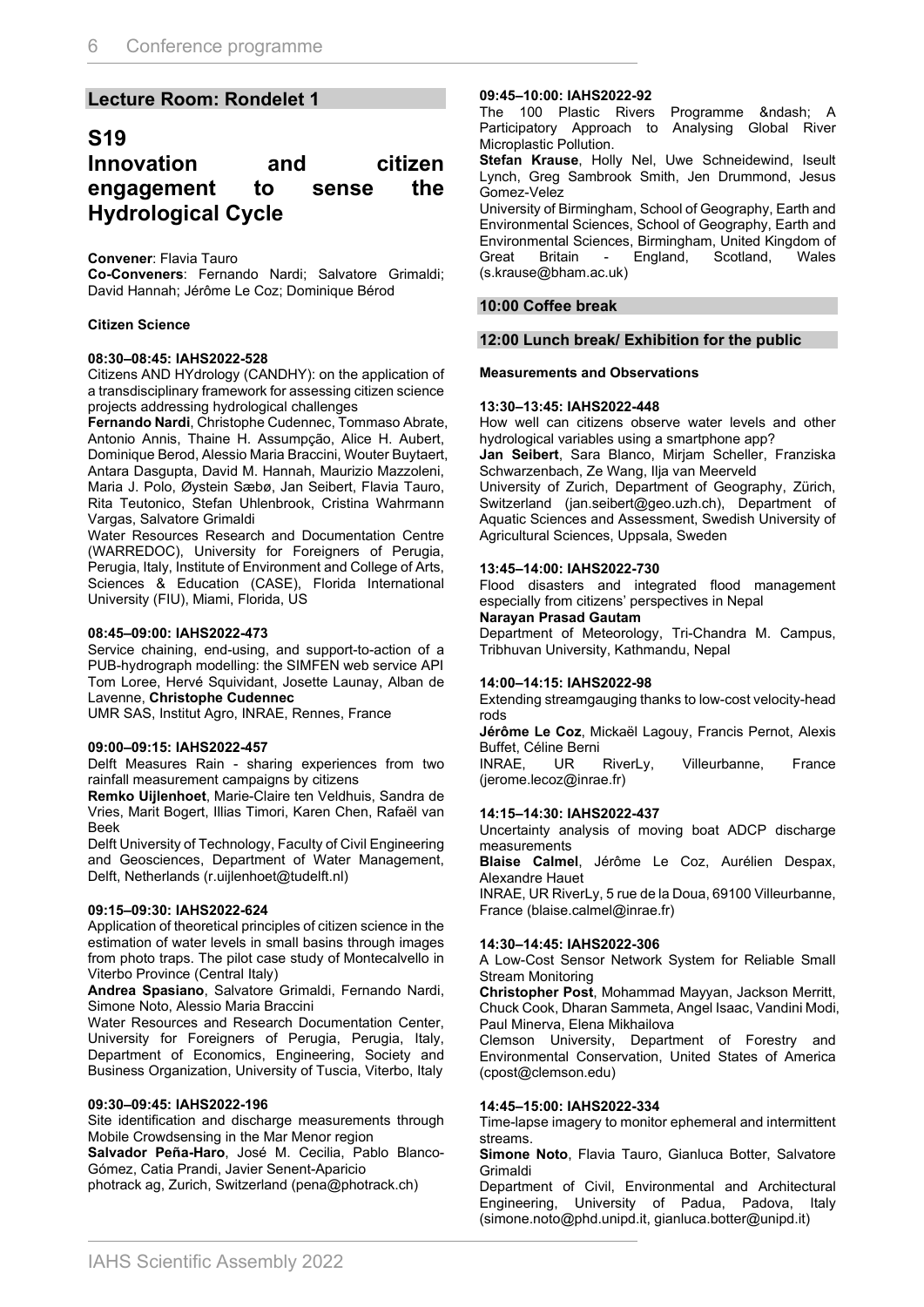## Lecture Room: Rondelet 1

# S19
# Innovation and citizen engagement to sense the Hydrological Cycle

**Convener**: Flavia Tauro
**Co-Conveners**: Fernando Nardi; Salvatore Grimaldi; David Hannah; Jérôme Le Coz; Dominique Bérod

### Citizen Science

#### 08:30–08:45: IAHS2022-528

Citizens AND HYdrology (CANDHY): on the application of a transdisciplinary framework for assessing citizen science projects addressing hydrological challenges

**Fernando Nardi**, Christophe Cudennec, Tommaso Abrate, Antonio Annis, Thaine H. Assumpção, Alice H. Aubert, Dominique Berod, Alessio Maria Braccini, Wouter Buytaert, Antara Dasgupta, David M. Hannah, Maurizio Mazzoleni, Maria J. Polo, Øystein Sæbø, Jan Seibert, Flavia Tauro, Rita Teutonico, Stefan Uhlenbrook, Cristina Wahrmann Vargas, Salvatore Grimaldi

Water Resources Research and Documentation Centre (WARREDOC), University for Foreigners of Perugia, Perugia, Italy, Institute of Environment and College of Arts, Sciences & Education (CASE), Florida International University (FIU), Miami, Florida, US

#### 08:45–09:00: IAHS2022-473

Service chaining, end-using, and support-to-action of a PUB-hydrograph modelling: the SIMFEN web service API

Tom Loree, Hervé Squividant, Josette Launay, Alban de Lavenne, **Christophe Cudennec**

UMR SAS, Institut Agro, INRAE, Rennes, France

#### 09:00–09:15: IAHS2022-457

Delft Measures Rain - sharing experiences from two rainfall measurement campaigns by citizens

**Remko Uijlenhoet**, Marie-Claire ten Veldhuis, Sandra de Vries, Marit Bogert, Illias Timori, Karen Chen, Rafaël van Beek

Delft University of Technology, Faculty of Civil Engineering and Geosciences, Department of Water Management, Delft, Netherlands (r.uijlenhoet@tudelft.nl)

#### 09:15–09:30: IAHS2022-624

Application of theoretical principles of citizen science in the estimation of water levels in small basins through images from photo traps. The pilot case study of Montecalvello in Viterbo Province (Central Italy)

**Andrea Spasiano**, Salvatore Grimaldi, Fernando Nardi, Simone Noto, Alessio Maria Braccini

Water Resources and Research Documentation Center, University for Foreigners of Perugia, Perugia, Italy, Department of Economics, Engineering, Society and Business Organization, University of Tuscia, Viterbo, Italy

#### 09:30–09:45: IAHS2022-196

Site identification and discharge measurements through Mobile Crowdsensing in the Mar Menor region

**Salvador Peña-Haro**, José M. Cecilia, Pablo Blanco-Gómez, Catia Prandi, Javier Senent-Aparicio

photrack ag, Zurich, Switzerland (pena@photrack.ch)

#### 09:45–10:00: IAHS2022-92

The 100 Plastic Rivers Programme &ndash; A Participatory Approach to Analysing Global River Microplastic Pollution.

**Stefan Krause**, Holly Nel, Uwe Schneidewind, Iseult Lynch, Greg Sambrook Smith, Jen Drummond, Jesus Gomez-Velez

University of Birmingham, School of Geography, Earth and Environmental Sciences, School of Geography, Earth and Environmental Sciences, Birmingham, United Kingdom of Great Britain - England, Scotland, Wales (s.krause@bham.ac.uk)

### 10:00 Coffee break

### 12:00 Lunch break/ Exhibition for the public

### Measurements and Observations

#### 13:30–13:45: IAHS2022-448

How well can citizens observe water levels and other hydrological variables using a smartphone app?

**Jan Seibert**, Sara Blanco, Mirjam Scheller, Franziska Schwarzenbach, Ze Wang, Ilja van Meerveld

University of Zurich, Department of Geography, Zürich, Switzerland (jan.seibert@geo.uzh.ch), Department of Aquatic Sciences and Assessment, Swedish University of Agricultural Sciences, Uppsala, Sweden

#### 13:45–14:00: IAHS2022-730

Flood disasters and integrated flood management especially from citizens' perspectives in Nepal

**Narayan Prasad Gautam**

Department of Meteorology, Tri-Chandra M. Campus, Tribhuvan University, Kathmandu, Nepal

#### 14:00–14:15: IAHS2022-98

Extending streamgauging thanks to low-cost velocity-head rods

**Jérôme Le Coz**, Mickaël Lagouy, Francis Pernot, Alexis Buffet, Céline Berni

INRAE, UR RiverLy, Villeurbanne, France (jerome.lecoz@inrae.fr)

#### 14:15–14:30: IAHS2022-437

Uncertainty analysis of moving boat ADCP discharge measurements

**Blaise Calmel**, Jérôme Le Coz, Aurélien Despax, Alexandre Hauet

INRAE, UR RiverLy, 5 rue de la Doua, 69100 Villeurbanne, France (blaise.calmel@inrae.fr)

#### 14:30–14:45: IAHS2022-306

A Low-Cost Sensor Network System for Reliable Small Stream Monitoring

**Christopher Post**, Mohammad Mayyan, Jackson Merritt, Chuck Cook, Dharan Sammeta, Angel Isaac, Vandini Modi, Paul Minerva, Elena Mikhailova

Clemson University, Department of Forestry and Environmental Conservation, United States of America (cpost@clemson.edu)

#### 14:45–15:00: IAHS2022-334

Time-lapse imagery to monitor ephemeral and intermittent streams.

**Simone Noto**, Flavia Tauro, Gianluca Botter, Salvatore Grimaldi

Department of Civil, Environmental and Architectural Engineering, University of Padua, Padova, Italy (simone.noto@phd.unipd.it, gianluca.botter@unipd.it)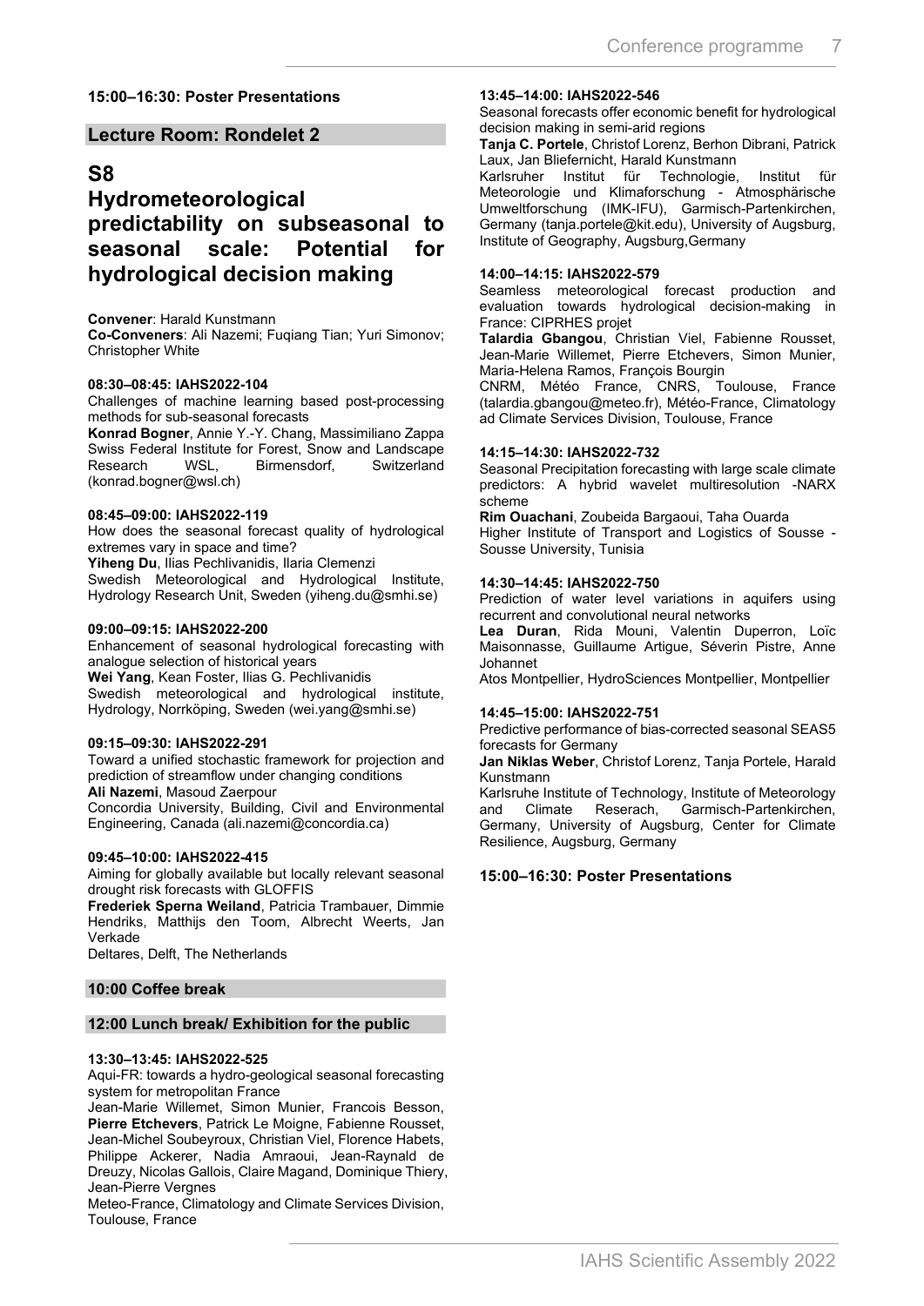**15:00–16:30: Poster Presentations**

## Lecture Room: Rondelet 2

# S8

# Hydrometeorological predictability on subseasonal to seasonal scale: Potential for hydrological decision making

**Convener**: Harald Kunstmann
**Co-Conveners**: Ali Nazemi; Fuqiang Tian; Yuri Simonov; Christopher White

**08:30–08:45: IAHS2022-104**
Challenges of machine learning based post-processing methods for sub-seasonal forecasts
**Konrad Bogner**, Annie Y.-Y. Chang, Massimiliano Zappa
Swiss Federal Institute for Forest, Snow and Landscape Research WSL, Birmensdorf, Switzerland (konrad.bogner@wsl.ch)

**08:45–09:00: IAHS2022-119**
How does the seasonal forecast quality of hydrological extremes vary in space and time?
**Yiheng Du**, Ilias Pechlivanidis, Ilaria Clemenzi
Swedish Meteorological and Hydrological Institute, Hydrology Research Unit, Sweden (yiheng.du@smhi.se)

**09:00–09:15: IAHS2022-200**
Enhancement of seasonal hydrological forecasting with analogue selection of historical years
**Wei Yang**, Kean Foster, Ilias G. Pechlivanidis
Swedish meteorological and hydrological institute, Hydrology, Norrköping, Sweden (wei.yang@smhi.se)

**09:15–09:30: IAHS2022-291**
Toward a unified stochastic framework for projection and prediction of streamflow under changing conditions
**Ali Nazemi**, Masoud Zaerpour
Concordia University, Building, Civil and Environmental Engineering, Canada (ali.nazemi@concordia.ca)

**09:45–10:00: IAHS2022-415**
Aiming for globally available but locally relevant seasonal drought risk forecasts with GLOFFIS
**Frederiek Sperna Weiland**, Patricia Trambauer, Dimmie Hendriks, Matthijs den Toom, Albrecht Weerts, Jan Verkade
Deltares, Delft, The Netherlands

**10:00 Coffee break**

**12:00 Lunch break/ Exhibition for the public**

**13:30–13:45: IAHS2022-525**
Aqui-FR: towards a hydro-geological seasonal forecasting system for metropolitan France
Jean-Marie Willemet, Simon Munier, Francois Besson, **Pierre Etchevers**, Patrick Le Moigne, Fabienne Rousset, Jean-Michel Soubeyroux, Christian Viel, Florence Habets, Philippe Ackerer, Nadia Amraoui, Jean-Raynald de Dreuzy, Nicolas Gallois, Claire Magand, Dominique Thiery, Jean-Pierre Vergnes
Meteo-France, Climatology and Climate Services Division, Toulouse, France

**13:45–14:00: IAHS2022-546**
Seasonal forecasts offer economic benefit for hydrological decision making in semi-arid regions
**Tanja C. Portele**, Christof Lorenz, Berhon Dibrani, Patrick Laux, Jan Bliefernicht, Harald Kunstmann
Karlsruher Institut für Technologie, Institut für Meteorologie und Klimaforschung - Atmosphärische Umweltforschung (IMK-IFU), Garmisch-Partenkirchen, Germany (tanja.portele@kit.edu), University of Augsburg, Institute of Geography, Augsburg,Germany

**14:00–14:15: IAHS2022-579**
Seamless meteorological forecast production and evaluation towards hydrological decision-making in France: CIPRHES projet
**Talardia Gbangou**, Christian Viel, Fabienne Rousset, Jean-Marie Willemet, Pierre Etchevers, Simon Munier, Maria-Helena Ramos, François Bourgin
CNRM, Météo France, CNRS, Toulouse, France (talardia.gbangou@meteo.fr), Météo-France, Climatology ad Climate Services Division, Toulouse, France

**14:15–14:30: IAHS2022-732**
Seasonal Precipitation forecasting with large scale climate predictors: A hybrid wavelet multiresolution -NARX scheme
**Rim Ouachani**, Zoubeida Bargaoui, Taha Ouarda
Higher Institute of Transport and Logistics of Sousse - Sousse University, Tunisia

**14:30–14:45: IAHS2022-750**
Prediction of water level variations in aquifers using recurrent and convolutional neural networks
**Lea Duran**, Rida Mouni, Valentin Duperron, Loïc Maisonnasse, Guillaume Artigue, Séverin Pistre, Anne Johannet
Atos Montpellier, HydroSciences Montpellier, Montpellier

**14:45–15:00: IAHS2022-751**
Predictive performance of bias-corrected seasonal SEAS5 forecasts for Germany
**Jan Niklas Weber**, Christof Lorenz, Tanja Portele, Harald Kunstmann
Karlsruhe Institute of Technology, Institute of Meteorology and Climate Reserach, Garmisch-Partenkirchen, Germany, University of Augsburg, Center for Climate Resilience, Augsburg, Germany

**15:00–16:30: Poster Presentations**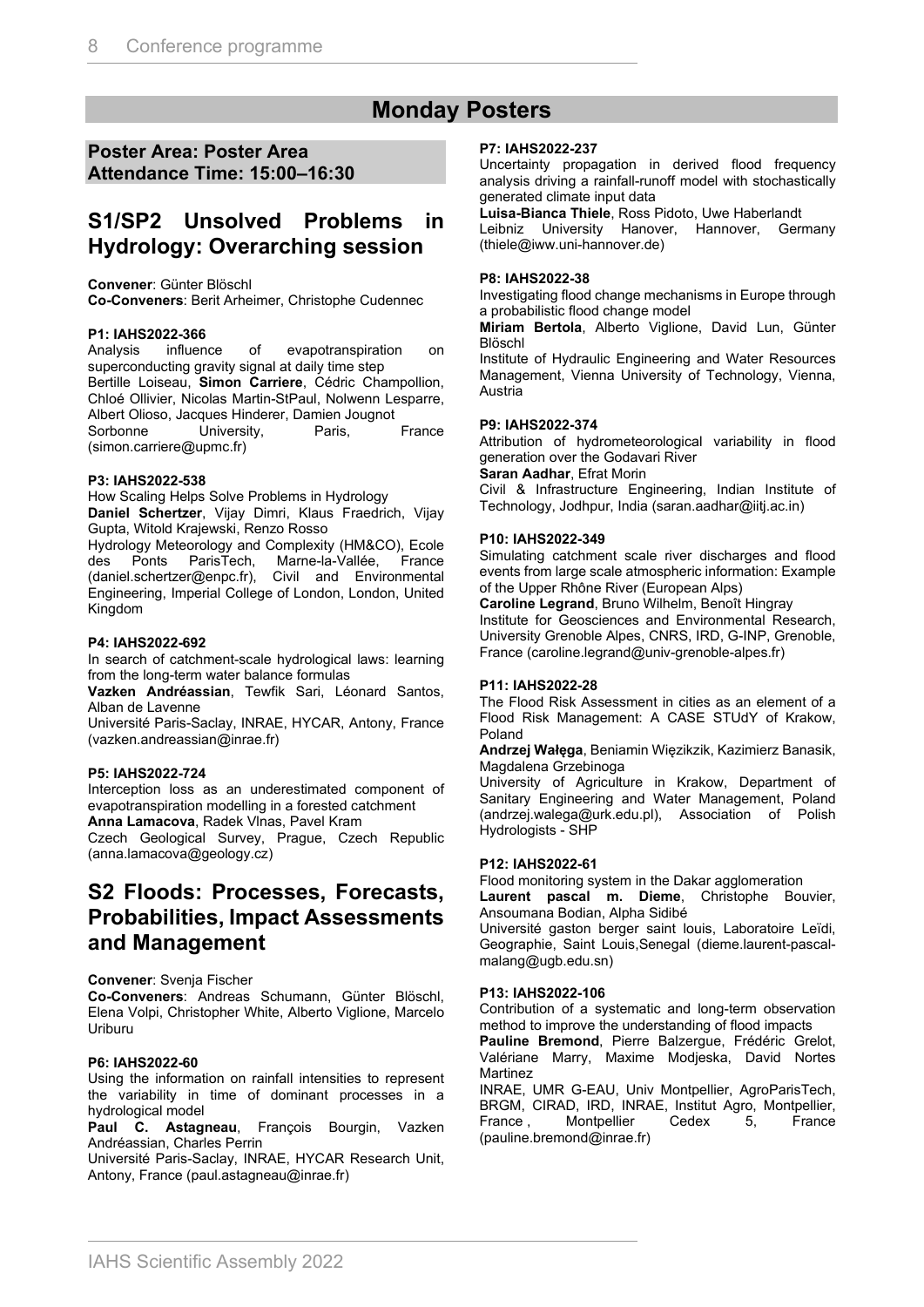# Monday Posters

**Poster Area: Poster Area**
**Attendance Time: 15:00–16:30**

## S1/SP2 Unsolved Problems in Hydrology: Overarching session

**Convener**: Günter Blöschl
**Co-Conveners**: Berit Arheimer, Christophe Cudennec

**P1: IAHS2022-366**
Analysis influence of evapotranspiration on superconducting gravity signal at daily time step
Bertille Loiseau, **Simon Carriere**, Cédric Champollion, Chloé Ollivier, Nicolas Martin-StPaul, Nolwenn Lesparre, Albert Olioso, Jacques Hinderer, Damien Jougnot
Sorbonne University, Paris, France (simon.carriere@upmc.fr)

**P3: IAHS2022-538**
How Scaling Helps Solve Problems in Hydrology
**Daniel Schertzer**, Vijay Dimri, Klaus Fraedrich, Vijay Gupta, Witold Krajewski, Renzo Rosso
Hydrology Meteorology and Complexity (HM&CO), Ecole des Ponts ParisTech, Marne-la-Vallée, France (daniel.schertzer@enpc.fr), Civil and Environmental Engineering, Imperial College of London, London, United Kingdom

**P4: IAHS2022-692**
In search of catchment-scale hydrological laws: learning from the long-term water balance formulas
**Vazken Andréassian**, Tewfik Sari, Léonard Santos, Alban de Lavenne
Université Paris-Saclay, INRAE, HYCAR, Antony, France (vazken.andreassian@inrae.fr)

**P5: IAHS2022-724**
Interception loss as an underestimated component of evapotranspiration modelling in a forested catchment
**Anna Lamacova**, Radek Vlnas, Pavel Kram
Czech Geological Survey, Prague, Czech Republic (anna.lamacova@geology.cz)

## S2 Floods: Processes, Forecasts, Probabilities, Impact Assessments and Management

**Convener**: Svenja Fischer
**Co-Conveners**: Andreas Schumann, Günter Blöschl, Elena Volpi, Christopher White, Alberto Viglione, Marcelo Uriburu

**P6: IAHS2022-60**
Using the information on rainfall intensities to represent the variability in time of dominant processes in a hydrological model
**Paul C. Astagneau**, François Bourgin, Vazken Andréassian, Charles Perrin
Université Paris-Saclay, INRAE, HYCAR Research Unit, Antony, France (paul.astagneau@inrae.fr)

**P7: IAHS2022-237**
Uncertainty propagation in derived flood frequency analysis driving a rainfall-runoff model with stochastically generated climate input data
**Luisa-Bianca Thiele**, Ross Pidoto, Uwe Haberlandt
Leibniz University Hanover, Hannover, Germany (thiele@iww.uni-hannover.de)

**P8: IAHS2022-38**
Investigating flood change mechanisms in Europe through a probabilistic flood change model
**Miriam Bertola**, Alberto Viglione, David Lun, Günter Blöschl
Institute of Hydraulic Engineering and Water Resources Management, Vienna University of Technology, Vienna, Austria

**P9: IAHS2022-374**
Attribution of hydrometeorological variability in flood generation over the Godavari River
**Saran Aadhar**, Efrat Morin
Civil & Infrastructure Engineering, Indian Institute of Technology, Jodhpur, India (saran.aadhar@iitj.ac.in)

**P10: IAHS2022-349**
Simulating catchment scale river discharges and flood events from large scale atmospheric information: Example of the Upper Rhône River (European Alps)
**Caroline Legrand**, Bruno Wilhelm, Benoît Hingray
Institute for Geosciences and Environmental Research, University Grenoble Alpes, CNRS, IRD, G-INP, Grenoble, France (caroline.legrand@univ-grenoble-alpes.fr)

**P11: IAHS2022-28**
The Flood Risk Assessment in cities as an element of a Flood Risk Management: A CASE STUdY of Krakow, Poland
**Andrzej Wałęga**, Beniamin Więzikzik, Kazimierz Banasik, Magdalena Grzebinoga
University of Agriculture in Krakow, Department of Sanitary Engineering and Water Management, Poland (andrzej.walega@urk.edu.pl), Association of Polish Hydrologists - SHP

**P12: IAHS2022-61**
Flood monitoring system in the Dakar agglomeration
**Laurent pascal m. Dieme**, Christophe Bouvier, Ansoumana Bodian, Alpha Sidibé
Université gaston berger saint louis, Laboratoire Leïdi, Geographie, Saint Louis,Senegal (dieme.laurent-pascal-malang@ugb.edu.sn)

**P13: IAHS2022-106**
Contribution of a systematic and long-term observation method to improve the understanding of flood impacts
**Pauline Bremond**, Pierre Balzergue, Frédéric Grelot, Valériane Marry, Maxime Modjeska, David Nortes Martinez
INRAE, UMR G-EAU, Univ Montpellier, AgroParisTech, BRGM, CIRAD, IRD, INRAE, Institut Agro, Montpellier, France , Montpellier Cedex 5, France (pauline.bremond@inrae.fr)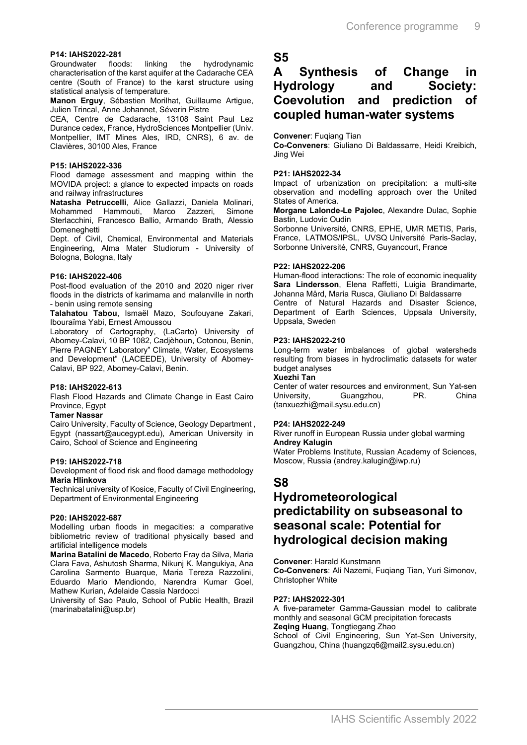**P14: IAHS2022-281**

Groundwater floods: linking the hydrodynamic characterisation of the karst aquifer at the Cadarache CEA centre (South of France) to the karst structure using statistical analysis of temperature.

**Manon Erguy**, Sébastien Morilhat, Guillaume Artigue, Julien Trincal, Anne Johannet, Séverin Pistre

CEA, Centre de Cadarache, 13108 Saint Paul Lez Durance cedex, France, HydroSciences Montpellier (Univ. Montpellier, IMT Mines Ales, IRD, CNRS), 6 av. de Clavières, 30100 Ales, France

**P15: IAHS2022-336**

Flood damage assessment and mapping within the MOVIDA project: a glance to expected impacts on roads and railway infrastructures

**Natasha Petruccelli**, Alice Gallazzi, Daniela Molinari, Mohammed Hammouti, Marco Zazzeri, Simone Sterlacchini, Francesco Ballio, Armando Brath, Alessio Domeneghetti

Dept. of Civil, Chemical, Environmental and Materials Engineering, Alma Mater Studiorum - University of Bologna, Bologna, Italy

**P16: IAHS2022-406**

Post-flood evaluation of the 2010 and 2020 niger river floods in the districts of karimama and malanville in north - benin using remote sensing

**Talahatou Tabou**, Ismaël Mazo, Soufouyane Zakari, Ibouraïma Yabi, Ernest Amoussou

Laboratory of Cartography, (LaCarto) University of Abomey-Calavi, 10 BP 1082, Cadjèhoun, Cotonou, Benin, Pierre PAGNEY Laboratory" Climate, Water, Ecosystems and Development" (LACEEDE), University of Abomey-Calavi, BP 922, Abomey-Calavi, Benin.

**P18: IAHS2022-613**

Flash Flood Hazards and Climate Change in East Cairo Province, Egypt

**Tamer Nassar**

Cairo University, Faculty of Science, Geology Department , Egypt (nassart@aucegypt.edu), American University in Cairo, School of Science and Engineering

**P19: IAHS2022-718**

Development of flood risk and flood damage methodology

**Maria Hlinkova**

Technical university of Kosice, Faculty of Civil Engineering, Department of Environmental Engineering

**P20: IAHS2022-687**

Modelling urban floods in megacities: a comparative bibliometric review of traditional physically based and artificial intelligence models

**Marina Batalini de Macedo**, Roberto Fray da Silva, Maria Clara Fava, Ashutosh Sharma, Nikunj K. Mangukiya, Ana Carolina Sarmento Buarque, Maria Tereza Razzolini, Eduardo Mario Mendiondo, Narendra Kumar Goel, Mathew Kurian, Adelaide Cassia Nardocci

University of Sao Paulo, School of Public Health, Brazil (marinabatalini@usp.br)

# S5

# A Synthesis of Change in Hydrology and Society: Coevolution and prediction of coupled human-water systems

**Convener**: Fuqiang Tian

**Co-Conveners**: Giuliano Di Baldassarre, Heidi Kreibich, Jing Wei

**P21: IAHS2022-34**

Impact of urbanization on precipitation: a multi-site observation and modelling approach over the United States of America.

**Morgane Lalonde-Le Pajolec**, Alexandre Dulac, Sophie Bastin, Ludovic Oudin

Sorbonne Université, CNRS, EPHE, UMR METIS, Paris, France, LATMOS/IPSL, UVSQ Université Paris-Saclay, Sorbonne Université, CNRS, Guyancourt, France

**P22: IAHS2022-206**

Human-flood interactions: The role of economic inequality

**Sara Lindersson**, Elena Raffetti, Luigia Brandimarte, Johanna Mård, Maria Rusca, Giuliano Di Baldassarre

Centre of Natural Hazards and Disaster Science, Department of Earth Sciences, Uppsala University, Uppsala, Sweden

**P23: IAHS2022-210**

Long-term water imbalances of global watersheds resulting from biases in hydroclimatic datasets for water budget analyses

**Xuezhi Tan**

Center of water resources and environment, Sun Yat-sen University, Guangzhou, PR. China (tanxuezhi@mail.sysu.edu.cn)

**P24: IAHS2022-249**

River runoff in European Russia under global warming

**Andrey Kalugin**

Water Problems Institute, Russian Academy of Sciences, Moscow, Russia (andrey.kalugin@iwp.ru)

# S8

# Hydrometeorological predictability on subseasonal to seasonal scale: Potential for hydrological decision making

**Convener**: Harald Kunstmann

**Co-Conveners**: Ali Nazemi, Fuqiang Tian, Yuri Simonov, Christopher White

**P27: IAHS2022-301**

A five-parameter Gamma-Gaussian model to calibrate monthly and seasonal GCM precipitation forecasts

**Zeqing Huang**, Tongtiegang Zhao

School of Civil Engineering, Sun Yat-Sen University, Guangzhou, China (huangzq6@mail2.sysu.edu.cn)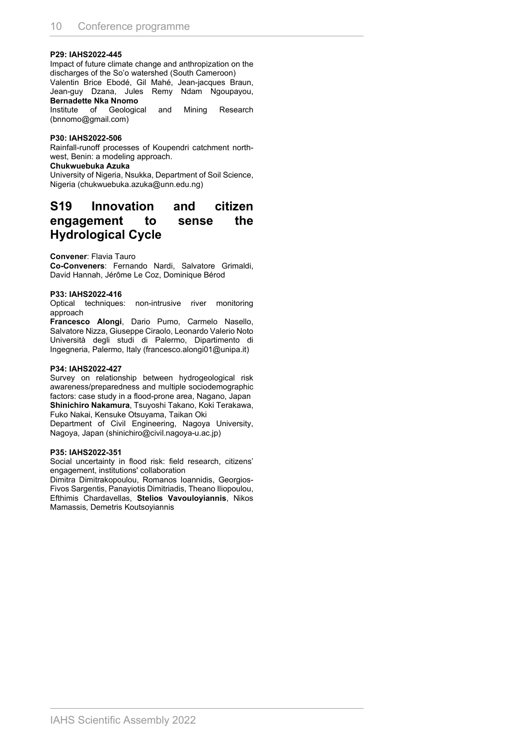**P29: IAHS2022-445**

Impact of future climate change and anthropization on the discharges of the So'o watershed (South Cameroon)

Valentin Brice Ebodé, Gil Mahé, Jean-jacques Braun, Jean-guy Dzana, Jules Remy Ndam Ngoupayou, **Bernadette Nka Nnomo**

Institute of Geological and Mining Research (bnnomo@gmail.com)

**P30: IAHS2022-506**

Rainfall-runoff processes of Koupendri catchment north-west, Benin: a modeling approach.

**Chukwuebuka Azuka**

University of Nigeria, Nsukka, Department of Soil Science, Nigeria (chukwuebuka.azuka@unn.edu.ng)

## S19 Innovation and citizen engagement to sense the Hydrological Cycle

**Convener**: Flavia Tauro

**Co-Conveners**: Fernando Nardi, Salvatore Grimaldi, David Hannah, Jérôme Le Coz, Dominique Bérod

**P33: IAHS2022-416**

Optical techniques: non-intrusive river monitoring approach

**Francesco Alongi**, Dario Pumo, Carmelo Nasello, Salvatore Nizza, Giuseppe Ciraolo, Leonardo Valerio Noto

Università degli studi di Palermo, Dipartimento di Ingegneria, Palermo, Italy (francesco.alongi01@unipa.it)

**P34: IAHS2022-427**

Survey on relationship between hydrogeological risk awareness/preparedness and multiple sociodemographic factors: case study in a flood-prone area, Nagano, Japan

**Shinichiro Nakamura**, Tsuyoshi Takano, Koki Terakawa, Fuko Nakai, Kensuke Otsuyama, Taikan Oki

Department of Civil Engineering, Nagoya University, Nagoya, Japan (shinichiro@civil.nagoya-u.ac.jp)

**P35: IAHS2022-351**

Social uncertainty in flood risk: field research, citizens' engagement, institutions' collaboration

Dimitra Dimitrakopoulou, Romanos Ioannidis, Georgios-Fivos Sargentis, Panayiotis Dimitriadis, Theano Iliopoulou, Efthimis Chardavellas, **Stelios Vavouloyiannis**, Nikos Mamassis, Demetris Koutsoyiannis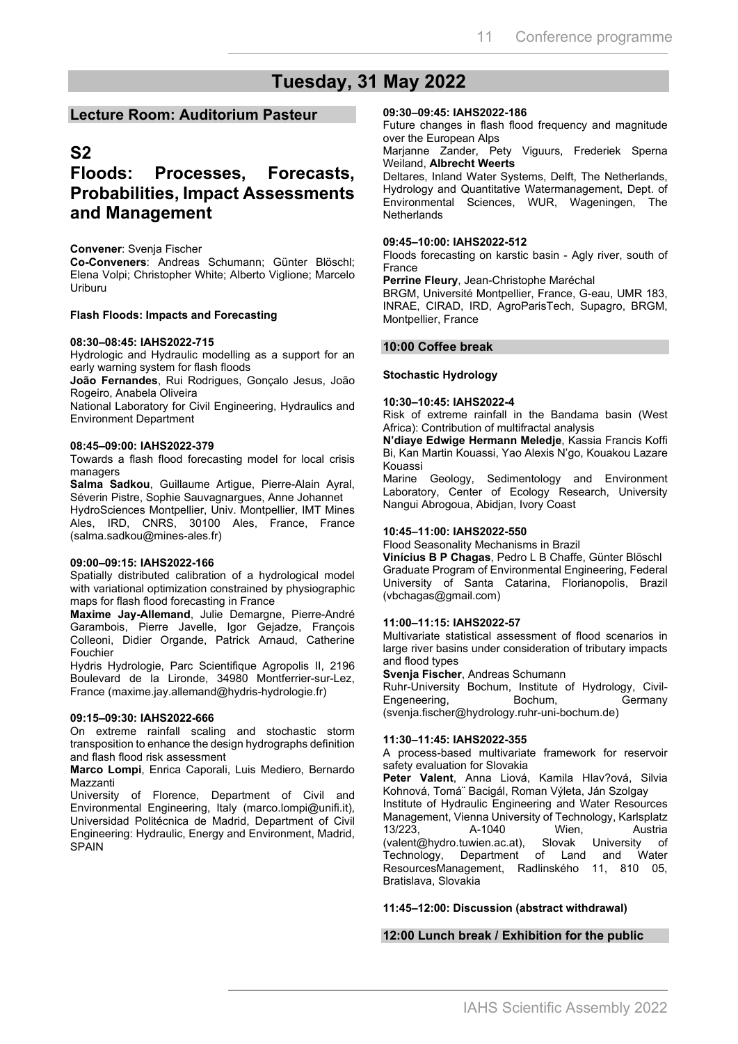# Tuesday, 31 May 2022

## Lecture Room: Auditorium Pasteur

## S2
## Floods: Processes, Forecasts, Probabilities, Impact Assessments and Management

**Convener**: Svenja Fischer
**Co-Conveners**: Andreas Schumann; Günter Blöschl; Elena Volpi; Christopher White; Alberto Viglione; Marcelo Uriburu

### Flash Floods: Impacts and Forecasting

**08:30–08:45: IAHS2022-715**
Hydrologic and Hydraulic modelling as a support for an early warning system for flash floods
**João Fernandes**, Rui Rodrigues, Gonçalo Jesus, João Rogeiro, Anabela Oliveira
National Laboratory for Civil Engineering, Hydraulics and Environment Department

**08:45–09:00: IAHS2022-379**
Towards a flash flood forecasting model for local crisis managers
**Salma Sadkou**, Guillaume Artigue, Pierre-Alain Ayral, Séverin Pistre, Sophie Sauvagnargues, Anne Johannet
HydroSciences Montpellier, Univ. Montpellier, IMT Mines Ales, IRD, CNRS, 30100 Ales, France, France (salma.sadkou@mines-ales.fr)

**09:00–09:15: IAHS2022-166**
Spatially distributed calibration of a hydrological model with variational optimization constrained by physiographic maps for flash flood forecasting in France
**Maxime Jay-Allemand**, Julie Demargne, Pierre-André Garambois, Pierre Javelle, Igor Gejadze, François Colleoni, Didier Organde, Patrick Arnaud, Catherine Fouchier
Hydris Hydrologie, Parc Scientifique Agropolis II, 2196 Boulevard de la Lironde, 34980 Montferrier-sur-Lez, France (maxime.jay.allemand@hydris-hydrologie.fr)

**09:15–09:30: IAHS2022-666**
On extreme rainfall scaling and stochastic storm transposition to enhance the design hydrographs definition and flash flood risk assessment
**Marco Lompi**, Enrica Caporali, Luis Mediero, Bernardo Mazzanti
University of Florence, Department of Civil and Environmental Engineering, Italy (marco.lompi@unifi.it), Universidad Politécnica de Madrid, Department of Civil Engineering: Hydraulic, Energy and Environment, Madrid, SPAIN

**09:30–09:45: IAHS2022-186**
Future changes in flash flood frequency and magnitude over the European Alps
Marjanne Zander, Pety Viguurs, Frederiek Sperna Weiland, **Albrecht Weerts**
Deltares, Inland Water Systems, Delft, The Netherlands, Hydrology and Quantitative Watermanagement, Dept. of Environmental Sciences, WUR, Wageningen, The Netherlands

**09:45–10:00: IAHS2022-512**
Floods forecasting on karstic basin - Agly river, south of France
**Perrine Fleury**, Jean-Christophe Maréchal
BRGM, Université Montpellier, France, G-eau, UMR 183, INRAE, CIRAD, IRD, AgroParisTech, Supagro, BRGM, Montpellier, France

**10:00 Coffee break**

### Stochastic Hydrology

**10:30–10:45: IAHS2022-4**
Risk of extreme rainfall in the Bandama basin (West Africa): Contribution of multifractal analysis
**N'diaye Edwige Hermann Meledje**, Kassia Francis Koffi Bi, Kan Martin Kouassi, Yao Alexis N'go, Kouakou Lazare Kouassi
Marine Geology, Sedimentology and Environment Laboratory, Center of Ecology Research, University Nangui Abrogoua, Abidjan, Ivory Coast

**10:45–11:00: IAHS2022-550**
Flood Seasonality Mechanisms in Brazil
**Vinícius B P Chagas**, Pedro L B Chaffe, Günter Blöschl
Graduate Program of Environmental Engineering, Federal University of Santa Catarina, Florianopolis, Brazil (vbchagas@gmail.com)

**11:00–11:15: IAHS2022-57**
Multivariate statistical assessment of flood scenarios in large river basins under consideration of tributary impacts and flood types
**Svenja Fischer**, Andreas Schumann
Ruhr-University Bochum, Institute of Hydrology, Civil-Engeneering, Bochum, Germany (svenja.fischer@hydrology.ruhr-uni-bochum.de)

**11:30–11:45: IAHS2022-355**
A process-based multivariate framework for reservoir safety evaluation for Slovakia
**Peter Valent**, Anna Liová, Kamila Hlav?ová, Silvia Kohnová, Tomá¨ Bacigál, Roman Výleta, Ján Szolgay
Institute of Hydraulic Engineering and Water Resources Management, Vienna University of Technology, Karlsplatz 13/223, A-1040 Wien, Austria (valent@hydro.tuwien.ac.at), Slovak University of Technology, Department of Land and Water ResourcesManagement, Radlinského 11, 810 05, Bratislava, Slovakia

**11:45–12:00: Discussion (abstract withdrawal)**

**12:00 Lunch break / Exhibition for the public**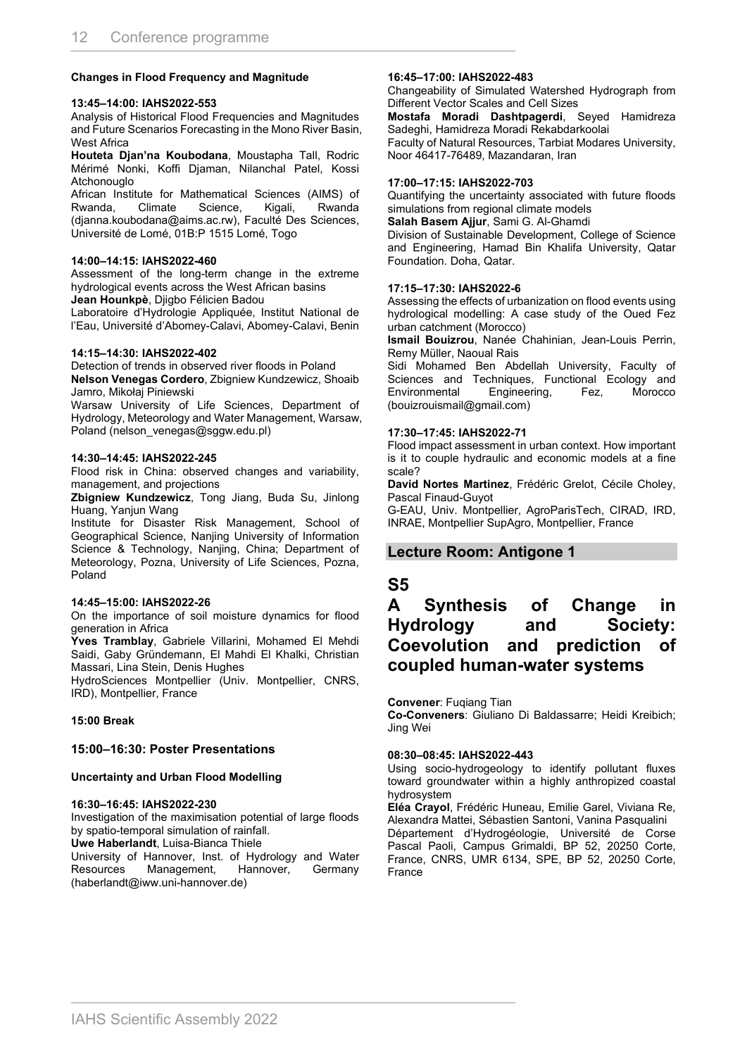#### Changes in Flood Frequency and Magnitude

**13:45–14:00: IAHS2022-553**

Analysis of Historical Flood Frequencies and Magnitudes and Future Scenarios Forecasting in the Mono River Basin, West Africa

**Houteta Djan'na Koubodana**, Moustapha Tall, Rodric Mérimé Nonki, Koffi Djaman, Nilanchal Patel, Kossi Atchonouglo

African Institute for Mathematical Sciences (AIMS) of Rwanda, Climate Science, Kigali, Rwanda (djanna.koubodana@aims.ac.rw), Faculté Des Sciences, Université de Lomé, 01B:P 1515 Lomé, Togo

**14:00–14:15: IAHS2022-460**

Assessment of the long-term change in the extreme hydrological events across the West African basins

**Jean Hounkpè**, Djigbo Félicien Badou

Laboratoire d'Hydrologie Appliquée, Institut National de l'Eau, Université d'Abomey-Calavi, Abomey-Calavi, Benin

**14:15–14:30: IAHS2022-402**

Detection of trends in observed river floods in Poland

**Nelson Venegas Cordero**, Zbigniew Kundzewicz, Shoaib Jamro, Mikołaj Piniewski

Warsaw University of Life Sciences, Department of Hydrology, Meteorology and Water Management, Warsaw, Poland (nelson_venegas@sggw.edu.pl)

**14:30–14:45: IAHS2022-245**

Flood risk in China: observed changes and variability, management, and projections

**Zbigniew Kundzewicz**, Tong Jiang, Buda Su, Jinlong Huang, Yanjun Wang

Institute for Disaster Risk Management, School of Geographical Science, Nanjing University of Information Science & Technology, Nanjing, China; Department of Meteorology, Pozna, University of Life Sciences, Pozna, Poland

**14:45–15:00: IAHS2022-26**

On the importance of soil moisture dynamics for flood generation in Africa

**Yves Tramblay**, Gabriele Villarini, Mohamed El Mehdi Saidi, Gaby Gründemann, El Mahdi El Khalki, Christian Massari, Lina Stein, Denis Hughes

HydroSciences Montpellier (Univ. Montpellier, CNRS, IRD), Montpellier, France

**15:00 Break**

### 15:00–16:30: Poster Presentations

#### Uncertainty and Urban Flood Modelling

**16:30–16:45: IAHS2022-230**

Investigation of the maximisation potential of large floods by spatio-temporal simulation of rainfall.

**Uwe Haberlandt**, Luisa-Bianca Thiele

University of Hannover, Inst. of Hydrology and Water Resources Management, Hannover, Germany (haberlandt@iww.uni-hannover.de)

**16:45–17:00: IAHS2022-483**

Changeability of Simulated Watershed Hydrograph from Different Vector Scales and Cell Sizes

**Mostafa Moradi Dashtpagerdi**, Seyed Hamidreza Sadeghi, Hamidreza Moradi Rekabdarkoolai

Faculty of Natural Resources, Tarbiat Modares University, Noor 46417-76489, Mazandaran, Iran

**17:00–17:15: IAHS2022-703**

Quantifying the uncertainty associated with future floods simulations from regional climate models

**Salah Basem Ajjur**, Sami G. Al-Ghamdi

Division of Sustainable Development, College of Science and Engineering, Hamad Bin Khalifa University, Qatar Foundation. Doha, Qatar.

**17:15–17:30: IAHS2022-6**

Assessing the effects of urbanization on flood events using hydrological modelling: A case study of the Oued Fez urban catchment (Morocco)

**Ismail Bouizrou**, Nanée Chahinian, Jean-Louis Perrin, Remy Müller, Naoual Rais

Sidi Mohamed Ben Abdellah University, Faculty of Sciences and Techniques, Functional Ecology and Environmental Engineering, Fez, Morocco (bouizrouismail@gmail.com)

**17:30–17:45: IAHS2022-71**

Flood impact assessment in urban context. How important is it to couple hydraulic and economic models at a fine scale?

**David Nortes Martinez**, Frédéric Grelot, Cécile Choley, Pascal Finaud-Guyot

G-EAU, Univ. Montpellier, AgroParisTech, CIRAD, IRD, INRAE, Montpellier SupAgro, Montpellier, France

## Lecture Room: Antigone 1

# S5

# A Synthesis of Change in Hydrology and Society: Coevolution and prediction of coupled human-water systems

**Convener**: Fuqiang Tian

**Co-Conveners**: Giuliano Di Baldassarre; Heidi Kreibich; Jing Wei

**08:30–08:45: IAHS2022-443**

Using socio-hydrogeology to identify pollutant fluxes toward groundwater within a highly anthropized coastal hydrosystem

**Eléa Crayol**, Frédéric Huneau, Emilie Garel, Viviana Re, Alexandra Mattei, Sébastien Santoni, Vanina Pasqualini

Département d'Hydrogéologie, Université de Corse Pascal Paoli, Campus Grimaldi, BP 52, 20250 Corte, France, CNRS, UMR 6134, SPE, BP 52, 20250 Corte, France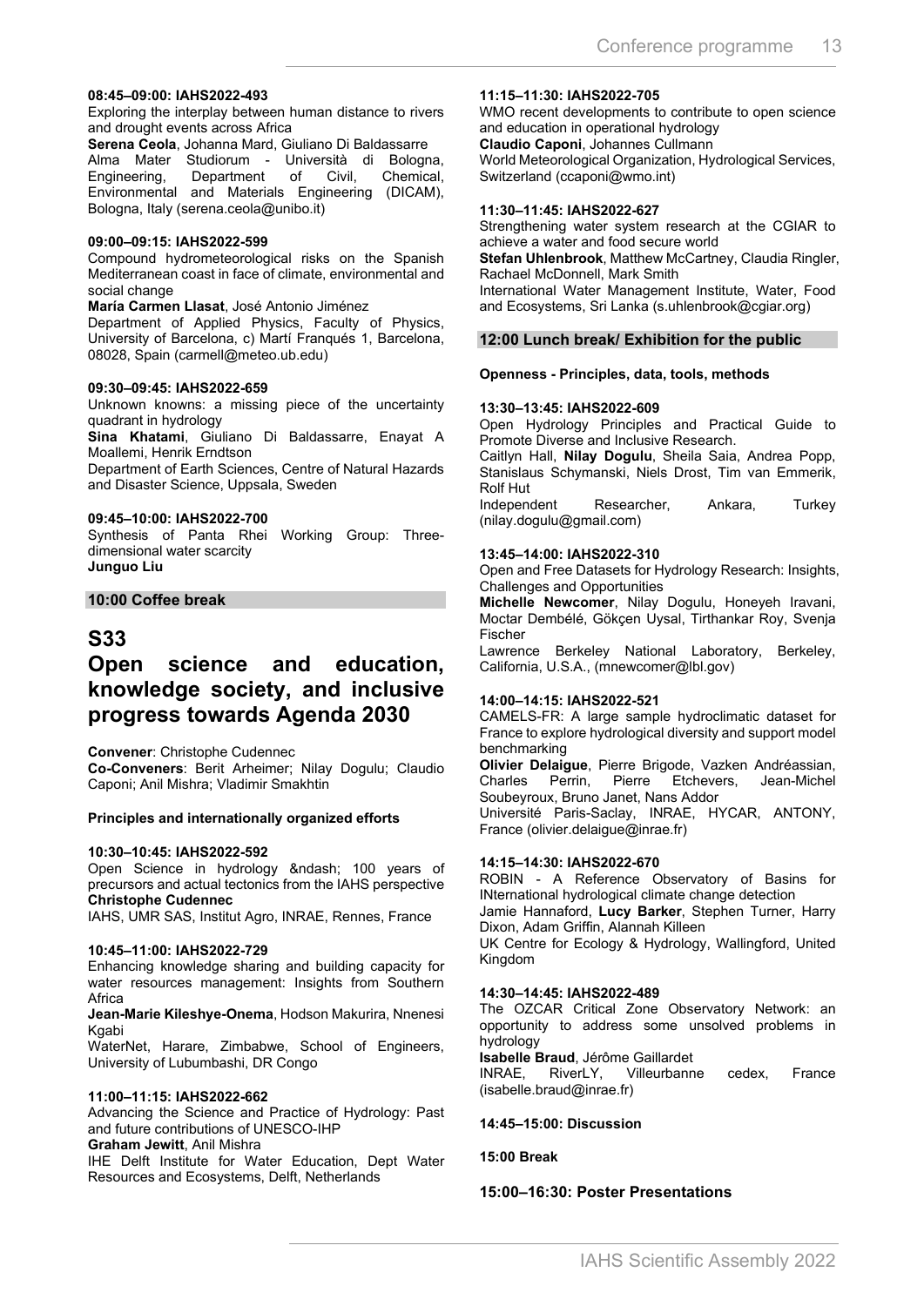**08:45–09:00: IAHS2022-493**

Exploring the interplay between human distance to rivers and drought events across Africa

**Serena Ceola**, Johanna Mard, Giuliano Di Baldassarre

Alma Mater Studiorum - Università di Bologna, Engineering, Department of Civil, Chemical, Environmental and Materials Engineering (DICAM), Bologna, Italy (serena.ceola@unibo.it)

**09:00–09:15: IAHS2022-599**

Compound hydrometeorological risks on the Spanish Mediterranean coast in face of climate, environmental and social change

**María Carmen Llasat**, José Antonio Jiménez

Department of Applied Physics, Faculty of Physics, University of Barcelona, c) Martí Franqués 1, Barcelona, 08028, Spain (carmell@meteo.ub.edu)

**09:30–09:45: IAHS2022-659**

Unknown knowns: a missing piece of the uncertainty quadrant in hydrology

**Sina Khatami**, Giuliano Di Baldassarre, Enayat A Moallemi, Henrik Erndtson

Department of Earth Sciences, Centre of Natural Hazards and Disaster Science, Uppsala, Sweden

**09:45–10:00: IAHS2022-700**

Synthesis of Panta Rhei Working Group: Three-dimensional water scarcity

**Junguo Liu**

**10:00 Coffee break**

# S33

# Open science and education, knowledge society, and inclusive progress towards Agenda 2030

**Convener**: Christophe Cudennec

**Co-Conveners**: Berit Arheimer; Nilay Dogulu; Claudio Caponi; Anil Mishra; Vladimir Smakhtin

**Principles and internationally organized efforts**

**10:30–10:45: IAHS2022-592**

Open Science in hydrology &ndash; 100 years of precursors and actual tectonics from the IAHS perspective

**Christophe Cudennec**

IAHS, UMR SAS, Institut Agro, INRAE, Rennes, France

**10:45–11:00: IAHS2022-729**

Enhancing knowledge sharing and building capacity for water resources management: Insights from Southern Africa

**Jean-Marie Kileshye-Onema**, Hodson Makurira, Nnenesi Kgabi

WaterNet, Harare, Zimbabwe, School of Engineers, University of Lubumbashi, DR Congo

**11:00–11:15: IAHS2022-662**

Advancing the Science and Practice of Hydrology: Past and future contributions of UNESCO-IHP

**Graham Jewitt**, Anil Mishra

IHE Delft Institute for Water Education, Dept Water Resources and Ecosystems, Delft, Netherlands

**11:15–11:30: IAHS2022-705**

WMO recent developments to contribute to open science and education in operational hydrology

**Claudio Caponi**, Johannes Cullmann

World Meteorological Organization, Hydrological Services, Switzerland (ccaponi@wmo.int)

**11:30–11:45: IAHS2022-627**

Strengthening water system research at the CGIAR to achieve a water and food secure world

**Stefan Uhlenbrook**, Matthew McCartney, Claudia Ringler, Rachael McDonnell, Mark Smith

International Water Management Institute, Water, Food and Ecosystems, Sri Lanka (s.uhlenbrook@cgiar.org)

**12:00 Lunch break/ Exhibition for the public**

**Openness - Principles, data, tools, methods**

**13:30–13:45: IAHS2022-609**

Open Hydrology Principles and Practical Guide to Promote Diverse and Inclusive Research.

Caitlyn Hall, **Nilay Dogulu**, Sheila Saia, Andrea Popp, Stanislaus Schymanski, Niels Drost, Tim van Emmerik, Rolf Hut

Independent Researcher, Ankara, Turkey (nilay.dogulu@gmail.com)

**13:45–14:00: IAHS2022-310**

Open and Free Datasets for Hydrology Research: Insights, Challenges and Opportunities

**Michelle Newcomer**, Nilay Dogulu, Honeyeh Iravani, Moctar Dembélé, Gökçen Uysal, Tirthankar Roy, Svenja Fischer

Lawrence Berkeley National Laboratory, Berkeley, California, U.S.A., (mnewcomer@lbl.gov)

**14:00–14:15: IAHS2022-521**

CAMELS-FR: A large sample hydroclimatic dataset for France to explore hydrological diversity and support model benchmarking

**Olivier Delaigue**, Pierre Brigode, Vazken Andréassian, Charles Perrin, Pierre Etchevers, Jean-Michel Soubeyroux, Bruno Janet, Nans Addor

Université Paris-Saclay, INRAE, HYCAR, ANTONY, France (olivier.delaigue@inrae.fr)

**14:15–14:30: IAHS2022-670**

ROBIN - A Reference Observatory of Basins for INternational hydrological climate change detection

Jamie Hannaford, **Lucy Barker**, Stephen Turner, Harry Dixon, Adam Griffin, Alannah Killeen

UK Centre for Ecology & Hydrology, Wallingford, United Kingdom

**14:30–14:45: IAHS2022-489**

The OZCAR Critical Zone Observatory Network: an opportunity to address some unsolved problems in hydrology

**Isabelle Braud**, Jérôme Gaillardet

INRAE, RiverLY, Villeurbanne cedex, France (isabelle.braud@inrae.fr)

**14:45–15:00: Discussion**

**15:00 Break**

**15:00–16:30: Poster Presentations**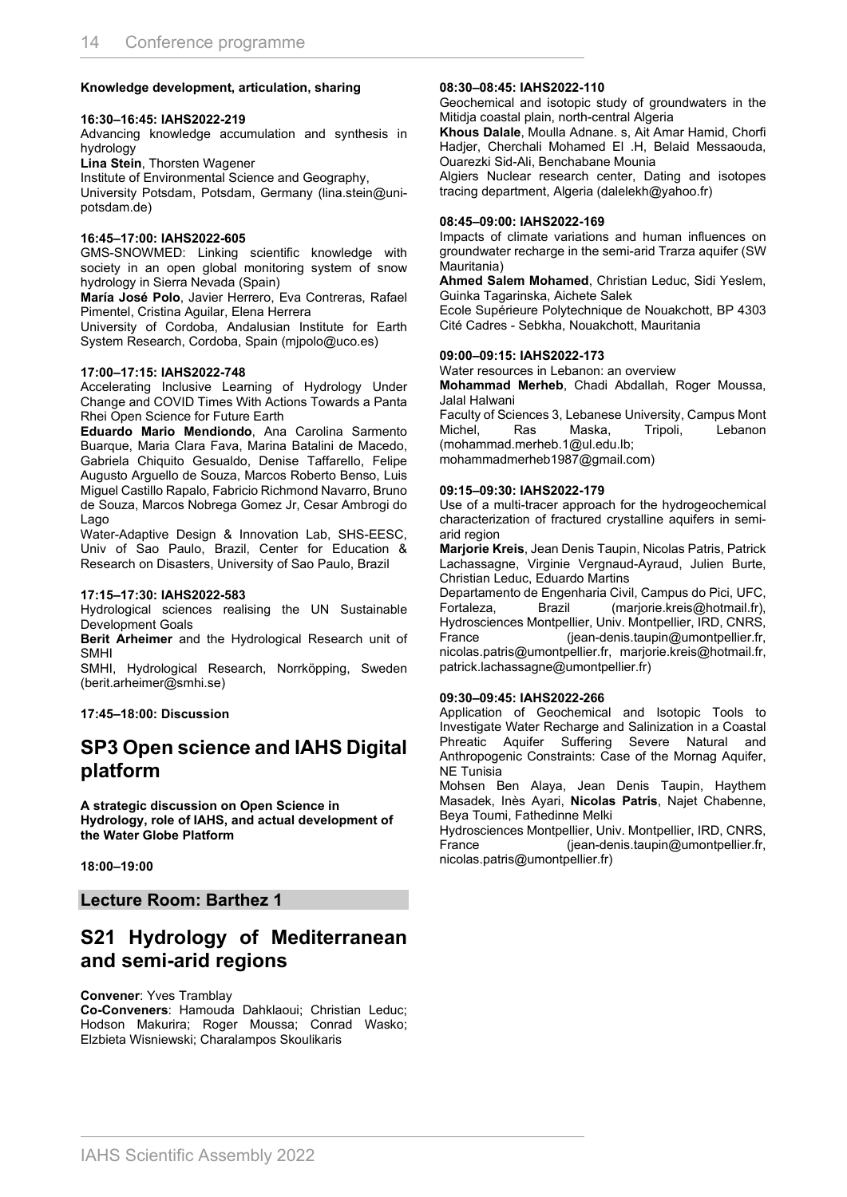**Knowledge development, articulation, sharing**

**16:30–16:45: IAHS2022-219**

Advancing knowledge accumulation and synthesis in hydrology

**Lina Stein**, Thorsten Wagener

Institute of Environmental Science and Geography, University Potsdam, Potsdam, Germany (lina.stein@uni-potsdam.de)

**16:45–17:00: IAHS2022-605**

GMS-SNOWMED: Linking scientific knowledge with society in an open global monitoring system of snow hydrology in Sierra Nevada (Spain)

**María José Polo**, Javier Herrero, Eva Contreras, Rafael Pimentel, Cristina Aguilar, Elena Herrera

University of Cordoba, Andalusian Institute for Earth System Research, Cordoba, Spain (mjpolo@uco.es)

**17:00–17:15: IAHS2022-748**

Accelerating Inclusive Learning of Hydrology Under Change and COVID Times With Actions Towards a Panta Rhei Open Science for Future Earth

**Eduardo Mario Mendiondo**, Ana Carolina Sarmento Buarque, Maria Clara Fava, Marina Batalini de Macedo, Gabriela Chiquito Gesualdo, Denise Taffarello, Felipe Augusto Arguello de Souza, Marcos Roberto Benso, Luis Miguel Castillo Rapalo, Fabricio Richmond Navarro, Bruno de Souza, Marcos Nobrega Gomez Jr, Cesar Ambrogi do Lago

Water-Adaptive Design & Innovation Lab, SHS-EESC, Univ of Sao Paulo, Brazil, Center for Education & Research on Disasters, University of Sao Paulo, Brazil

**17:15–17:30: IAHS2022-583**

Hydrological sciences realising the UN Sustainable Development Goals

**Berit Arheimer** and the Hydrological Research unit of SMHI

SMHI, Hydrological Research, Norrköpping, Sweden (berit.arheimer@smhi.se)

**17:45–18:00: Discussion**

# SP3 Open science and IAHS Digital platform

**A strategic discussion on Open Science in Hydrology, role of IAHS, and actual development of the Water Globe Platform**

**18:00–19:00**

## Lecture Room: Barthez 1

# S21 Hydrology of Mediterranean and semi-arid regions

**Convener**: Yves Tramblay

**Co-Conveners**: Hamouda Dahklaoui; Christian Leduc; Hodson Makurira; Roger Moussa; Conrad Wasko; Elzbieta Wisniewski; Charalampos Skoulikaris

**08:30–08:45: IAHS2022-110**

Geochemical and isotopic study of groundwaters in the Mitidja coastal plain, north-central Algeria

**Khous Dalale**, Moulla Adnane. s, Ait Amar Hamid, Chorfi Hadjer, Cherchali Mohamed El .H, Belaid Messaouda, Ouarezki Sid-Ali, Benchabane Mounia

Algiers Nuclear research center, Dating and isotopes tracing department, Algeria (dalelekh@yahoo.fr)

**08:45–09:00: IAHS2022-169**

Impacts of climate variations and human influences on groundwater recharge in the semi-arid Trarza aquifer (SW Mauritania)

**Ahmed Salem Mohamed**, Christian Leduc, Sidi Yeslem, Guinka Tagarinska, Aichete Salek

Ecole Supérieure Polytechnique de Nouakchott, BP 4303 Cité Cadres - Sebkha, Nouakchott, Mauritania

**09:00–09:15: IAHS2022-173**

Water resources in Lebanon: an overview

**Mohammad Merheb**, Chadi Abdallah, Roger Moussa, Jalal Halwani

Faculty of Sciences 3, Lebanese University, Campus Mont Michel, Ras Maska, Tripoli, Lebanon (mohammad.merheb.1@ul.edu.lb; mohammadmerheb1987@gmail.com)

**09:15–09:30: IAHS2022-179**

Use of a multi-tracer approach for the hydrogeochemical characterization of fractured crystalline aquifers in semi-arid region

**Marjorie Kreis**, Jean Denis Taupin, Nicolas Patris, Patrick Lachassagne, Virginie Vergnaud-Ayraud, Julien Burte, Christian Leduc, Eduardo Martins

Departamento de Engenharia Civil, Campus do Pici, UFC, Fortaleza, Brazil (marjorie.kreis@hotmail.fr), Hydrosciences Montpellier, Univ. Montpellier, IRD, CNRS, France (jean-denis.taupin@umontpellier.fr, nicolas.patris@umontpellier.fr, marjorie.kreis@hotmail.fr, patrick.lachassagne@umontpellier.fr)

**09:30–09:45: IAHS2022-266**

Application of Geochemical and Isotopic Tools to Investigate Water Recharge and Salinization in a Coastal Phreatic Aquifer Suffering Severe Natural and Anthropogenic Constraints: Case of the Mornag Aquifer, NE Tunisia

Mohsen Ben Alaya, Jean Denis Taupin, Haythem Masadek, Inès Ayari, **Nicolas Patris**, Najet Chabenne, Beya Toumi, Fathedinne Melki

Hydrosciences Montpellier, Univ. Montpellier, IRD, CNRS, France (jean-denis.taupin@umontpellier.fr, nicolas.patris@umontpellier.fr)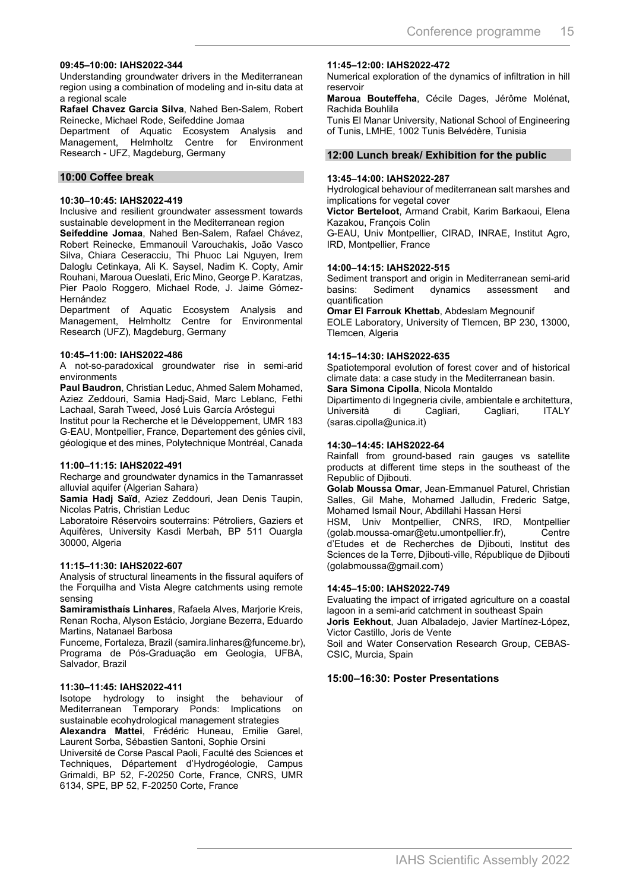**09:45–10:00: IAHS2022-344**

Understanding groundwater drivers in the Mediterranean region using a combination of modeling and in-situ data at a regional scale

**Rafael Chavez Garcia Silva**, Nahed Ben-Salem, Robert Reinecke, Michael Rode, Seifeddine Jomaa

Department of Aquatic Ecosystem Analysis and Management, Helmholtz Centre for Environment Research - UFZ, Magdeburg, Germany

### 10:00 Coffee break

**10:30–10:45: IAHS2022-419**

Inclusive and resilient groundwater assessment towards sustainable development in the Mediterranean region

**Seifeddine Jomaa**, Nahed Ben-Salem, Rafael Chávez, Robert Reinecke, Emmanouil Varouchakis, João Vasco Silva, Chiara Ceseracciu, Thi Phuoc Lai Nguyen, Irem Daloglu Cetinkaya, Ali K. Saysel, Nadim K. Copty, Amir Rouhani, Maroua Oueslati, Eric Mino, George P. Karatzas, Pier Paolo Roggero, Michael Rode, J. Jaime Gómez-Hernández

Department of Aquatic Ecosystem Analysis and Management, Helmholtz Centre for Environmental Research (UFZ), Magdeburg, Germany

**10:45–11:00: IAHS2022-486**

A not-so-paradoxical groundwater rise in semi-arid environments

**Paul Baudron**, Christian Leduc, Ahmed Salem Mohamed, Aziez Zeddouri, Samia Hadj-Said, Marc Leblanc, Fethi Lachaal, Sarah Tweed, José Luis García Aróstegui

Institut pour la Recherche et le Développement, UMR 183 G-EAU, Montpellier, France, Departement des génies civil, géologique et des mines, Polytechnique Montréal, Canada

**11:00–11:15: IAHS2022-491**

Recharge and groundwater dynamics in the Tamanrasset alluvial aquifer (Algerian Sahara)

**Samia Hadj Saïd**, Aziez Zeddouri, Jean Denis Taupin, Nicolas Patris, Christian Leduc

Laboratoire Réservoirs souterrains: Pétroliers, Gaziers et Aquifères, University Kasdi Merbah, BP 511 Ouargla 30000, Algeria

**11:15–11:30: IAHS2022-607**

Analysis of structural lineaments in the fissural aquifers of the Forquilha and Vista Alegre catchments using remote sensing

**Samiramisthaís Linhares**, Rafaela Alves, Marjorie Kreis, Renan Rocha, Alyson Estácio, Jorgiane Bezerra, Eduardo Martins, Natanael Barbosa

Funceme, Fortaleza, Brazil (samira.linhares@funceme.br), Programa de Pós-Graduação em Geologia, UFBA, Salvador, Brazil

**11:30–11:45: IAHS2022-411**

Isotope hydrology to insight the behaviour of Mediterranean Temporary Ponds: Implications on sustainable ecohydrological management strategies

**Alexandra Mattei**, Frédéric Huneau, Emilie Garel, Laurent Sorba, Sébastien Santoni, Sophie Orsini

Université de Corse Pascal Paoli, Faculté des Sciences et Techniques, Département d'Hydrogéologie, Campus Grimaldi, BP 52, F-20250 Corte, France, CNRS, UMR 6134, SPE, BP 52, F-20250 Corte, France

**11:45–12:00: IAHS2022-472**

Numerical exploration of the dynamics of infiltration in hill reservoir

**Maroua Bouteffeha**, Cécile Dages, Jérôme Molénat, Rachida Bouhlila

Tunis El Manar University, National School of Engineering of Tunis, LMHE, 1002 Tunis Belvédère, Tunisia

### 12:00 Lunch break/ Exhibition for the public

**13:45–14:00: IAHS2022-287**

Hydrological behaviour of mediterranean salt marshes and implications for vegetal cover

**Victor Berteloot**, Armand Crabit, Karim Barkaoui, Elena Kazakou, François Colin

G-EAU, Univ Montpellier, CIRAD, INRAE, Institut Agro, IRD, Montpellier, France

**14:00–14:15: IAHS2022-515**

Sediment transport and origin in Mediterranean semi-arid basins: Sediment dynamics assessment and quantification

**Omar El Farrouk Khettab**, Abdeslam Megnounif

EOLE Laboratory, University of Tlemcen, BP 230, 13000, Tlemcen, Algeria

**14:15–14:30: IAHS2022-635**

Spatiotemporal evolution of forest cover and of historical climate data: a case study in the Mediterranean basin.

**Sara Simona Cipolla**, Nicola Montaldo

Dipartimento di Ingegneria civile, ambientale e architettura, Università di Cagliari, Cagliari, ITALY (saras.cipolla@unica.it)

**14:30–14:45: IAHS2022-64**

Rainfall from ground-based rain gauges vs satellite products at different time steps in the southeast of the Republic of Djibouti.

**Golab Moussa Omar**, Jean-Emmanuel Paturel, Christian Salles, Gil Mahe, Mohamed Jalludin, Frederic Satge, Mohamed Ismail Nour, Abdillahi Hassan Hersi

HSM, Univ Montpellier, CNRS, IRD, Montpellier (golab.moussa-omar@etu.umontpellier.fr), Centre d'Etudes et de Recherches de Djibouti, Institut des Sciences de la Terre, Djibouti-ville, République de Djibouti (golabmoussa@gmail.com)

**14:45–15:00: IAHS2022-749**

Evaluating the impact of irrigated agriculture on a coastal lagoon in a semi-arid catchment in southeast Spain

**Joris Eekhout**, Juan Albaladejo, Javier Martínez-López, Victor Castillo, Joris de Vente

Soil and Water Conservation Research Group, CEBAS-CSIC, Murcia, Spain

### 15:00–16:30: Poster Presentations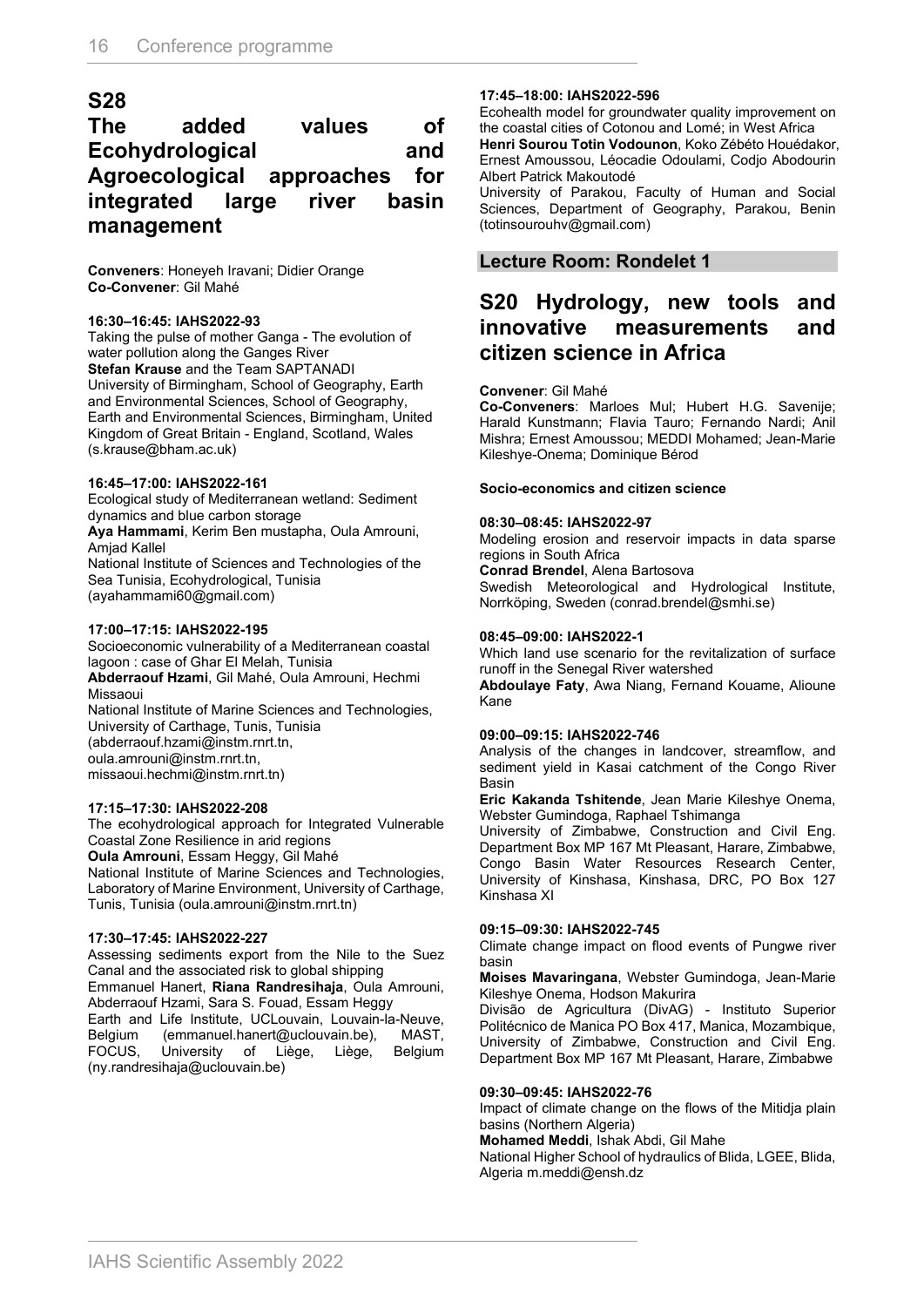## S28

## The added values of Ecohydrological and Agroecological approaches for integrated large river basin management

**Conveners**: Honeyeh Iravani; Didier Orange
**Co-Convener**: Gil Mahé

**16:30–16:45: IAHS2022-93**
Taking the pulse of mother Ganga - The evolution of water pollution along the Ganges River
**Stefan Krause** and the Team SAPTANADI
University of Birmingham, School of Geography, Earth and Environmental Sciences, School of Geography, Earth and Environmental Sciences, Birmingham, United Kingdom of Great Britain - England, Scotland, Wales (s.krause@bham.ac.uk)

**16:45–17:00: IAHS2022-161**
Ecological study of Mediterranean wetland: Sediment dynamics and blue carbon storage
**Aya Hammami**, Kerim Ben mustapha, Oula Amrouni, Amjad Kallel
National Institute of Sciences and Technologies of the Sea Tunisia, Ecohydrological, Tunisia (ayahammami60@gmail.com)

**17:00–17:15: IAHS2022-195**
Socioeconomic vulnerability of a Mediterranean coastal lagoon : case of Ghar El Melah, Tunisia
**Abderraouf Hzami**, Gil Mahé, Oula Amrouni, Hechmi Missaoui
National Institute of Marine Sciences and Technologies, University of Carthage, Tunis, Tunisia (abderraouf.hzami@instm.rnrt.tn, oula.amrouni@instm.rnrt.tn, missaoui.hechmi@instm.rnrt.tn)

**17:15–17:30: IAHS2022-208**
The ecohydrological approach for Integrated Vulnerable Coastal Zone Resilience in arid regions
**Oula Amrouni**, Essam Heggy, Gil Mahé
National Institute of Marine Sciences and Technologies, Laboratory of Marine Environment, University of Carthage, Tunis, Tunisia (oula.amrouni@instm.rnrt.tn)

**17:30–17:45: IAHS2022-227**
Assessing sediments export from the Nile to the Suez Canal and the associated risk to global shipping
Emmanuel Hanert, **Riana Randresihaja**, Oula Amrouni, Abderraouf Hzami, Sara S. Fouad, Essam Heggy
Earth and Life Institute, UCLouvain, Louvain-la-Neuve, Belgium (emmanuel.hanert@uclouvain.be), MAST, FOCUS, University of Liège, Liège, Belgium (ny.randresihaja@uclouvain.be)

**17:45–18:00: IAHS2022-596**
Ecohealth model for groundwater quality improvement on the coastal cities of Cotonou and Lomé; in West Africa
**Henri Sourou Totin Vodounon**, Koko Zébéto Houédakor, Ernest Amoussou, Léocadie Odoulami, Codjo Abodourin Albert Patrick Makoutodé
University of Parakou, Faculty of Human and Social Sciences, Department of Geography, Parakou, Benin (totinsourouhv@gmail.com)

### Lecture Room: Rondelet 1

## S20 Hydrology, new tools and innovative measurements and citizen science in Africa

**Convener**: Gil Mahé
**Co-Conveners**: Marloes Mul; Hubert H.G. Savenije; Harald Kunstmann; Flavia Tauro; Fernando Nardi; Anil Mishra; Ernest Amoussou; MEDDI Mohamed; Jean-Marie Kileshye-Onema; Dominique Bérod

**Socio-economics and citizen science**

**08:30–08:45: IAHS2022-97**
Modeling erosion and reservoir impacts in data sparse regions in South Africa
**Conrad Brendel**, Alena Bartosova
Swedish Meteorological and Hydrological Institute, Norrköping, Sweden (conrad.brendel@smhi.se)

**08:45–09:00: IAHS2022-1**
Which land use scenario for the revitalization of surface runoff in the Senegal River watershed
**Abdoulaye Faty**, Awa Niang, Fernand Kouame, Alioune Kane

**09:00–09:15: IAHS2022-746**
Analysis of the changes in landcover, streamflow, and sediment yield in Kasai catchment of the Congo River Basin
**Eric Kakanda Tshitende**, Jean Marie Kileshye Onema, Webster Gumindoga, Raphael Tshimanga
University of Zimbabwe, Construction and Civil Eng. Department Box MP 167 Mt Pleasant, Harare, Zimbabwe, Congo Basin Water Resources Research Center, University of Kinshasa, Kinshasa, DRC, PO Box 127 Kinshasa XI

**09:15–09:30: IAHS2022-745**
Climate change impact on flood events of Pungwe river basin
**Moises Mavaringana**, Webster Gumindoga, Jean-Marie Kileshye Onema, Hodson Makurira
Divisão de Agricultura (DivAG) - Instituto Superior Politécnico de Manica PO Box 417, Manica, Mozambique, University of Zimbabwe, Construction and Civil Eng. Department Box MP 167 Mt Pleasant, Harare, Zimbabwe

**09:30–09:45: IAHS2022-76**
Impact of climate change on the flows of the Mitidja plain basins (Northern Algeria)
**Mohamed Meddi**, Ishak Abdi, Gil Mahe
National Higher School of hydraulics of Blida, LGEE, Blida, Algeria m.meddi@ensh.dz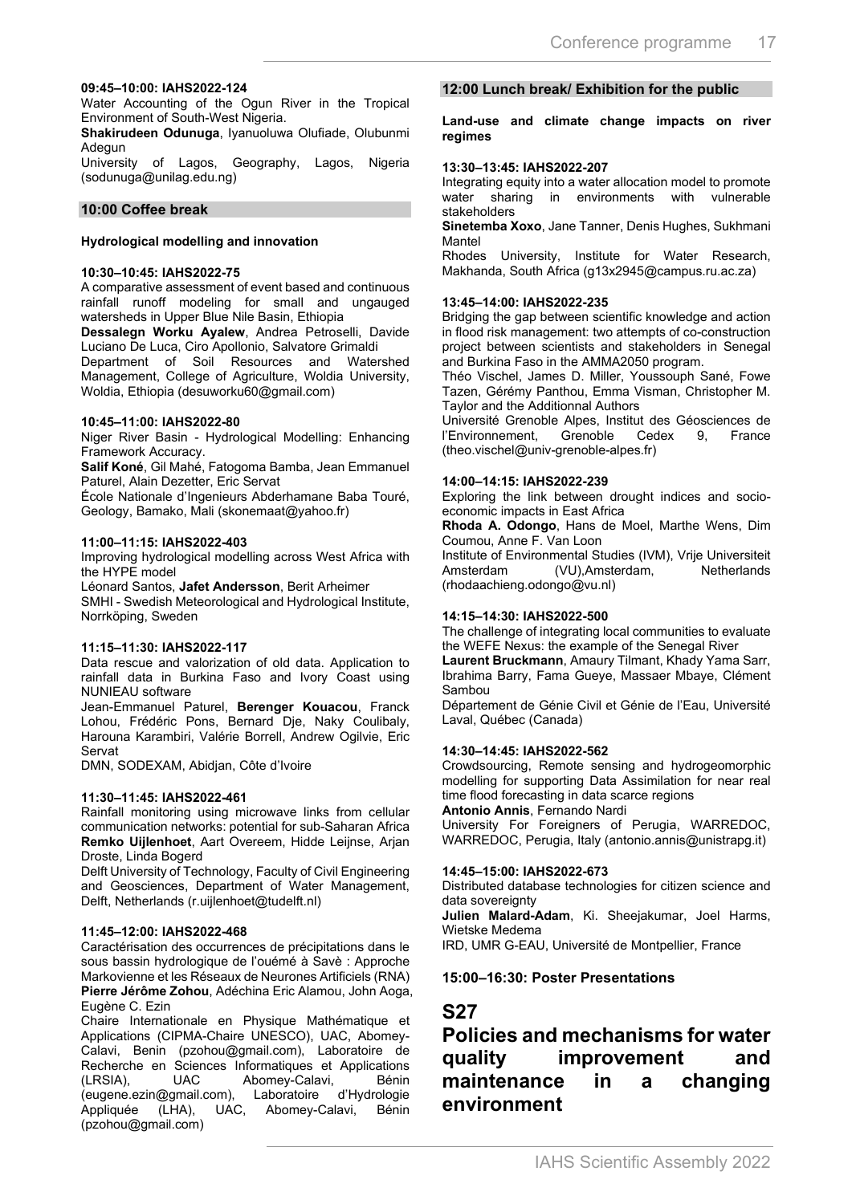**09:45–10:00: IAHS2022-124**

Water Accounting of the Ogun River in the Tropical Environment of South-West Nigeria.

**Shakirudeen Odunuga**, Iyanuoluwa Olufiade, Olubunmi Adegun

University of Lagos, Geography, Lagos, Nigeria (sodunuga@unilag.edu.ng)

### 10:00 Coffee break

**Hydrological modelling and innovation**

**10:30–10:45: IAHS2022-75**

A comparative assessment of event based and continuous rainfall runoff modeling for small and ungauged watersheds in Upper Blue Nile Basin, Ethiopia

**Dessalegn Worku Ayalew**, Andrea Petroselli, Davide Luciano De Luca, Ciro Apollonio, Salvatore Grimaldi

Department of Soil Resources and Watershed Management, College of Agriculture, Woldia University, Woldia, Ethiopia (desuworku60@gmail.com)

**10:45–11:00: IAHS2022-80**

Niger River Basin - Hydrological Modelling: Enhancing Framework Accuracy.

**Salif Koné**, Gil Mahé, Fatogoma Bamba, Jean Emmanuel Paturel, Alain Dezetter, Eric Servat

École Nationale d'Ingenieurs Abderhamane Baba Touré, Geology, Bamako, Mali (skonemaat@yahoo.fr)

**11:00–11:15: IAHS2022-403**

Improving hydrological modelling across West Africa with the HYPE model

Léonard Santos, **Jafet Andersson**, Berit Arheimer

SMHI - Swedish Meteorological and Hydrological Institute, Norrköping, Sweden

**11:15–11:30: IAHS2022-117**

Data rescue and valorization of old data. Application to rainfall data in Burkina Faso and Ivory Coast using NUNIEAU software

Jean-Emmanuel Paturel, **Berenger Kouacou**, Franck Lohou, Frédéric Pons, Bernard Dje, Naky Coulibaly, Harouna Karambiri, Valérie Borrell, Andrew Ogilvie, Eric Servat

DMN, SODEXAM, Abidjan, Côte d'Ivoire

**11:30–11:45: IAHS2022-461**

Rainfall monitoring using microwave links from cellular communication networks: potential for sub-Saharan Africa

**Remko Uijlenhoet**, Aart Overeem, Hidde Leijnse, Arjan Droste, Linda Bogerd

Delft University of Technology, Faculty of Civil Engineering and Geosciences, Department of Water Management, Delft, Netherlands (r.uijlenhoet@tudelft.nl)

**11:45–12:00: IAHS2022-468**

Caractérisation des occurrences de précipitations dans le sous bassin hydrologique de l'ouémé à Savè : Approche Markovienne et les Réseaux de Neurones Artificiels (RNA)

**Pierre Jérôme Zohou**, Adéchina Eric Alamou, John Aoga, Eugène C. Ezin

Chaire Internationale en Physique Mathématique et Applications (CIPMA-Chaire UNESCO), UAC, Abomey-Calavi, Benin (pzohou@gmail.com), Laboratoire de Recherche en Sciences Informatiques et Applications (LRSIA), UAC Abomey-Calavi, Bénin (eugene.ezin@gmail.com), Laboratoire d'Hydrologie Appliquée (LHA), UAC, Abomey-Calavi, Bénin (pzohou@gmail.com)

### 12:00 Lunch break/ Exhibition for the public

**Land-use and climate change impacts on river regimes**

**13:30–13:45: IAHS2022-207**

Integrating equity into a water allocation model to promote water sharing in environments with vulnerable stakeholders

**Sinetemba Xoxo**, Jane Tanner, Denis Hughes, Sukhmani Mantel

Rhodes University, Institute for Water Research, Makhanda, South Africa (g13x2945@campus.ru.ac.za)

**13:45–14:00: IAHS2022-235**

Bridging the gap between scientific knowledge and action in flood risk management: two attempts of co-construction project between scientists and stakeholders in Senegal and Burkina Faso in the AMMA2050 program.

Théo Vischel, James D. Miller, Youssouph Sané, Fowe Tazen, Gérémy Panthou, Emma Visman, Christopher M. Taylor and the Additionnal Authors

Université Grenoble Alpes, Institut des Géosciences de l'Environnement, Grenoble Cedex 9, France (theo.vischel@univ-grenoble-alpes.fr)

**14:00–14:15: IAHS2022-239**

Exploring the link between drought indices and socio-economic impacts in East Africa

**Rhoda A. Odongo**, Hans de Moel, Marthe Wens, Dim Coumou, Anne F. Van Loon

Institute of Environmental Studies (IVM), Vrije Universiteit Amsterdam (VU),Amsterdam, Netherlands (rhodaachieng.odongo@vu.nl)

**14:15–14:30: IAHS2022-500**

The challenge of integrating local communities to evaluate the WEFE Nexus: the example of the Senegal River

**Laurent Bruckmann**, Amaury Tilmant, Khady Yama Sarr, Ibrahima Barry, Fama Gueye, Massaer Mbaye, Clément Sambou

Département de Génie Civil et Génie de l'Eau, Université Laval, Québec (Canada)

**14:30–14:45: IAHS2022-562**

Crowdsourcing, Remote sensing and hydrogeomorphic modelling for supporting Data Assimilation for near real time flood forecasting in data scarce regions

**Antonio Annis**, Fernando Nardi

University For Foreigners of Perugia, WARREDOC, WARREDOC, Perugia, Italy (antonio.annis@unistrapg.it)

**14:45–15:00: IAHS2022-673**

Distributed database technologies for citizen science and data sovereignty

**Julien Malard-Adam**, Ki. Sheejakumar, Joel Harms, Wietske Medema

IRD, UMR G-EAU, Université de Montpellier, France

**15:00–16:30: Poster Presentations**

# S27

# Policies and mechanisms for water quality improvement and maintenance in a changing environment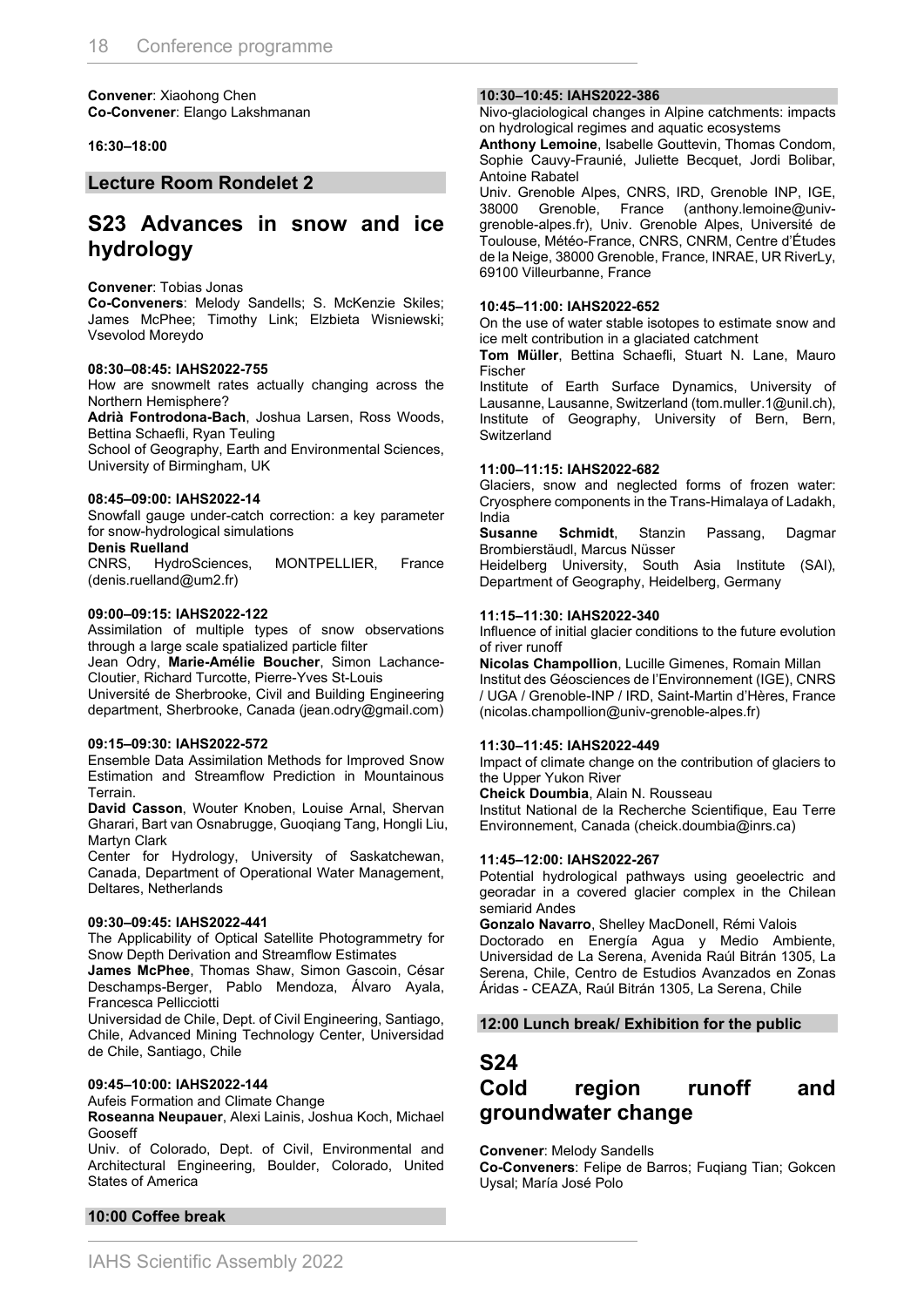**Convener**: Xiaohong Chen
**Co-Convener**: Elango Lakshmanan

**16:30–18:00**

### Lecture Room Rondelet 2

## S23 Advances in snow and ice hydrology

**Convener**: Tobias Jonas
**Co-Conveners**: Melody Sandells; S. McKenzie Skiles; James McPhee; Timothy Link; Elzbieta Wisniewski; Vsevolod Moreydo

**08:30–08:45: IAHS2022-755**
How are snowmelt rates actually changing across the Northern Hemisphere?
**Adrià Fontrodona-Bach**, Joshua Larsen, Ross Woods, Bettina Schaefli, Ryan Teuling
School of Geography, Earth and Environmental Sciences, University of Birmingham, UK

**08:45–09:00: IAHS2022-14**
Snowfall gauge under-catch correction: a key parameter for snow-hydrological simulations
**Denis Ruelland**
CNRS, HydroSciences, MONTPELLIER, France (denis.ruelland@um2.fr)

**09:00–09:15: IAHS2022-122**
Assimilation of multiple types of snow observations through a large scale spatialized particle filter
Jean Odry, **Marie-Amélie Boucher**, Simon Lachance-Cloutier, Richard Turcotte, Pierre-Yves St-Louis
Université de Sherbrooke, Civil and Building Engineering department, Sherbrooke, Canada (jean.odry@gmail.com)

**09:15–09:30: IAHS2022-572**
Ensemble Data Assimilation Methods for Improved Snow Estimation and Streamflow Prediction in Mountainous Terrain.
**David Casson**, Wouter Knoben, Louise Arnal, Shervan Gharari, Bart van Osnabrugge, Guoqiang Tang, Hongli Liu, Martyn Clark
Center for Hydrology, University of Saskatchewan, Canada, Department of Operational Water Management, Deltares, Netherlands

**09:30–09:45: IAHS2022-441**
The Applicability of Optical Satellite Photogrammetry for Snow Depth Derivation and Streamflow Estimates
**James McPhee**, Thomas Shaw, Simon Gascoin, César Deschamps-Berger, Pablo Mendoza, Álvaro Ayala, Francesca Pellicciotti
Universidad de Chile, Dept. of Civil Engineering, Santiago, Chile, Advanced Mining Technology Center, Universidad de Chile, Santiago, Chile

**09:45–10:00: IAHS2022-144**
Aufeis Formation and Climate Change
**Roseanna Neupauer**, Alexi Lainis, Joshua Koch, Michael Gooseff
Univ. of Colorado, Dept. of Civil, Environmental and Architectural Engineering, Boulder, Colorado, United States of America

### 10:00 Coffee break

**10:30–10:45: IAHS2022-386**
Nivo-glaciological changes in Alpine catchments: impacts on hydrological regimes and aquatic ecosystems
**Anthony Lemoine**, Isabelle Gouttevin, Thomas Condom, Sophie Cauvy-Fraunié, Juliette Becquet, Jordi Bolibar, Antoine Rabatel
Univ. Grenoble Alpes, CNRS, IRD, Grenoble INP, IGE, 38000 Grenoble, France (anthony.lemoine@univ-grenoble-alpes.fr), Univ. Grenoble Alpes, Université de Toulouse, Météo-France, CNRS, CNRM, Centre d'Études de la Neige, 38000 Grenoble, France, INRAE, UR RiverLy, 69100 Villeurbanne, France

**10:45–11:00: IAHS2022-652**
On the use of water stable isotopes to estimate snow and ice melt contribution in a glaciated catchment
**Tom Müller**, Bettina Schaefli, Stuart N. Lane, Mauro Fischer
Institute of Earth Surface Dynamics, University of Lausanne, Lausanne, Switzerland (tom.muller.1@unil.ch), Institute of Geography, University of Bern, Bern, Switzerland

**11:00–11:15: IAHS2022-682**
Glaciers, snow and neglected forms of frozen water: Cryosphere components in the Trans-Himalaya of Ladakh, India
**Susanne Schmidt**, Stanzin Passang, Dagmar Brombierstäudl, Marcus Nüsser
Heidelberg University, South Asia Institute (SAI), Department of Geography, Heidelberg, Germany

**11:15–11:30: IAHS2022-340**
Influence of initial glacier conditions to the future evolution of river runoff
**Nicolas Champollion**, Lucille Gimenes, Romain Millan
Institut des Géosciences de l'Environnement (IGE), CNRS / UGA / Grenoble-INP / IRD, Saint-Martin d'Hères, France (nicolas.champollion@univ-grenoble-alpes.fr)

**11:30–11:45: IAHS2022-449**
Impact of climate change on the contribution of glaciers to the Upper Yukon River
**Cheick Doumbia**, Alain N. Rousseau
Institut National de la Recherche Scientifique, Eau Terre Environnement, Canada (cheick.doumbia@inrs.ca)

**11:45–12:00: IAHS2022-267**
Potential hydrological pathways using geoelectric and georadar in a covered glacier complex in the Chilean semiarid Andes
**Gonzalo Navarro**, Shelley MacDonell, Rémi Valois
Doctorado en Energía Agua y Medio Ambiente, Universidad de La Serena, Avenida Raúl Bitrán 1305, La Serena, Chile, Centro de Estudios Avanzados en Zonas Áridas - CEAZA, Raúl Bitrán 1305, La Serena, Chile

### 12:00 Lunch break/ Exhibition for the public

## S24 Cold region runoff and groundwater change

**Convener**: Melody Sandells
**Co-Conveners**: Felipe de Barros; Fuqiang Tian; Gokcen Uysal; María José Polo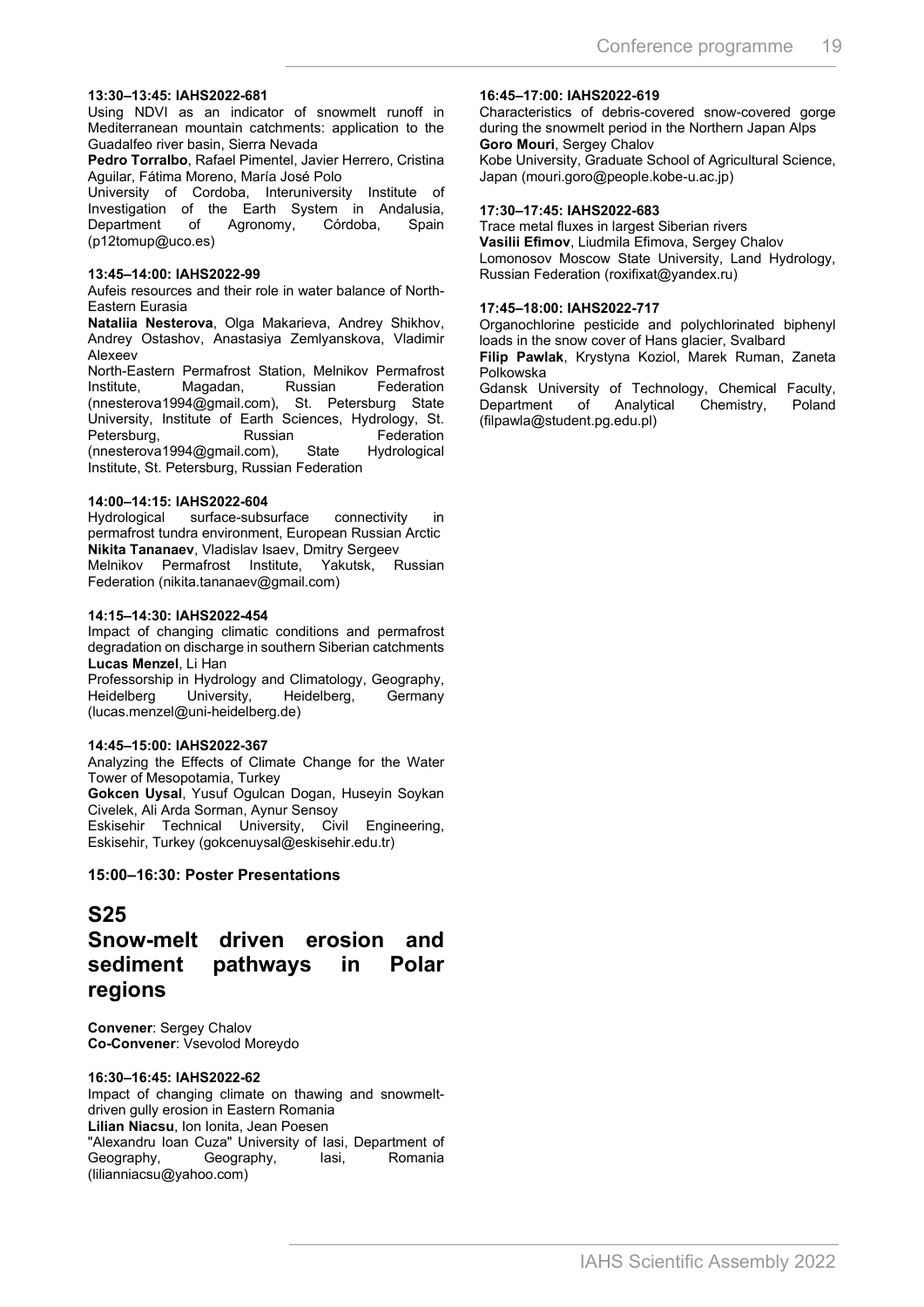**13:30–13:45: IAHS2022-681**

Using NDVI as an indicator of snowmelt runoff in Mediterranean mountain catchments: application to the Guadalfeo river basin, Sierra Nevada

**Pedro Torralbo**, Rafael Pimentel, Javier Herrero, Cristina Aguilar, Fátima Moreno, María José Polo

University of Cordoba, Interuniversity Institute of Investigation of the Earth System in Andalusia, Department of Agronomy, Córdoba, Spain (p12tomup@uco.es)

**13:45–14:00: IAHS2022-99**

Aufeis resources and their role in water balance of North-Eastern Eurasia

**Nataliia Nesterova**, Olga Makarieva, Andrey Shikhov, Andrey Ostashov, Anastasiya Zemlyanskova, Vladimir Alexeev

North-Eastern Permafrost Station, Melnikov Permafrost Institute, Magadan, Russian Federation (nnesterova1994@gmail.com), St. Petersburg State University, Institute of Earth Sciences, Hydrology, St. Petersburg, Russian Federation (nnesterova1994@gmail.com), State Hydrological Institute, St. Petersburg, Russian Federation

**14:00–14:15: IAHS2022-604**

Hydrological surface-subsurface connectivity in permafrost tundra environment, European Russian Arctic

**Nikita Tananaev**, Vladislav Isaev, Dmitry Sergeev

Melnikov Permafrost Institute, Yakutsk, Russian Federation (nikita.tananaev@gmail.com)

**14:15–14:30: IAHS2022-454**

Impact of changing climatic conditions and permafrost degradation on discharge in southern Siberian catchments

**Lucas Menzel**, Li Han

Professorship in Hydrology and Climatology, Geography, Heidelberg University, Heidelberg, Germany (lucas.menzel@uni-heidelberg.de)

**14:45–15:00: IAHS2022-367**

Analyzing the Effects of Climate Change for the Water Tower of Mesopotamia, Turkey

**Gokcen Uysal**, Yusuf Ogulcan Dogan, Huseyin Soykan Civelek, Ali Arda Sorman, Aynur Sensoy

Eskisehir Technical University, Civil Engineering, Eskisehir, Turkey (gokcenuysal@eskisehir.edu.tr)

### 15:00–16:30: Poster Presentations

## S25

## Snow-melt driven erosion and sediment pathways in Polar regions

**Convener**: Sergey Chalov

**Co-Convener**: Vsevolod Moreydo

**16:30–16:45: IAHS2022-62**

Impact of changing climate on thawing and snowmelt-driven gully erosion in Eastern Romania

**Lilian Niacsu**, Ion Ionita, Jean Poesen

"Alexandru Ioan Cuza" University of Iasi, Department of Geography, Geography, Iasi, Romania (lilianniacsu@yahoo.com)

**16:45–17:00: IAHS2022-619**

Characteristics of debris-covered snow-covered gorge during the snowmelt period in the Northern Japan Alps

**Goro Mouri**, Sergey Chalov

Kobe University, Graduate School of Agricultural Science, Japan (mouri.goro@people.kobe-u.ac.jp)

**17:30–17:45: IAHS2022-683**

Trace metal fluxes in largest Siberian rivers

**Vasilii Efimov**, Liudmila Efimova, Sergey Chalov

Lomonosov Moscow State University, Land Hydrology, Russian Federation (roxifixat@yandex.ru)

**17:45–18:00: IAHS2022-717**

Organochlorine pesticide and polychlorinated biphenyl loads in the snow cover of Hans glacier, Svalbard

**Filip Pawlak**, Krystyna Koziol, Marek Ruman, Zaneta Polkowska

Gdansk University of Technology, Chemical Faculty, Department of Analytical Chemistry, Poland (filpawla@student.pg.edu.pl)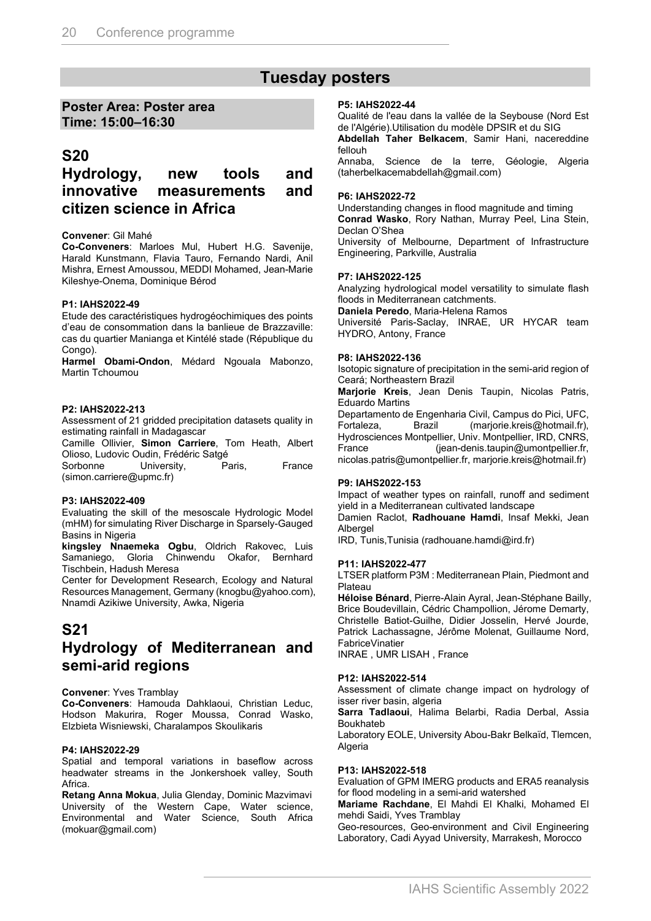# Tuesday posters

**Poster Area: Poster area**
**Time: 15:00–16:30**

## S20

## Hydrology, new tools and innovative measurements and citizen science in Africa

**Convener**: Gil Mahé

**Co-Conveners**: Marloes Mul, Hubert H.G. Savenije, Harald Kunstmann, Flavia Tauro, Fernando Nardi, Anil Mishra, Ernest Amoussou, MEDDI Mohamed, Jean-Marie Kileshye-Onema, Dominique Bérod

#### P1: IAHS2022-49

Etude des caractéristiques hydrogéochimiques des points d'eau de consommation dans la banlieue de Brazzaville: cas du quartier Manianga et Kintélé stade (République du Congo).

**Harmel Obami-Ondon**, Médard Ngouala Mabonzo, Martin Tchoumou

#### P2: IAHS2022-213

Assessment of 21 gridded precipitation datasets quality in estimating rainfall in Madagascar

Camille Ollivier, **Simon Carriere**, Tom Heath, Albert Olioso, Ludovic Oudin, Frédéric Satgé

Sorbonne University, Paris, France (simon.carriere@upmc.fr)

#### P3: IAHS2022-409

Evaluating the skill of the mesoscale Hydrologic Model (mHM) for simulating River Discharge in Sparsely-Gauged Basins in Nigeria

**kingsley Nnaemeka Ogbu**, Oldrich Rakovec, Luis Samaniego, Gloria Chinwendu Okafor, Bernhard Tischbein, Hadush Meresa

Center for Development Research, Ecology and Natural Resources Management, Germany (knogbu@yahoo.com), Nnamdi Azikiwe University, Awka, Nigeria

## S21

## Hydrology of Mediterranean and semi-arid regions

**Convener**: Yves Tramblay

**Co-Conveners**: Hamouda Dahklaoui, Christian Leduc, Hodson Makurira, Roger Moussa, Conrad Wasko, Elzbieta Wisniewski, Charalampos Skoulikaris

#### P4: IAHS2022-29

Spatial and temporal variations in baseflow across headwater streams in the Jonkershoek valley, South Africa.

**Retang Anna Mokua**, Julia Glenday, Dominic Mazvimavi

University of the Western Cape, Water science, Environmental and Water Science, South Africa (mokuar@gmail.com)

#### P5: IAHS2022-44

Qualité de l'eau dans la vallée de la Seybouse (Nord Est de l'Algérie).Utilisation du modèle DPSIR et du SIG

**Abdellah Taher Belkacem**, Samir Hani, nacereddine fellouh

Annaba, Science de la terre, Géologie, Algeria (taherbelkacemabdellah@gmail.com)

#### P6: IAHS2022-72

Understanding changes in flood magnitude and timing

**Conrad Wasko**, Rory Nathan, Murray Peel, Lina Stein, Declan O'Shea

University of Melbourne, Department of Infrastructure Engineering, Parkville, Australia

#### P7: IAHS2022-125

Analyzing hydrological model versatility to simulate flash floods in Mediterranean catchments.

**Daniela Peredo**, Maria-Helena Ramos

Université Paris-Saclay, INRAE, UR HYCAR team HYDRO, Antony, France

#### P8: IAHS2022-136

Isotopic signature of precipitation in the semi-arid region of Ceará; Northeastern Brazil

**Marjorie Kreis**, Jean Denis Taupin, Nicolas Patris, Eduardo Martins

Departamento de Engenharia Civil, Campus do Pici, UFC, Fortaleza, Brazil (marjorie.kreis@hotmail.fr), Hydrosciences Montpellier, Univ. Montpellier, IRD, CNRS, France (jean-denis.taupin@umontpellier.fr, nicolas.patris@umontpellier.fr, marjorie.kreis@hotmail.fr)

#### P9: IAHS2022-153

Impact of weather types on rainfall, runoff and sediment yield in a Mediterranean cultivated landscape

Damien Raclot, **Radhouane Hamdi**, Insaf Mekki, Jean Albergel

IRD, Tunis,Tunisia (radhouane.hamdi@ird.fr)

#### P11: IAHS2022-477

LTSER platform P3M : Mediterranean Plain, Piedmont and Plateau

**Héloise Bénard**, Pierre-Alain Ayral, Jean-Stéphane Bailly, Brice Boudevillain, Cédric Champollion, Jérome Demarty, Christelle Batiot-Guilhe, Didier Josselin, Hervé Jourde, Patrick Lachassagne, Jérôme Molenat, Guillaume Nord, FabriceVinatier

INRAE , UMR LISAH , France

#### P12: IAHS2022-514

Assessment of climate change impact on hydrology of isser river basin, algeria

**Sarra Tadlaoui**, Halima Belarbi, Radia Derbal, Assia Boukhateb

Laboratory EOLE, University Abou-Bakr Belkaïd, Tlemcen, Algeria

#### P13: IAHS2022-518

Evaluation of GPM IMERG products and ERA5 reanalysis for flood modeling in a semi-arid watershed

**Mariame Rachdane**, El Mahdi El Khalki, Mohamed El mehdi Saidi, Yves Tramblay

Geo-resources, Geo-environment and Civil Engineering Laboratory, Cadi Ayyad University, Marrakesh, Morocco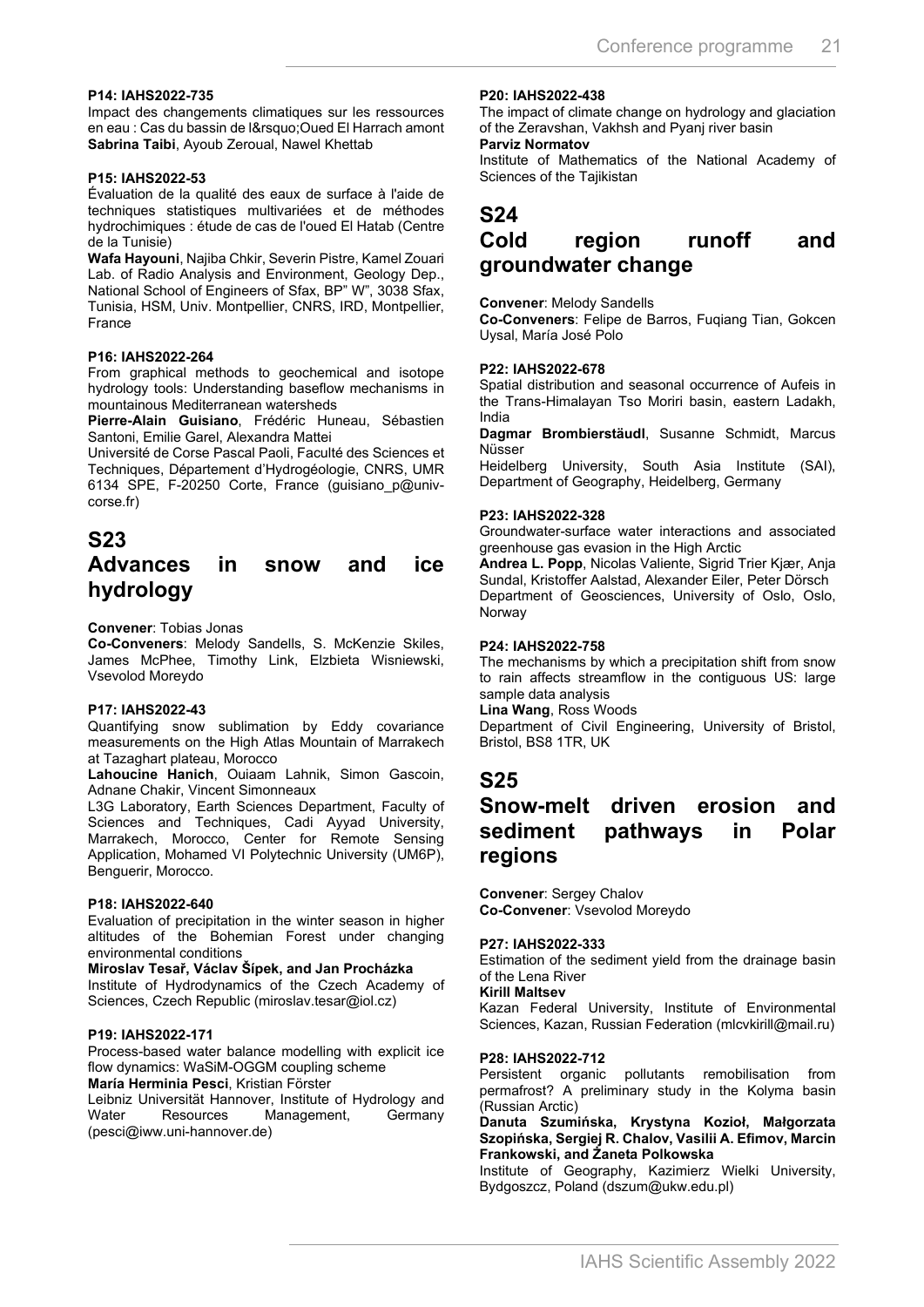**P14: IAHS2022-735**

Impact des changements climatiques sur les ressources en eau : Cas du bassin de l&rsquo;Oued El Harrach amont
**Sabrina Taibi**, Ayoub Zeroual, Nawel Khettab

**P15: IAHS2022-53**

Évaluation de la qualité des eaux de surface à l'aide de techniques statistiques multivariées et de méthodes hydrochimiques : étude de cas de l'oued El Hatab (Centre de la Tunisie)
**Wafa Hayouni**, Najiba Chkir, Severin Pistre, Kamel Zouari
Lab. of Radio Analysis and Environment, Geology Dep., National School of Engineers of Sfax, BP" W", 3038 Sfax, Tunisia, HSM, Univ. Montpellier, CNRS, IRD, Montpellier, France

**P16: IAHS2022-264**

From graphical methods to geochemical and isotope hydrology tools: Understanding baseflow mechanisms in mountainous Mediterranean watersheds
**Pierre-Alain Guisiano**, Frédéric Huneau, Sébastien Santoni, Emilie Garel, Alexandra Mattei
Université de Corse Pascal Paoli, Faculté des Sciences et Techniques, Département d'Hydrogéologie, CNRS, UMR 6134 SPE, F-20250 Corte, France (guisiano_p@univ-corse.fr)

# S23
# Advances in snow and ice hydrology

**Convener**: Tobias Jonas
**Co-Conveners**: Melody Sandells, S. McKenzie Skiles, James McPhee, Timothy Link, Elzbieta Wisniewski, Vsevolod Moreydo

**P17: IAHS2022-43**

Quantifying snow sublimation by Eddy covariance measurements on the High Atlas Mountain of Marrakech at Tazaghart plateau, Morocco
**Lahoucine Hanich**, Ouiaam Lahnik, Simon Gascoin, Adnane Chakir, Vincent Simonneaux
L3G Laboratory, Earth Sciences Department, Faculty of Sciences and Techniques, Cadi Ayyad University, Marrakech, Morocco, Center for Remote Sensing Application, Mohamed VI Polytechnic University (UM6P), Benguerir, Morocco.

**P18: IAHS2022-640**

Evaluation of precipitation in the winter season in higher altitudes of the Bohemian Forest under changing environmental conditions
**Miroslav Tesař, Václav Šípek, and Jan Procházka**
Institute of Hydrodynamics of the Czech Academy of Sciences, Czech Republic (miroslav.tesar@iol.cz)

**P19: IAHS2022-171**

Process-based water balance modelling with explicit ice flow dynamics: WaSiM-OGGM coupling scheme
**María Herminia Pesci**, Kristian Förster
Leibniz Universität Hannover, Institute of Hydrology and Water Resources Management, Germany (pesci@iww.uni-hannover.de)

**P20: IAHS2022-438**

The impact of climate change on hydrology and glaciation of the Zeravshan, Vakhsh and Pyanj river basin
**Parviz Normatov**
Institute of Mathematics of the National Academy of Sciences of the Tajikistan

# S24
# Cold region runoff and groundwater change

**Convener**: Melody Sandells
**Co-Conveners**: Felipe de Barros, Fuqiang Tian, Gokcen Uysal, María José Polo

**P22: IAHS2022-678**

Spatial distribution and seasonal occurrence of Aufeis in the Trans-Himalayan Tso Moriri basin, eastern Ladakh, India
**Dagmar Brombierstäudl**, Susanne Schmidt, Marcus Nüsser
Heidelberg University, South Asia Institute (SAI), Department of Geography, Heidelberg, Germany

**P23: IAHS2022-328**

Groundwater-surface water interactions and associated greenhouse gas evasion in the High Arctic
**Andrea L. Popp**, Nicolas Valiente, Sigrid Trier Kjær, Anja Sundal, Kristoffer Aalstad, Alexander Eiler, Peter Dörsch
Department of Geosciences, University of Oslo, Oslo, Norway

**P24: IAHS2022-758**

The mechanisms by which a precipitation shift from snow to rain affects streamflow in the contiguous US: large sample data analysis
**Lina Wang**, Ross Woods
Department of Civil Engineering, University of Bristol, Bristol, BS8 1TR, UK

# S25
# Snow-melt driven erosion and sediment pathways in Polar regions

**Convener**: Sergey Chalov
**Co-Convener**: Vsevolod Moreydo

**P27: IAHS2022-333**

Estimation of the sediment yield from the drainage basin of the Lena River
**Kirill Maltsev**
Kazan Federal University, Institute of Environmental Sciences, Kazan, Russian Federation (mlcvkirill@mail.ru)

**P28: IAHS2022-712**

Persistent organic pollutants remobilisation from permafrost? A preliminary study in the Kolyma basin (Russian Arctic)
**Danuta Szumińska, Krystyna Kozioł, Małgorzata Szopińska, Sergiej R. Chalov, Vasilii A. Efimov, Marcin Frankowski, and Żaneta Polkowska**
Institute of Geography, Kazimierz Wielki University, Bydgoszcz, Poland (dszum@ukw.edu.pl)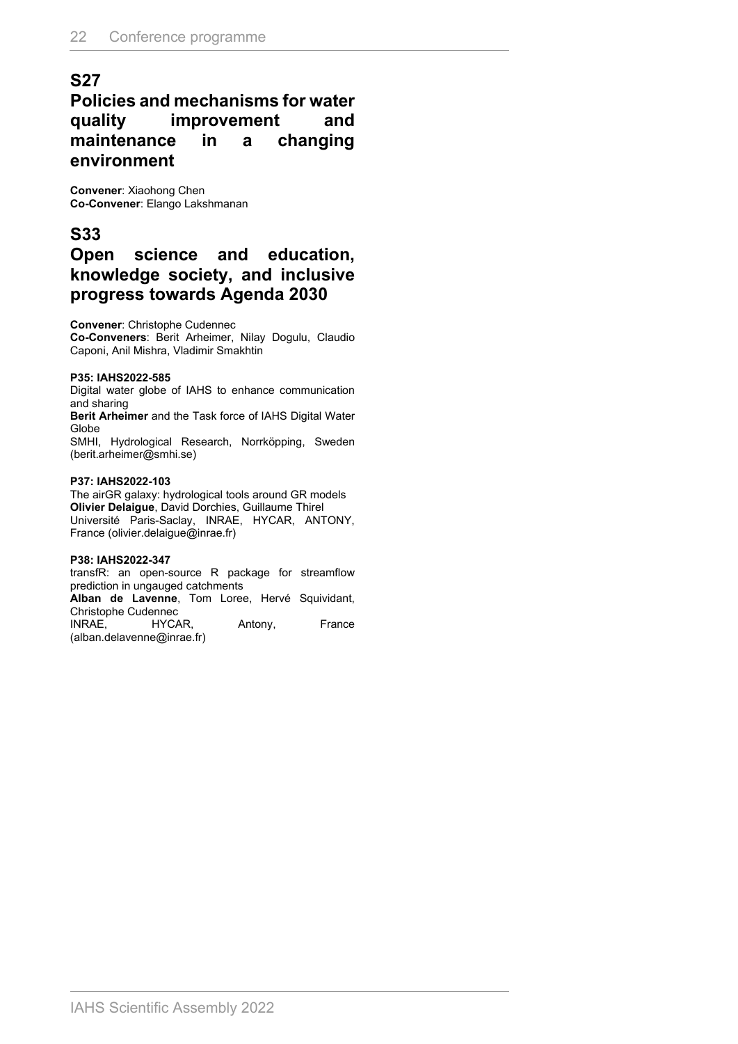## S27
## Policies and mechanisms for water quality improvement and maintenance in a changing environment

**Convener**: Xiaohong Chen
**Co-Convener**: Elango Lakshmanan

## S33
## Open science and education, knowledge society, and inclusive progress towards Agenda 2030

**Convener**: Christophe Cudennec
**Co-Conveners**: Berit Arheimer, Nilay Dogulu, Claudio Caponi, Anil Mishra, Vladimir Smakhtin

**P35: IAHS2022-585**
Digital water globe of IAHS to enhance communication and sharing
**Berit Arheimer** and the Task force of IAHS Digital Water Globe
SMHI, Hydrological Research, Norrköpping, Sweden (berit.arheimer@smhi.se)

**P37: IAHS2022-103**
The airGR galaxy: hydrological tools around GR models
**Olivier Delaigue**, David Dorchies, Guillaume Thirel
Université Paris-Saclay, INRAE, HYCAR, ANTONY, France (olivier.delaigue@inrae.fr)

**P38: IAHS2022-347**
transfR: an open-source R package for streamflow prediction in ungauged catchments
**Alban de Lavenne**, Tom Loree, Hervé Squividant, Christophe Cudennec
INRAE, HYCAR, Antony, France (alban.delavenne@inrae.fr)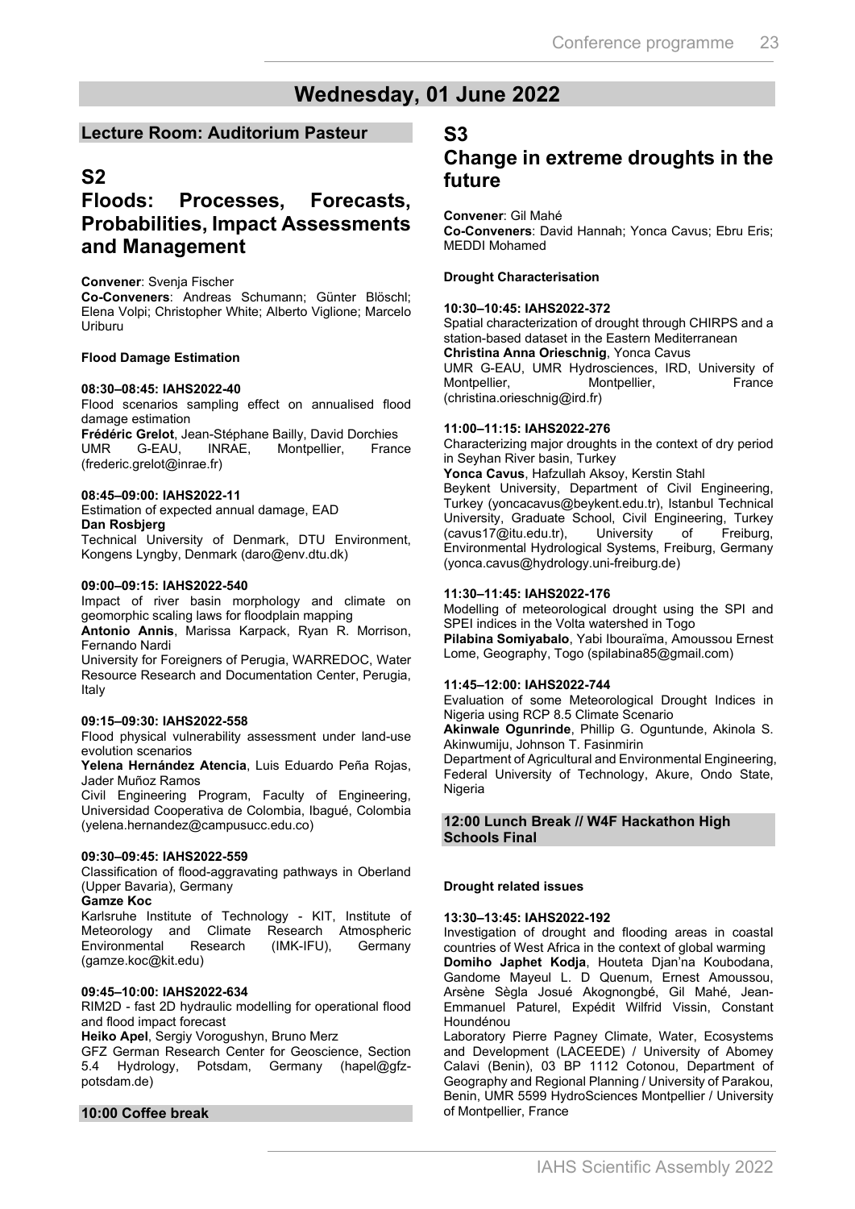# Wednesday, 01 June 2022

## Lecture Room: Auditorium Pasteur

## S2

## Floods: Processes, Forecasts, Probabilities, Impact Assessments and Management

**Convener**: Svenja Fischer
**Co-Conveners**: Andreas Schumann; Günter Blöschl; Elena Volpi; Christopher White; Alberto Viglione; Marcelo Uriburu

### Flood Damage Estimation

**08:30–08:45: IAHS2022-40**
Flood scenarios sampling effect on annualised flood damage estimation
**Frédéric Grelot**, Jean-Stéphane Bailly, David Dorchies
UMR G-EAU, INRAE, Montpellier, France (frederic.grelot@inrae.fr)

**08:45–09:00: IAHS2022-11**
Estimation of expected annual damage, EAD
**Dan Rosbjerg**
Technical University of Denmark, DTU Environment, Kongens Lyngby, Denmark (daro@env.dtu.dk)

**09:00–09:15: IAHS2022-540**
Impact of river basin morphology and climate on geomorphic scaling laws for floodplain mapping
**Antonio Annis**, Marissa Karpack, Ryan R. Morrison, Fernando Nardi
University for Foreigners of Perugia, WARREDOC, Water Resource Research and Documentation Center, Perugia, Italy

**09:15–09:30: IAHS2022-558**
Flood physical vulnerability assessment under land-use evolution scenarios
**Yelena Hernández Atencia**, Luis Eduardo Peña Rojas, Jader Muñoz Ramos
Civil Engineering Program, Faculty of Engineering, Universidad Cooperativa de Colombia, Ibagué, Colombia (yelena.hernandez@campusucc.edu.co)

**09:30–09:45: IAHS2022-559**
Classification of flood-aggravating pathways in Oberland (Upper Bavaria), Germany
**Gamze Koc**
Karlsruhe Institute of Technology - KIT, Institute of Meteorology and Climate Research Atmospheric Environmental Research (IMK-IFU), Germany (gamze.koc@kit.edu)

**09:45–10:00: IAHS2022-634**
RIM2D - fast 2D hydraulic modelling for operational flood and flood impact forecast
**Heiko Apel**, Sergiy Vorogushyn, Bruno Merz
GFZ German Research Center for Geoscience, Section 5.4 Hydrology, Potsdam, Germany (hapel@gfz-potsdam.de)

**10:00 Coffee break**

## S3

## Change in extreme droughts in the future

**Convener**: Gil Mahé
**Co-Conveners**: David Hannah; Yonca Cavus; Ebru Eris; MEDDI Mohamed

### Drought Characterisation

**10:30–10:45: IAHS2022-372**
Spatial characterization of drought through CHIRPS and a station-based dataset in the Eastern Mediterranean
**Christina Anna Orieschnig**, Yonca Cavus
UMR G-EAU, UMR Hydrosciences, IRD, University of Montpellier, Montpellier, France (christina.orieschnig@ird.fr)

**11:00–11:15: IAHS2022-276**
Characterizing major droughts in the context of dry period in Seyhan River basin, Turkey
**Yonca Cavus**, Hafzullah Aksoy, Kerstin Stahl
Beykent University, Department of Civil Engineering, Turkey (yoncacavus@beykent.edu.tr), Istanbul Technical University, Graduate School, Civil Engineering, Turkey (cavus17@itu.edu.tr), University of Freiburg, Environmental Hydrological Systems, Freiburg, Germany (yonca.cavus@hydrology.uni-freiburg.de)

**11:30–11:45: IAHS2022-176**
Modelling of meteorological drought using the SPI and SPEI indices in the Volta watershed in Togo
**Pilabina Somiyabalo**, Yabi Ibouraïma, Amoussou Ernest
Lome, Geography, Togo (spilabina85@gmail.com)

**11:45–12:00: IAHS2022-744**
Evaluation of some Meteorological Drought Indices in Nigeria using RCP 8.5 Climate Scenario
**Akinwale Ogunrinde**, Phillip G. Oguntunde, Akinola S. Akinwumiju, Johnson T. Fasinmirin
Department of Agricultural and Environmental Engineering, Federal University of Technology, Akure, Ondo State, Nigeria

**12:00 Lunch Break // W4F Hackathon High Schools Final**

### Drought related issues

**13:30–13:45: IAHS2022-192**
Investigation of drought and flooding areas in coastal countries of West Africa in the context of global warming
**Domiho Japhet Kodja**, Houteta Djan'na Koubodana, Gandome Mayeul L. D Quenum, Ernest Amoussou, Arsène Sègla Josué Akognongbé, Gil Mahé, Jean-Emmanuel Paturel, Expédit Wilfrid Vissin, Constant Houndénou
Laboratory Pierre Pagney Climate, Water, Ecosystems and Development (LACEEDE) / University of Abomey Calavi (Benin), 03 BP 1112 Cotonou, Department of Geography and Regional Planning / University of Parakou, Benin, UMR 5599 HydroSciences Montpellier / University of Montpellier, France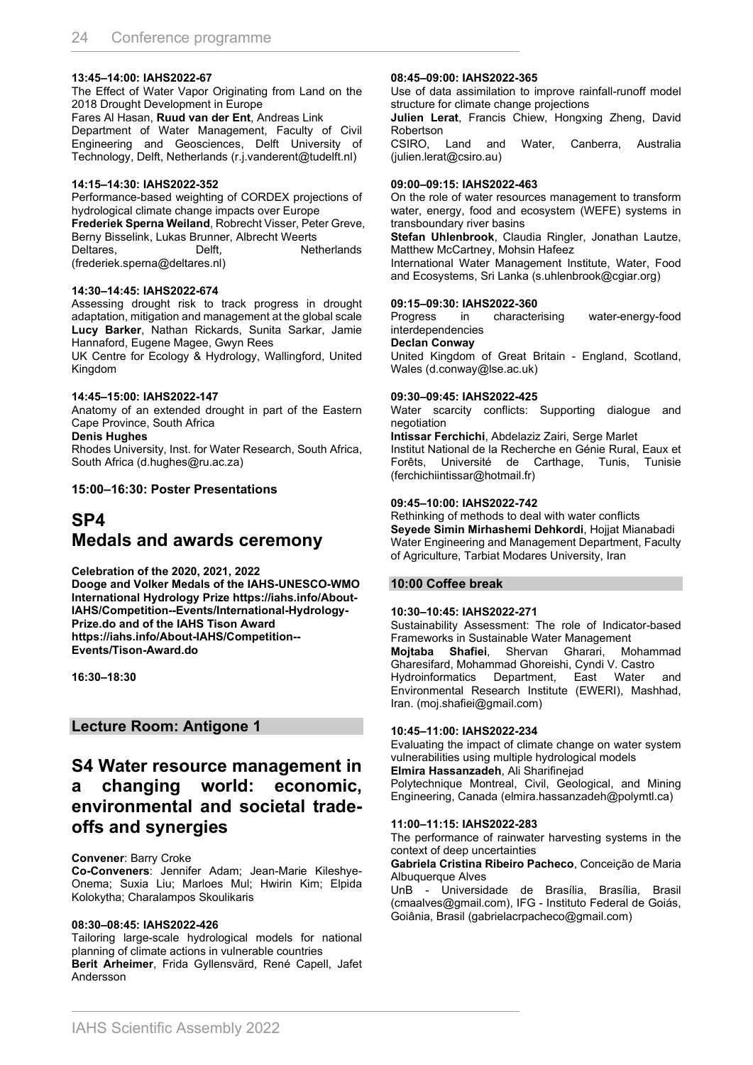**13:45–14:00: IAHS2022-67**

The Effect of Water Vapor Originating from Land on the 2018 Drought Development in Europe

Fares Al Hasan, **Ruud van der Ent**, Andreas Link

Department of Water Management, Faculty of Civil Engineering and Geosciences, Delft University of Technology, Delft, Netherlands (r.j.vanderent@tudelft.nl)

**14:15–14:30: IAHS2022-352**

Performance-based weighting of CORDEX projections of hydrological climate change impacts over Europe

**Frederiek Sperna Weiland**, Robrecht Visser, Peter Greve, Berny Bisselink, Lukas Brunner, Albrecht Weerts

Deltares, Delft, Netherlands (frederiek.sperna@deltares.nl)

**14:30–14:45: IAHS2022-674**

Assessing drought risk to track progress in drought adaptation, mitigation and management at the global scale

**Lucy Barker**, Nathan Rickards, Sunita Sarkar, Jamie Hannaford, Eugene Magee, Gwyn Rees

UK Centre for Ecology & Hydrology, Wallingford, United Kingdom

**14:45–15:00: IAHS2022-147**

Anatomy of an extended drought in part of the Eastern Cape Province, South Africa

**Denis Hughes**

Rhodes University, Inst. for Water Research, South Africa, South Africa (d.hughes@ru.ac.za)

**15:00–16:30: Poster Presentations**

# SP4 Medals and awards ceremony

**Celebration of the 2020, 2021, 2022 Dooge and Volker Medals of the IAHS-UNESCO-WMO International Hydrology Prize https://iahs.info/About-IAHS/Competition--Events/International-Hydrology-Prize.do and of the IAHS Tison Award https://iahs.info/About-IAHS/Competition--Events/Tison-Award.do**

**16:30–18:30**

## Lecture Room: Antigone 1

# S4 Water resource management in a changing world: economic, environmental and societal trade-offs and synergies

**Convener**: Barry Croke

**Co-Conveners**: Jennifer Adam; Jean-Marie Kileshye-Onema; Suxia Liu; Marloes Mul; Hwirin Kim; Elpida Kolokytha; Charalampos Skoulikaris

**08:30–08:45: IAHS2022-426**

Tailoring large-scale hydrological models for national planning of climate actions in vulnerable countries

**Berit Arheimer**, Frida Gyllensvärd, René Capell, Jafet Andersson

**08:45–09:00: IAHS2022-365**

Use of data assimilation to improve rainfall-runoff model structure for climate change projections

**Julien Lerat**, Francis Chiew, Hongxing Zheng, David Robertson

CSIRO, Land and Water, Canberra, Australia (julien.lerat@csiro.au)

**09:00–09:15: IAHS2022-463**

On the role of water resources management to transform water, energy, food and ecosystem (WEFE) systems in transboundary river basins

**Stefan Uhlenbrook**, Claudia Ringler, Jonathan Lautze, Matthew McCartney, Mohsin Hafeez

International Water Management Institute, Water, Food and Ecosystems, Sri Lanka (s.uhlenbrook@cgiar.org)

**09:15–09:30: IAHS2022-360**

Progress in characterising water-energy-food interdependencies

**Declan Conway**

United Kingdom of Great Britain - England, Scotland, Wales (d.conway@lse.ac.uk)

**09:30–09:45: IAHS2022-425**

Water scarcity conflicts: Supporting dialogue and negotiation

**Intissar Ferchichi**, Abdelaziz Zairi, Serge Marlet

Institut National de la Recherche en Génie Rural, Eaux et Forêts, Université de Carthage, Tunis, Tunisie (ferchichiintissar@hotmail.fr)

**09:45–10:00: IAHS2022-742**

Rethinking of methods to deal with water conflicts

**Seyede Simin Mirhashemi Dehkordi**, Hojjat Mianabadi

Water Engineering and Management Department, Faculty of Agriculture, Tarbiat Modares University, Iran

**10:00 Coffee break**

**10:30–10:45: IAHS2022-271**

Sustainability Assessment: The role of Indicator-based Frameworks in Sustainable Water Management

**Mojtaba Shafiei**, Shervan Gharari, Mohammad Gharesifard, Mohammad Ghoreishi, Cyndi V. Castro

Hydroinformatics Department, East Water and Environmental Research Institute (EWERI), Mashhad, Iran. (moj.shafiei@gmail.com)

**10:45–11:00: IAHS2022-234**

Evaluating the impact of climate change on water system vulnerabilities using multiple hydrological models

**Elmira Hassanzadeh**, Ali Sharifinejad

Polytechnique Montreal, Civil, Geological, and Mining Engineering, Canada (elmira.hassanzadeh@polymtl.ca)

**11:00–11:15: IAHS2022-283**

The performance of rainwater harvesting systems in the context of deep uncertainties

**Gabriela Cristina Ribeiro Pacheco**, Conceição de Maria Albuquerque Alves

UnB - Universidade de Brasília, Brasília, Brasil (cmaalves@gmail.com), IFG - Instituto Federal de Goiás, Goiânia, Brasil (gabrielacrpacheco@gmail.com)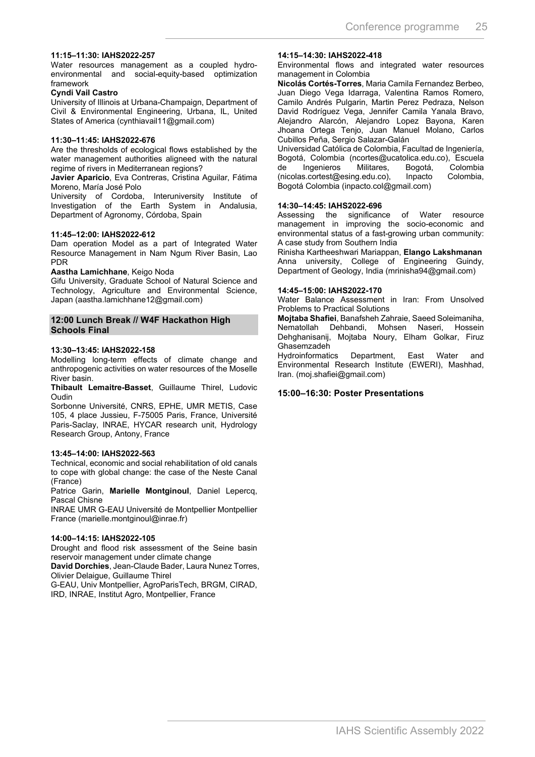**11:15–11:30: IAHS2022-257**

Water resources management as a coupled hydro-environmental and social-equity-based optimization framework

**Cyndi Vail Castro**

University of Illinois at Urbana-Champaign, Department of Civil & Environmental Engineering, Urbana, IL, United States of America (cynthiavail11@gmail.com)

**11:30–11:45: IAHS2022-676**

Are the thresholds of ecological flows established by the water management authorities aligneed with the natural regime of rivers in Mediterranean regions?

**Javier Aparicio**, Eva Contreras, Cristina Aguilar, Fátima Moreno, María José Polo

University of Cordoba, Interuniversity Institute of Investigation of the Earth System in Andalusia, Department of Agronomy, Córdoba, Spain

**11:45–12:00: IAHS2022-612**

Dam operation Model as a part of Integrated Water Resource Management in Nam Ngum River Basin, Lao PDR

**Aastha Lamichhane**, Keigo Noda

Gifu University, Graduate School of Natural Science and Technology, Agriculture and Environmental Science, Japan (aastha.lamichhane12@gmail.com)

### 12:00 Lunch Break // W4F Hackathon High Schools Final

**13:30–13:45: IAHS2022-158**

Modelling long-term effects of climate change and anthropogenic activities on water resources of the Moselle River basin.

**Thibault Lemaitre-Basset**, Guillaume Thirel, Ludovic Oudin

Sorbonne Université, CNRS, EPHE, UMR METIS, Case 105, 4 place Jussieu, F-75005 Paris, France, Université Paris-Saclay, INRAE, HYCAR research unit, Hydrology Research Group, Antony, France

**13:45–14:00: IAHS2022-563**

Technical, economic and social rehabilitation of old canals to cope with global change: the case of the Neste Canal (France)

Patrice Garin, **Marielle Montginoul**, Daniel Lepercq, Pascal Chisne

INRAE UMR G-EAU Université de Montpellier Montpellier France (marielle.montginoul@inrae.fr)

**14:00–14:15: IAHS2022-105**

Drought and flood risk assessment of the Seine basin reservoir management under climate change

**David Dorchies**, Jean-Claude Bader, Laura Nunez Torres, Olivier Delaigue, Guillaume Thirel

G-EAU, Univ Montpellier, AgroParisTech, BRGM, CIRAD, IRD, INRAE, Institut Agro, Montpellier, France

**14:15–14:30: IAHS2022-418**

Environmental flows and integrated water resources management in Colombia

**Nicolás Cortés-Torres**, Maria Camila Fernandez Berbeo, Juan Diego Vega Idarraga, Valentina Ramos Romero, Camilo Andrés Pulgarin, Martin Perez Pedraza, Nelson David Rodríguez Vega, Jennifer Camila Yanala Bravo, Alejandro Alarcón, Alejandro Lopez Bayona, Karen Jhoana Ortega Tenjo, Juan Manuel Molano, Carlos Cubillos Peña, Sergio Salazar-Galán

Universidad Católica de Colombia, Facultad de Ingeniería, Bogotá, Colombia (ncortes@ucatolica.edu.co), Escuela de Ingenieros Militares, Bogotá, Colombia (nicolas.cortest@esing.edu.co), Inpacto Colombia, Bogotá Colombia (inpacto.col@gmail.com)

**14:30–14:45: IAHS2022-696**

Assessing the significance of Water resource management in improving the socio-economic and environmental status of a fast-growing urban community: A case study from Southern India

Rinisha Kartheeshwari Mariappan, **Elango Lakshmanan**

Anna university, College of Engineering Guindy, Department of Geology, India (mrinisha94@gmail.com)

**14:45–15:00: IAHS2022-170**

Water Balance Assessment in Iran: From Unsolved Problems to Practical Solutions

**Mojtaba Shafiei**, Banafsheh Zahraie, Saeed Soleimaniha, Nematollah Dehbandi, Mohsen Naseri, Hossein Dehghanisanij, Mojtaba Noury, Elham Golkar, Firuz Ghasemzadeh

Hydroinformatics Department, East Water and Environmental Research Institute (EWERI), Mashhad, Iran. (moj.shafiei@gmail.com)

### 15:00–16:30: Poster Presentations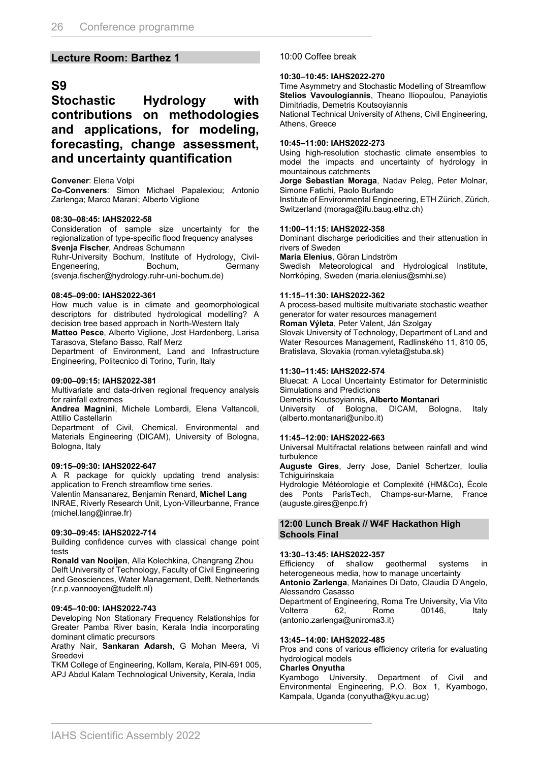## Lecture Room: Barthez 1

# S9

## Stochastic Hydrology with contributions on methodologies and applications, for modeling, forecasting, change assessment, and uncertainty quantification

**Convener**: Elena Volpi
**Co-Conveners**: Simon Michael Papalexiou; Antonio Zarlenga; Marco Marani; Alberto Viglione

**08:30–08:45: IAHS2022-58**
Consideration of sample size uncertainty for the regionalization of type-specific flood frequency analyses
**Svenja Fischer**, Andreas Schumann
Ruhr-University Bochum, Institute of Hydrology, Civil-Engeneering, Bochum, Germany (svenja.fischer@hydrology.ruhr-uni-bochum.de)

**08:45–09:00: IAHS2022-361**
How much value is in climate and geomorphological descriptors for distributed hydrological modelling? A decision tree based approach in North-Western Italy
**Matteo Pesce**, Alberto Viglione, Jost Hardenberg, Larisa Tarasova, Stefano Basso, Ralf Merz
Department of Environment, Land and Infrastructure Engineering, Politecnico di Torino, Turin, Italy

**09:00–09:15: IAHS2022-381**
Multivariate and data-driven regional frequency analysis for rainfall extremes
**Andrea Magnini**, Michele Lombardi, Elena Valtancoli, Attilio Castellarin
Department of Civil, Chemical, Environmental and Materials Engineering (DICAM), University of Bologna, Bologna, Italy

**09:15–09:30: IAHS2022-647**
A R package for quickly updating trend analysis: application to French streamflow time series.
Valentin Mansanarez, Benjamin Renard, **Michel Lang**
INRAE, Riverly Research Unit, Lyon-Villeurbanne, France (michel.lang@inrae.fr)

**09:30–09:45: IAHS2022-714**
Building confidence curves with classical change point tests
**Ronald van Nooijen**, Alla Kolechkina, Changrang Zhou
Delft University of Technology, Faculty of Civil Engineering and Geosciences, Water Management, Delft, Netherlands (r.r.p.vannooyen@tudelft.nl)

**09:45–10:00: IAHS2022-743**
Developing Non Stationary Frequency Relationships for Greater Pamba River basin, Kerala India incorporating dominant climatic precursors
Arathy Nair, **Sankaran Adarsh**, G Mohan Meera, Vi Sreedevi
TKM College of Engineering, Kollam, Kerala, PIN-691 005, APJ Abdul Kalam Technological University, Kerala, India

10:00 Coffee break

**10:30–10:45: IAHS2022-270**
Time Asymmetry and Stochastic Modelling of Streamflow
**Stelios Vavoulogiannis**, Theano Iliopoulou, Panayiotis Dimitriadis, Demetris Koutsoyiannis
National Technical University of Athens, Civil Engineering, Athens, Greece

**10:45–11:00: IAHS2022-273**
Using high-resolution stochastic climate ensembles to model the impacts and uncertainty of hydrology in mountainous catchments
**Jorge Sebastian Moraga**, Nadav Peleg, Peter Molnar, Simone Fatichi, Paolo Burlando
Institute of Environmental Engineering, ETH Zürich, Zürich, Switzerland (moraga@ifu.baug.ethz.ch)

**11:00–11:15: IAHS2022-358**
Dominant discharge periodicities and their attenuation in rivers of Sweden
**Maria Elenius**, Göran Lindström
Swedish Meteorological and Hydrological Institute, Norrköping, Sweden (maria.elenius@smhi.se)

**11:15–11:30: IAHS2022-362**
A process-based multisite multivariate stochastic weather generator for water resources management
**Roman Výleta**, Peter Valent, Ján Szolgay
Slovak University of Technology, Department of Land and Water Resources Management, Radlinského 11, 810 05, Bratislava, Slovakia (roman.vyleta@stuba.sk)

**11:30–11:45: IAHS2022-574**
Bluecat: A Local Uncertainty Estimator for Deterministic Simulations and Predictions
Demetris Koutsoyiannis, **Alberto Montanari**
University of Bologna, DICAM, Bologna, Italy (alberto.montanari@unibo.it)

**11:45–12:00: IAHS2022-663**
Universal Multifractal relations between rainfall and wind turbulence
**Auguste Gires**, Jerry Jose, Daniel Schertzer, Ioulia Tchiguirinskaia
Hydrologie Météorologie et Complexité (HM&Co), École des Ponts ParisTech, Champs-sur-Marne, France (auguste.gires@enpc.fr)

**12:00 Lunch Break // W4F Hackathon High Schools Final**

**13:30–13:45: IAHS2022-357**
Efficiency of shallow geothermal systems in heterogeneous media, how to manage uncertainty
**Antonio Zarlenga**, Mariaines Di Dato, Claudia D'Angelo, Alessandro Casasso
Department of Engineering, Roma Tre University, Via Vito Volterra 62, Rome 00146, Italy (antonio.zarlenga@uniroma3.it)

**13:45–14:00: IAHS2022-485**
Pros and cons of various efficiency criteria for evaluating hydrological models
**Charles Onyutha**
Kyambogo University, Department of Civil and Environmental Engineering, P.O. Box 1, Kyambogo, Kampala, Uganda (conyutha@kyu.ac.ug)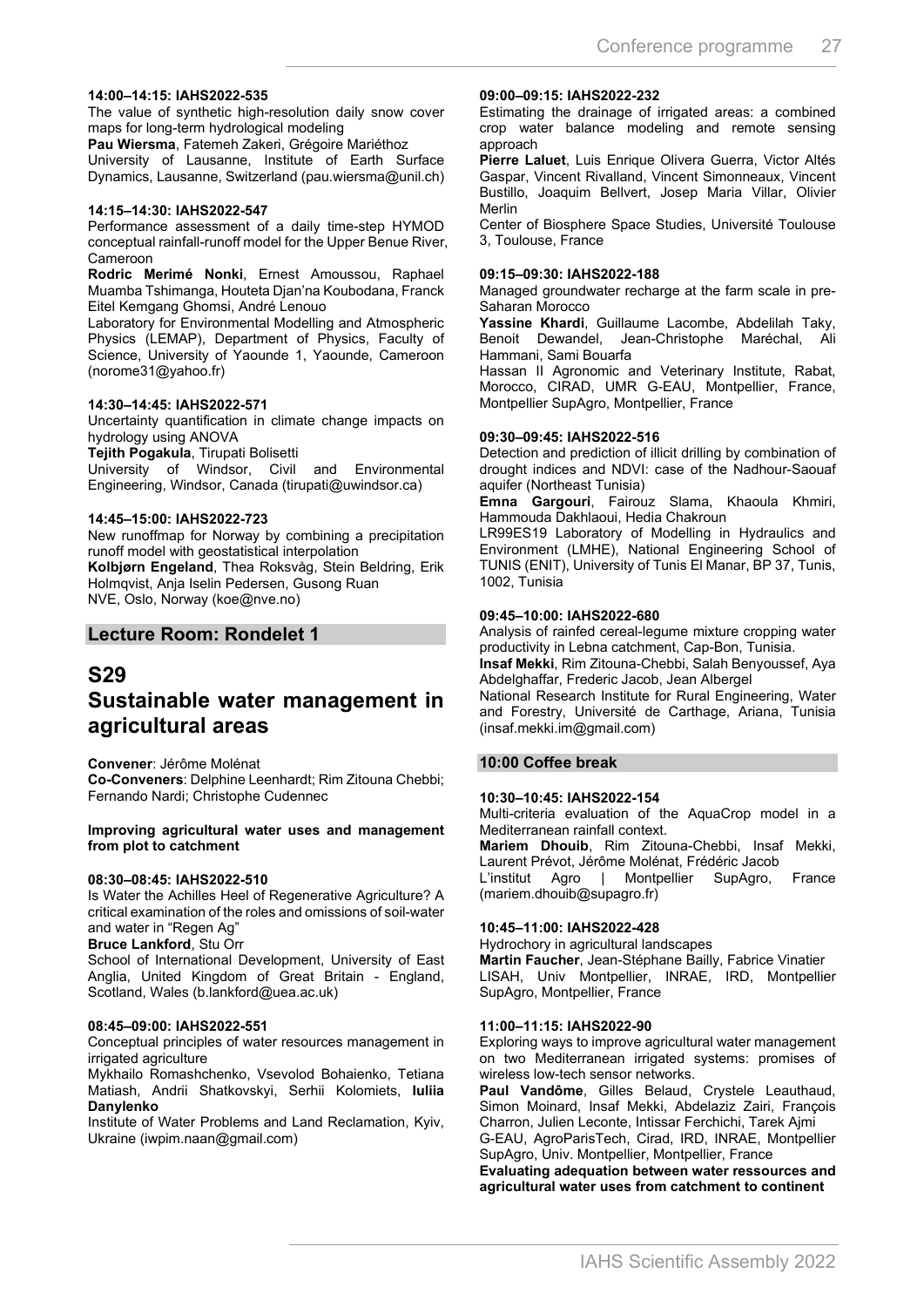**14:00–14:15: IAHS2022-535**

The value of synthetic high-resolution daily snow cover maps for long-term hydrological modeling

**Pau Wiersma**, Fatemeh Zakeri, Grégoire Mariéthoz

University of Lausanne, Institute of Earth Surface Dynamics, Lausanne, Switzerland (pau.wiersma@unil.ch)

**14:15–14:30: IAHS2022-547**

Performance assessment of a daily time-step HYMOD conceptual rainfall-runoff model for the Upper Benue River, Cameroon

**Rodric Merimé Nonki**, Ernest Amoussou, Raphael Muamba Tshimanga, Houteta Djan'na Koubodana, Franck Eitel Kemgang Ghomsi, André Lenouo

Laboratory for Environmental Modelling and Atmospheric Physics (LEMAP), Department of Physics, Faculty of Science, University of Yaounde 1, Yaounde, Cameroon (norome31@yahoo.fr)

**14:30–14:45: IAHS2022-571**

Uncertainty quantification in climate change impacts on hydrology using ANOVA

**Tejith Pogakula**, Tirupati Bolisetti

University of Windsor, Civil and Environmental Engineering, Windsor, Canada (tirupati@uwindsor.ca)

**14:45–15:00: IAHS2022-723**

New runoffmap for Norway by combining a precipitation runoff model with geostatistical interpolation

**Kolbjørn Engeland**, Thea Roksvåg, Stein Beldring, Erik Holmqvist, Anja Iselin Pedersen, Gusong Ruan

NVE, Oslo, Norway (koe@nve.no)

## Lecture Room: Rondelet 1

# S29
# Sustainable water management in agricultural areas

**Convener**: Jérôme Molénat

**Co-Conveners**: Delphine Leenhardt; Rim Zitouna Chebbi; Fernando Nardi; Christophe Cudennec

**Improving agricultural water uses and management from plot to catchment**

**08:30–08:45: IAHS2022-510**

Is Water the Achilles Heel of Regenerative Agriculture? A critical examination of the roles and omissions of soil-water and water in "Regen Ag"

**Bruce Lankford**, Stu Orr

School of International Development, University of East Anglia, United Kingdom of Great Britain - England, Scotland, Wales (b.lankford@uea.ac.uk)

**08:45–09:00: IAHS2022-551**

Conceptual principles of water resources management in irrigated agriculture

Mykhailo Romashchenko, Vsevolod Bohaienko, Tetiana Matiash, Andrii Shatkovskyi, Serhii Kolomiets, **Iuliia Danylenko**

Institute of Water Problems and Land Reclamation, Kyiv, Ukraine (iwpim.naan@gmail.com)

**09:00–09:15: IAHS2022-232**

Estimating the drainage of irrigated areas: a combined crop water balance modeling and remote sensing approach

**Pierre Laluet**, Luis Enrique Olivera Guerra, Victor Altés Gaspar, Vincent Rivalland, Vincent Simonneaux, Vincent Bustillo, Joaquim Bellvert, Josep Maria Villar, Olivier Merlin

Center of Biosphere Space Studies, Université Toulouse 3, Toulouse, France

**09:15–09:30: IAHS2022-188**

Managed groundwater recharge at the farm scale in pre-Saharan Morocco

**Yassine Khardi**, Guillaume Lacombe, Abdelilah Taky, Benoit Dewandel, Jean-Christophe Maréchal, Ali Hammani, Sami Bouarfa

Hassan II Agronomic and Veterinary Institute, Rabat, Morocco, CIRAD, UMR G-EAU, Montpellier, France, Montpellier SupAgro, Montpellier, France

**09:30–09:45: IAHS2022-516**

Detection and prediction of illicit drilling by combination of drought indices and NDVI: case of the Nadhour-Saouaf aquifer (Northeast Tunisia)

**Emna Gargouri**, Fairouz Slama, Khaoula Khmiri, Hammouda Dakhlaoui, Hedia Chakroun

LR99ES19 Laboratory of Modelling in Hydraulics and Environment (LMHE), National Engineering School of TUNIS (ENIT), University of Tunis El Manar, BP 37, Tunis, 1002, Tunisia

**09:45–10:00: IAHS2022-680**

Analysis of rainfed cereal-legume mixture cropping water productivity in Lebna catchment, Cap-Bon, Tunisia.

**Insaf Mekki**, Rim Zitouna-Chebbi, Salah Benyoussef, Aya Abdelghaffar, Frederic Jacob, Jean Albergel

National Research Institute for Rural Engineering, Water and Forestry, Université de Carthage, Ariana, Tunisia (insaf.mekki.im@gmail.com)

### 10:00 Coffee break

**10:30–10:45: IAHS2022-154**

Multi-criteria evaluation of the AquaCrop model in a Mediterranean rainfall context.

**Mariem Dhouib**, Rim Zitouna-Chebbi, Insaf Mekki, Laurent Prévot, Jérôme Molénat, Frédéric Jacob

L'institut Agro | Montpellier SupAgro, France (mariem.dhouib@supagro.fr)

**10:45–11:00: IAHS2022-428**

Hydrochory in agricultural landscapes

**Martin Faucher**, Jean-Stéphane Bailly, Fabrice Vinatier

LISAH, Univ Montpellier, INRAE, IRD, Montpellier SupAgro, Montpellier, France

**11:00–11:15: IAHS2022-90**

Exploring ways to improve agricultural water management on two Mediterranean irrigated systems: promises of wireless low-tech sensor networks.

**Paul Vandôme**, Gilles Belaud, Crystele Leauthaud, Simon Moinard, Insaf Mekki, Abdelaziz Zairi, François Charron, Julien Leconte, Intissar Ferchichi, Tarek Ajmi

G-EAU, AgroParisTech, Cirad, IRD, INRAE, Montpellier SupAgro, Univ. Montpellier, Montpellier, France

**Evaluating adequation between water ressources and agricultural water uses from catchment to continent**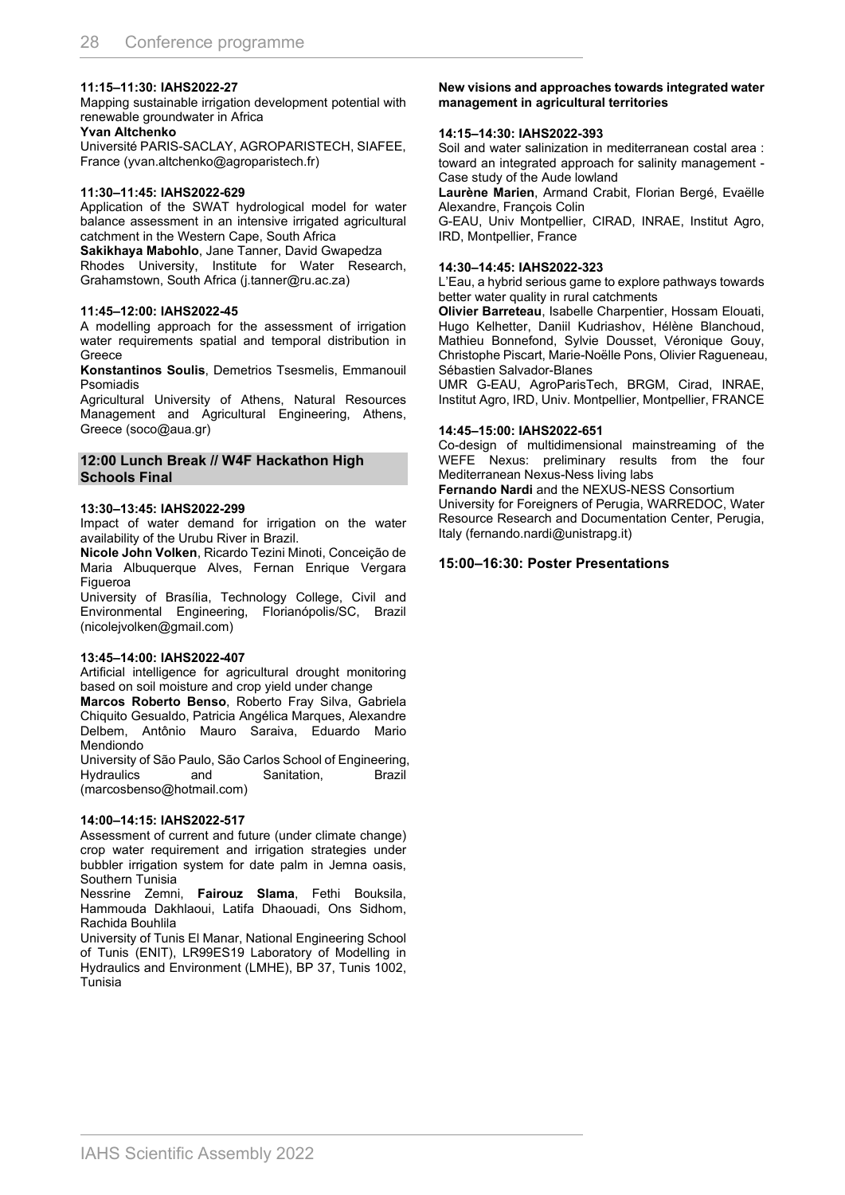**11:15–11:30: IAHS2022-27**

Mapping sustainable irrigation development potential with renewable groundwater in Africa

**Yvan Altchenko**

Université PARIS-SACLAY, AGROPARISTECH, SIAFEE, France (yvan.altchenko@agroparistech.fr)

**11:30–11:45: IAHS2022-629**

Application of the SWAT hydrological model for water balance assessment in an intensive irrigated agricultural catchment in the Western Cape, South Africa

**Sakikhaya Mabohlo**, Jane Tanner, David Gwapedza

Rhodes University, Institute for Water Research, Grahamstown, South Africa (j.tanner@ru.ac.za)

**11:45–12:00: IAHS2022-45**

A modelling approach for the assessment of irrigation water requirements spatial and temporal distribution in Greece

**Konstantinos Soulis**, Demetrios Tsesmelis, Emmanouil Psomiadis

Agricultural University of Athens, Natural Resources Management and Agricultural Engineering, Athens, Greece (soco@aua.gr)

### 12:00 Lunch Break // W4F Hackathon High Schools Final

**13:30–13:45: IAHS2022-299**

Impact of water demand for irrigation on the water availability of the Urubu River in Brazil.

**Nicole John Volken**, Ricardo Tezini Minoti, Conceição de Maria Albuquerque Alves, Fernan Enrique Vergara Figueroa

University of Brasília, Technology College, Civil and Environmental Engineering, Florianópolis/SC, Brazil (nicolejvolken@gmail.com)

**13:45–14:00: IAHS2022-407**

Artificial intelligence for agricultural drought monitoring based on soil moisture and crop yield under change

**Marcos Roberto Benso**, Roberto Fray Silva, Gabriela Chiquito Gesualdo, Patricia Angélica Marques, Alexandre Delbem, Antônio Mauro Saraiva, Eduardo Mario Mendiondo

University of São Paulo, São Carlos School of Engineering, Hydraulics and Sanitation, Brazil (marcosbenso@hotmail.com)

**14:00–14:15: IAHS2022-517**

Assessment of current and future (under climate change) crop water requirement and irrigation strategies under bubbler irrigation system for date palm in Jemna oasis, Southern Tunisia

Nessrine Zemni, **Fairouz Slama**, Fethi Bouksila, Hammouda Dakhlaoui, Latifa Dhaouadi, Ons Sidhom, Rachida Bouhlila

University of Tunis El Manar, National Engineering School of Tunis (ENIT), LR99ES19 Laboratory of Modelling in Hydraulics and Environment (LMHE), BP 37, Tunis 1002, Tunisia

**New visions and approaches towards integrated water management in agricultural territories**

**14:15–14:30: IAHS2022-393**

Soil and water salinization in mediterranean costal area : toward an integrated approach for salinity management - Case study of the Aude lowland

**Laurène Marien**, Armand Crabit, Florian Bergé, Evaëlle Alexandre, François Colin

G-EAU, Univ Montpellier, CIRAD, INRAE, Institut Agro, IRD, Montpellier, France

**14:30–14:45: IAHS2022-323**

L'Eau, a hybrid serious game to explore pathways towards better water quality in rural catchments

**Olivier Barreteau**, Isabelle Charpentier, Hossam Elouati, Hugo Kelhetter, Daniil Kudriashov, Hélène Blanchoud, Mathieu Bonnefond, Sylvie Dousset, Véronique Gouy, Christophe Piscart, Marie-Noëlle Pons, Olivier Ragueneau, Sébastien Salvador-Blanes

UMR G-EAU, AgroParisTech, BRGM, Cirad, INRAE, Institut Agro, IRD, Univ. Montpellier, Montpellier, FRANCE

**14:45–15:00: IAHS2022-651**

Co-design of multidimensional mainstreaming of the WEFE Nexus: preliminary results from the four Mediterranean Nexus-Ness living labs

**Fernando Nardi** and the NEXUS-NESS Consortium

University for Foreigners of Perugia, WARREDOC, Water Resource Research and Documentation Center, Perugia, Italy (fernando.nardi@unistrapg.it)

### 15:00–16:30: Poster Presentations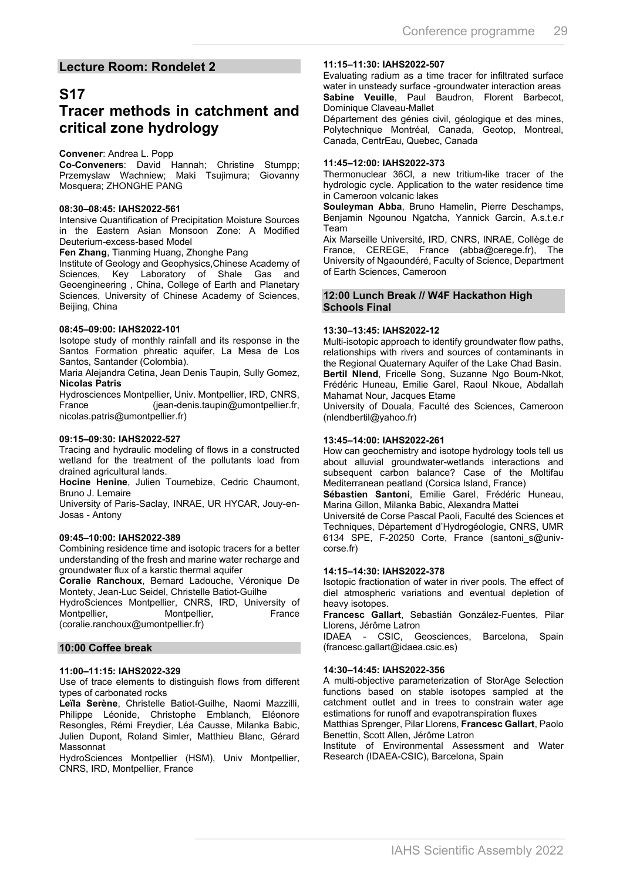## Lecture Room: Rondelet 2

# S17
# Tracer methods in catchment and critical zone hydrology

**Convener**: Andrea L. Popp

**Co-Conveners**: David Hannah; Christine Stumpp; Przemyslaw Wachniew; Maki Tsujimura; Giovanny Mosquera; ZHONGHE PANG

#### 08:30–08:45: IAHS2022-561

Intensive Quantification of Precipitation Moisture Sources in the Eastern Asian Monsoon Zone: A Modified Deuterium-excess-based Model

**Fen Zhang**, Tianming Huang, Zhonghe Pang

Institute of Geology and Geophysics,Chinese Academy of Sciences, Key Laboratory of Shale Gas and Geoengineering , China, College of Earth and Planetary Sciences, University of Chinese Academy of Sciences, Beijing, China

#### 08:45–09:00: IAHS2022-101

Isotope study of monthly rainfall and its response in the Santos Formation phreatic aquifer, La Mesa de Los Santos, Santander (Colombia).

Maria Alejandra Cetina, Jean Denis Taupin, Sully Gomez, **Nicolas Patris**

Hydrosciences Montpellier, Univ. Montpellier, IRD, CNRS, France (jean-denis.taupin@umontpellier.fr, nicolas.patris@umontpellier.fr)

#### 09:15–09:30: IAHS2022-527

Tracing and hydraulic modeling of flows in a constructed wetland for the treatment of the pollutants load from drained agricultural lands.

**Hocine Henine**, Julien Tournebize, Cedric Chaumont, Bruno J. Lemaire

University of Paris-Saclay, INRAE, UR HYCAR, Jouy-en-Josas - Antony

#### 09:45–10:00: IAHS2022-389

Combining residence time and isotopic tracers for a better understanding of the fresh and marine water recharge and groundwater flux of a karstic thermal aquifer

**Coralie Ranchoux**, Bernard Ladouche, Véronique De Montety, Jean-Luc Seidel, Christelle Batiot-Guilhe

HydroSciences Montpellier, CNRS, IRD, University of Montpellier, Montpellier, France (coralie.ranchoux@umontpellier.fr)

#### 10:00 Coffee break

#### 11:00–11:15: IAHS2022-329

Use of trace elements to distinguish flows from different types of carbonated rocks

**Leïla Serène**, Christelle Batiot-Guilhe, Naomi Mazzilli, Philippe Léonide, Christophe Emblanch, Eléonore Resongles, Rémi Freydier, Léa Causse, Milanka Babic, Julien Dupont, Roland Simler, Matthieu Blanc, Gérard Massonnat

HydroSciences Montpellier (HSM), Univ Montpellier, CNRS, IRD, Montpellier, France

#### 11:15–11:30: IAHS2022-507

Evaluating radium as a time tracer for infiltrated surface water in unsteady surface -groundwater interaction areas

**Sabine Veuille**, Paul Baudron, Florent Barbecot, Dominique Claveau-Mallet

Département des génies civil, géologique et des mines, Polytechnique Montréal, Canada, Geotop, Montreal, Canada, CentrEau, Quebec, Canada

#### 11:45–12:00: IAHS2022-373

Thermonuclear 36Cl, a new tritium-like tracer of the hydrologic cycle. Application to the water residence time in Cameroon volcanic lakes

**Souleyman Abba**, Bruno Hamelin, Pierre Deschamps, Benjamin Ngounou Ngatcha, Yannick Garcin, A.s.t.e.r Team

Aix Marseille Université, IRD, CNRS, INRAE, Collège de France, CEREGE, France (abba@cerege.fr), The University of Ngaoundéré, Faculty of Science, Department of Earth Sciences, Cameroon

#### 12:00 Lunch Break // W4F Hackathon High Schools Final

#### 13:30–13:45: IAHS2022-12

Multi-isotopic approach to identify groundwater flow paths, relationships with rivers and sources of contaminants in the Regional Quaternary Aquifer of the Lake Chad Basin.

**Bertil Nlend**, Fricelle Song, Suzanne Ngo Boum-Nkot, Frédéric Huneau, Emilie Garel, Raoul Nkoue, Abdallah Mahamat Nour, Jacques Etame

University of Douala, Faculté des Sciences, Cameroon (nlendbertil@yahoo.fr)

#### 13:45–14:00: IAHS2022-261

How can geochemistry and isotope hydrology tools tell us about alluvial groundwater-wetlands interactions and subsequent carbon balance? Case of the Moltifau Mediterranean peatland (Corsica Island, France)

**Sébastien Santoni**, Emilie Garel, Frédéric Huneau, Marina Gillon, Milanka Babic, Alexandra Mattei

Université de Corse Pascal Paoli, Faculté des Sciences et Techniques, Département d'Hydrogéologie, CNRS, UMR 6134 SPE, F-20250 Corte, France (santoni_s@univ-corse.fr)

#### 14:15–14:30: IAHS2022-378

Isotopic fractionation of water in river pools. The effect of diel atmospheric variations and eventual depletion of heavy isotopes.

**Francesc Gallart**, Sebastián González-Fuentes, Pilar Llorens, Jérôme Latron

IDAEA - CSIC, Geosciences, Barcelona, Spain (francesc.gallart@idaea.csic.es)

#### 14:30–14:45: IAHS2022-356

A multi-objective parameterization of StorAge Selection functions based on stable isotopes sampled at the catchment outlet and in trees to constrain water age estimations for runoff and evapotranspiration fluxes

Matthias Sprenger, Pilar Llorens, **Francesc Gallart**, Paolo Benettin, Scott Allen, Jérôme Latron

Institute of Environmental Assessment and Water Research (IDAEA-CSIC), Barcelona, Spain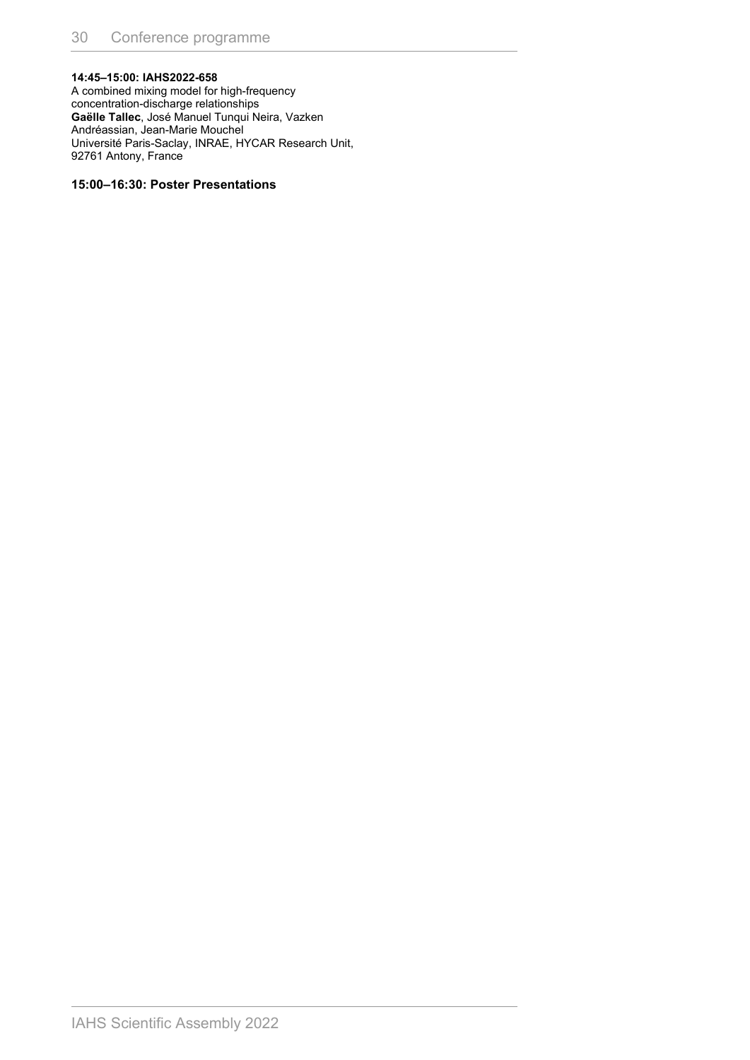**14:45–15:00: IAHS2022-658**
A combined mixing model for high-frequency concentration-discharge relationships
**Gaëlle Tallec**, José Manuel Tunqui Neira, Vazken Andréassian, Jean-Marie Mouchel
Université Paris-Saclay, INRAE, HYCAR Research Unit, 92761 Antony, France

**15:00–16:30: Poster Presentations**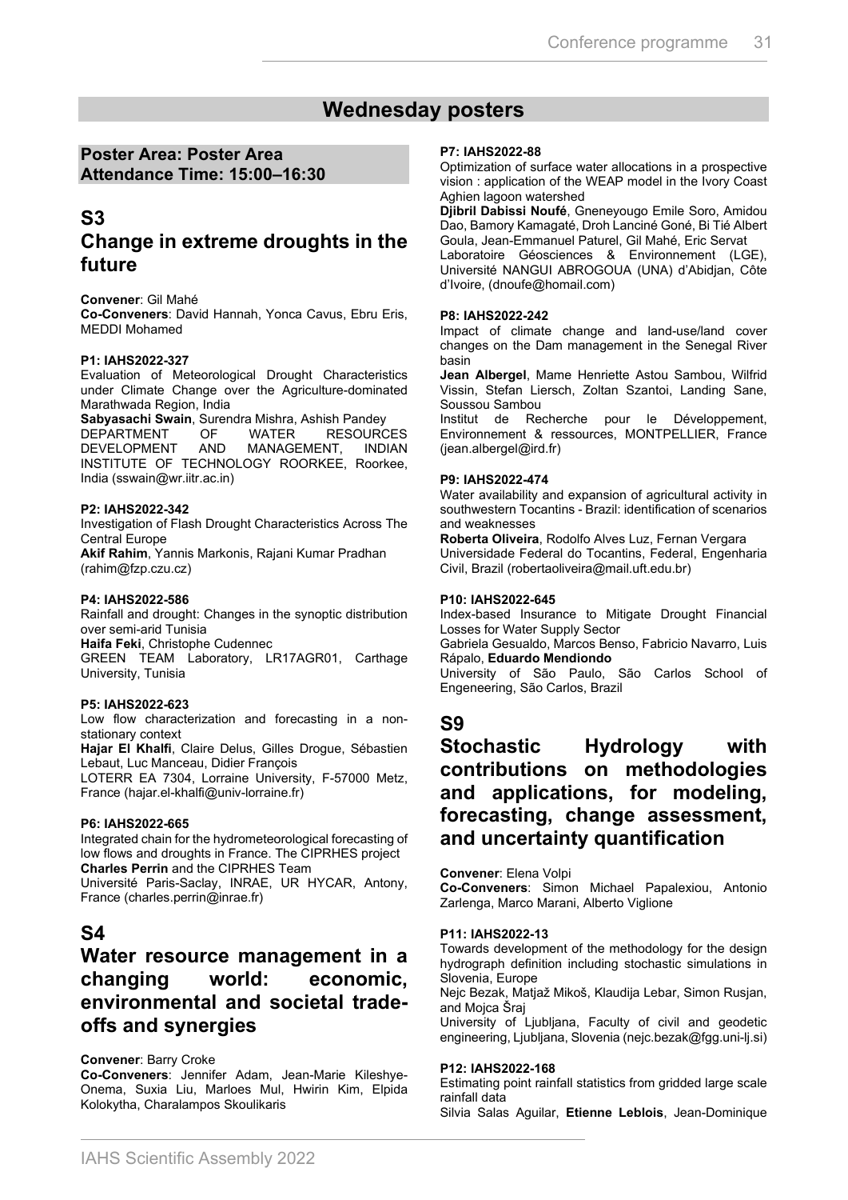# Wednesday posters

**Poster Area: Poster Area**
**Attendance Time: 15:00–16:30**

## S3
## Change in extreme droughts in the future

**Convener**: Gil Mahé
**Co-Conveners**: David Hannah, Yonca Cavus, Ebru Eris, MEDDI Mohamed

**P1: IAHS2022-327**
Evaluation of Meteorological Drought Characteristics under Climate Change over the Agriculture-dominated Marathwada Region, India
**Sabyasachi Swain**, Surendra Mishra, Ashish Pandey
DEPARTMENT OF WATER RESOURCES DEVELOPMENT AND MANAGEMENT, INDIAN INSTITUTE OF TECHNOLOGY ROORKEE, Roorkee, India (sswain@wr.iitr.ac.in)

**P2: IAHS2022-342**
Investigation of Flash Drought Characteristics Across The Central Europe
**Akif Rahim**, Yannis Markonis, Rajani Kumar Pradhan (rahim@fzp.czu.cz)

**P4: IAHS2022-586**
Rainfall and drought: Changes in the synoptic distribution over semi-arid Tunisia
**Haifa Feki**, Christophe Cudennec
GREEN TEAM Laboratory, LR17AGR01, Carthage University, Tunisia

**P5: IAHS2022-623**
Low flow characterization and forecasting in a non-stationary context
**Hajar El Khalfi**, Claire Delus, Gilles Drogue, Sébastien Lebaut, Luc Manceau, Didier François
LOTERR EA 7304, Lorraine University, F-57000 Metz, France (hajar.el-khalfi@univ-lorraine.fr)

**P6: IAHS2022-665**
Integrated chain for the hydrometeorological forecasting of low flows and droughts in France. The CIPRHES project
**Charles Perrin** and the CIPRHES Team
Université Paris-Saclay, INRAE, UR HYCAR, Antony, France (charles.perrin@inrae.fr)

## S4
## Water resource management in a changing world: economic, environmental and societal trade-offs and synergies

**Convener**: Barry Croke
**Co-Conveners**: Jennifer Adam, Jean-Marie Kileshye-Onema, Suxia Liu, Marloes Mul, Hwirin Kim, Elpida Kolokytha, Charalampos Skoulikaris

**P7: IAHS2022-88**
Optimization of surface water allocations in a prospective vision : application of the WEAP model in the Ivory Coast Aghien lagoon watershed
**Djibril Dabissi Noufé**, Gneneyougo Emile Soro, Amidou Dao, Bamory Kamagaté, Droh Lanciné Goné, Bi Tié Albert Goula, Jean-Emmanuel Paturel, Gil Mahé, Eric Servat
Laboratoire Géosciences & Environnement (LGE), Université NANGUI ABROGOUA (UNA) d'Abidjan, Côte d'Ivoire, (dnoufe@homail.com)

**P8: IAHS2022-242**
Impact of climate change and land-use/land cover changes on the Dam management in the Senegal River basin
**Jean Albergel**, Mame Henriette Astou Sambou, Wilfrid Vissin, Stefan Liersch, Zoltan Szantoi, Landing Sane, Soussou Sambou
Institut de Recherche pour le Développement, Environnement & ressources, MONTPELLIER, France (jean.albergel@ird.fr)

**P9: IAHS2022-474**
Water availability and expansion of agricultural activity in southwestern Tocantins - Brazil: identification of scenarios and weaknesses
**Roberta Oliveira**, Rodolfo Alves Luz, Fernan Vergara
Universidade Federal do Tocantins, Federal, Engenharia Civil, Brazil (robertaoliveira@mail.uft.edu.br)

**P10: IAHS2022-645**
Index-based Insurance to Mitigate Drought Financial Losses for Water Supply Sector
Gabriela Gesualdo, Marcos Benso, Fabricio Navarro, Luis Rápalo, **Eduardo Mendiondo**
University of São Paulo, São Carlos School of Engeneering, São Carlos, Brazil

## S9
## Stochastic Hydrology with contributions on methodologies and applications, for modeling, forecasting, change assessment, and uncertainty quantification

**Convener**: Elena Volpi
**Co-Conveners**: Simon Michael Papalexiou, Antonio Zarlenga, Marco Marani, Alberto Viglione

**P11: IAHS2022-13**
Towards development of the methodology for the design hydrograph definition including stochastic simulations in Slovenia, Europe
Nejc Bezak, Matjaž Mikoš, Klaudija Lebar, Simon Rusjan, and Mojca Šraj
University of Ljubljana, Faculty of civil and geodetic engineering, Ljubljana, Slovenia (nejc.bezak@fgg.uni-lj.si)

**P12: IAHS2022-168**
Estimating point rainfall statistics from gridded large scale rainfall data
Silvia Salas Aguilar, **Etienne Leblois**, Jean-Dominique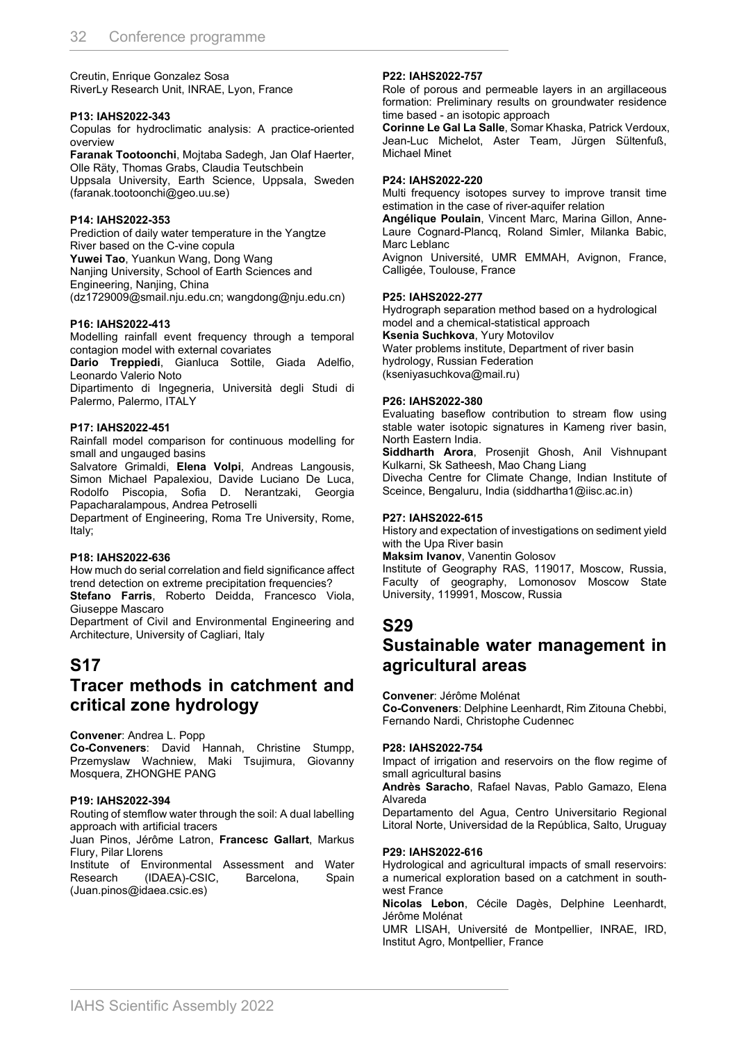Creutin, Enrique Gonzalez Sosa
RiverLy Research Unit, INRAE, Lyon, France

**P13: IAHS2022-343**
Copulas for hydroclimatic analysis: A practice-oriented overview
**Faranak Tootoonchi**, Mojtaba Sadegh, Jan Olaf Haerter, Olle Räty, Thomas Grabs, Claudia Teutschbein
Uppsala University, Earth Science, Uppsala, Sweden (faranak.tootoonchi@geo.uu.se)

**P14: IAHS2022-353**
Prediction of daily water temperature in the Yangtze River based on the C-vine copula
**Yuwei Tao**, Yuankun Wang, Dong Wang
Nanjing University, School of Earth Sciences and Engineering, Nanjing, China
(dz1729009@smail.nju.edu.cn; wangdong@nju.edu.cn)

**P16: IAHS2022-413**
Modelling rainfall event frequency through a temporal contagion model with external covariates
**Dario Treppiedi**, Gianluca Sottile, Giada Adelfio, Leonardo Valerio Noto
Dipartimento di Ingegneria, Università degli Studi di Palermo, Palermo, ITALY

**P17: IAHS2022-451**
Rainfall model comparison for continuous modelling for small and ungauged basins
Salvatore Grimaldi, **Elena Volpi**, Andreas Langousis, Simon Michael Papalexiou, Davide Luciano De Luca, Rodolfo Piscopia, Sofia D. Nerantzaki, Georgia Papacharalampous, Andrea Petroselli
Department of Engineering, Roma Tre University, Rome, Italy;

**P18: IAHS2022-636**
How much do serial correlation and field significance affect trend detection on extreme precipitation frequencies?
**Stefano Farris**, Roberto Deidda, Francesco Viola, Giuseppe Mascaro
Department of Civil and Environmental Engineering and Architecture, University of Cagliari, Italy

# S17
# Tracer methods in catchment and critical zone hydrology

**Convener**: Andrea L. Popp
**Co-Conveners**: David Hannah, Christine Stumpp, Przemyslaw Wachniew, Maki Tsujimura, Giovanny Mosquera, ZHONGHE PANG

**P19: IAHS2022-394**
Routing of stemflow water through the soil: A dual labelling approach with artificial tracers
Juan Pinos, Jérôme Latron, **Francesc Gallart**, Markus Flury, Pilar Llorens
Institute of Environmental Assessment and Water Research (IDAEA)-CSIC, Barcelona, Spain (Juan.pinos@idaea.csic.es)

**P22: IAHS2022-757**
Role of porous and permeable layers in an argillaceous formation: Preliminary results on groundwater residence time based - an isotopic approach
**Corinne Le Gal La Salle**, Somar Khaska, Patrick Verdoux, Jean-Luc Michelot, Aster Team, Jürgen Sültenfuß, Michael Minet

**P24: IAHS2022-220**
Multi frequency isotopes survey to improve transit time estimation in the case of river-aquifer relation
**Angélique Poulain**, Vincent Marc, Marina Gillon, Anne-Laure Cognard-Plancq, Roland Simler, Milanka Babic, Marc Leblanc
Avignon Université, UMR EMMAH, Avignon, France, Calligée, Toulouse, France

**P25: IAHS2022-277**
Hydrograph separation method based on a hydrological model and a chemical-statistical approach
**Ksenia Suchkova**, Yury Motovilov
Water problems institute, Department of river basin hydrology, Russian Federation
(kseniyasuchkova@mail.ru)

**P26: IAHS2022-380**
Evaluating baseflow contribution to stream flow using stable water isotopic signatures in Kameng river basin, North Eastern India.
**Siddharth Arora**, Prosenjit Ghosh, Anil Vishnupant Kulkarni, Sk Satheesh, Mao Chang Liang
Divecha Centre for Climate Change, Indian Institute of Sceince, Bengaluru, India (siddhartha1@iisc.ac.in)

**P27: IAHS2022-615**
History and expectation of investigations on sediment yield with the Upa River basin
**Maksim Ivanov**, Vanentin Golosov
Institute of Geography RAS, 119017, Moscow, Russia, Faculty of geography, Lomonosov Moscow State University, 119991, Moscow, Russia

# S29
# Sustainable water management in agricultural areas

**Convener**: Jérôme Molénat
**Co-Conveners**: Delphine Leenhardt, Rim Zitouna Chebbi, Fernando Nardi, Christophe Cudennec

**P28: IAHS2022-754**
Impact of irrigation and reservoirs on the flow regime of small agricultural basins
**Andrès Saracho**, Rafael Navas, Pablo Gamazo, Elena Alvareda
Departamento del Agua, Centro Universitario Regional Litoral Norte, Universidad de la República, Salto, Uruguay

**P29: IAHS2022-616**
Hydrological and agricultural impacts of small reservoirs: a numerical exploration based on a catchment in south-west France
**Nicolas Lebon**, Cécile Dagès, Delphine Leenhardt, Jérôme Molénat
UMR LISAH, Université de Montpellier, INRAE, IRD, Institut Agro, Montpellier, France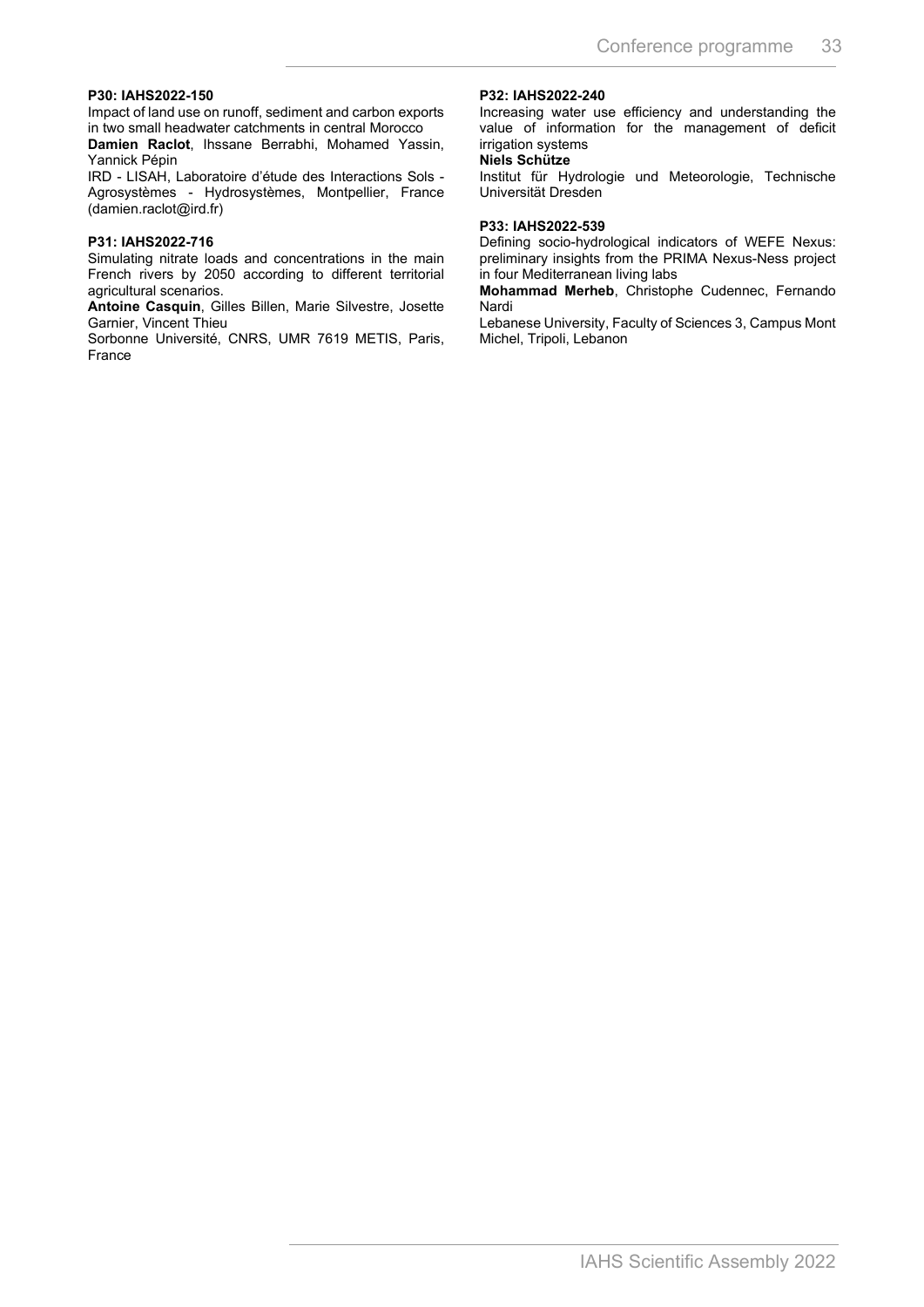**P30: IAHS2022-150**

Impact of land use on runoff, sediment and carbon exports in two small headwater catchments in central Morocco

**Damien Raclot**, Ihssane Berrabhi, Mohamed Yassin, Yannick Pépin

IRD - LISAH, Laboratoire d'étude des Interactions Sols - Agrosystèmes - Hydrosystèmes, Montpellier, France (damien.raclot@ird.fr)

**P31: IAHS2022-716**

Simulating nitrate loads and concentrations in the main French rivers by 2050 according to different territorial agricultural scenarios.

**Antoine Casquin**, Gilles Billen, Marie Silvestre, Josette Garnier, Vincent Thieu

Sorbonne Université, CNRS, UMR 7619 METIS, Paris, France

**P32: IAHS2022-240**

Increasing water use efficiency and understanding the value of information for the management of deficit irrigation systems

**Niels Schütze**

Institut für Hydrologie und Meteorologie, Technische Universität Dresden

**P33: IAHS2022-539**

Defining socio-hydrological indicators of WEFE Nexus: preliminary insights from the PRIMA Nexus-Ness project in four Mediterranean living labs

**Mohammad Merheb**, Christophe Cudennec, Fernando Nardi

Lebanese University, Faculty of Sciences 3, Campus Mont Michel, Tripoli, Lebanon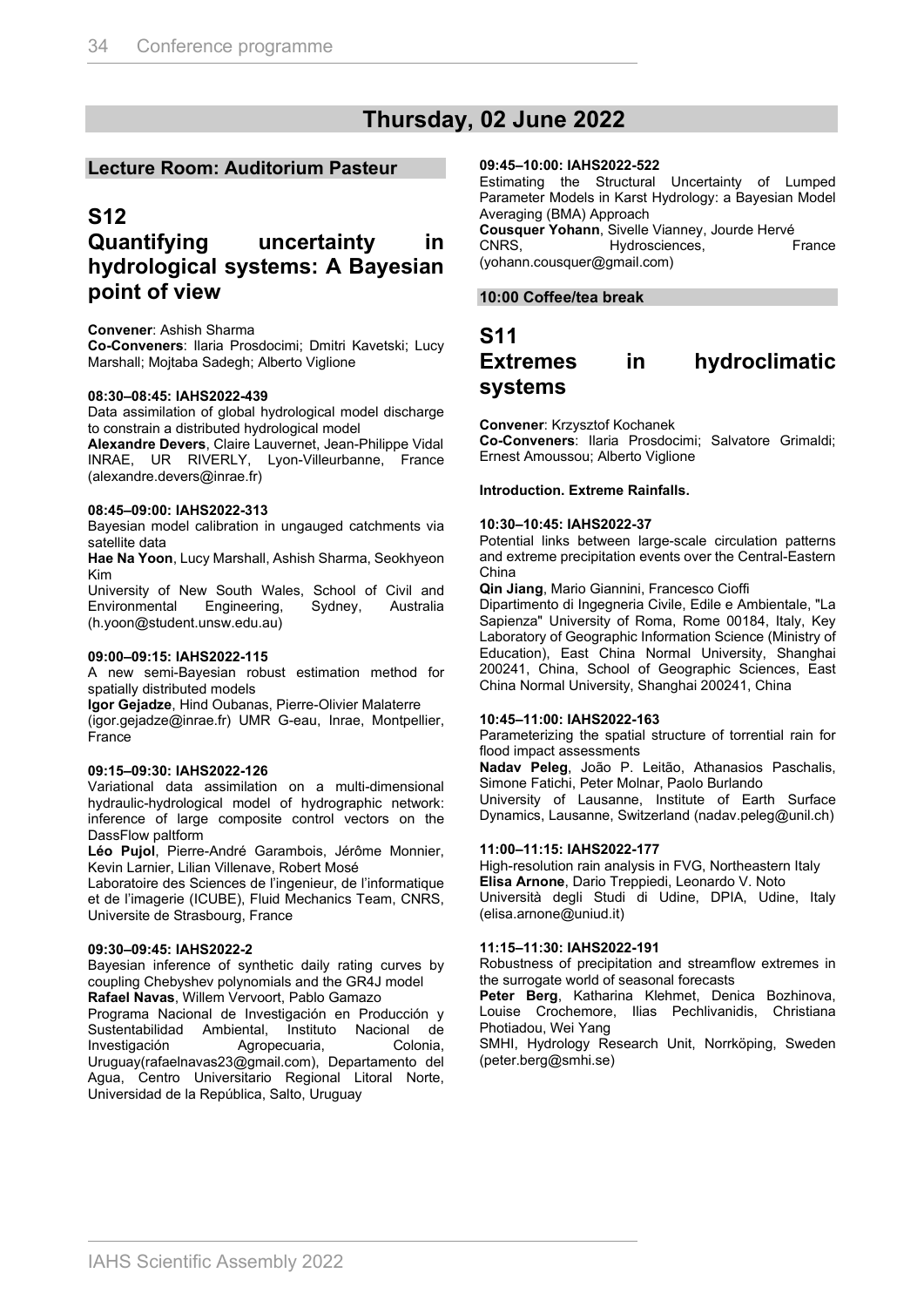# Thursday, 02 June 2022

## Lecture Room: Auditorium Pasteur

## S12
## Quantifying uncertainty in hydrological systems: A Bayesian point of view

**Convener**: Ashish Sharma
**Co-Conveners**: Ilaria Prosdocimi; Dmitri Kavetski; Lucy Marshall; Mojtaba Sadegh; Alberto Viglione

**08:30–08:45: IAHS2022-439**
Data assimilation of global hydrological model discharge to constrain a distributed hydrological model
**Alexandre Devers**, Claire Lauvernet, Jean-Philippe Vidal
INRAE, UR RIVERLY, Lyon-Villeurbanne, France (alexandre.devers@inrae.fr)

**08:45–09:00: IAHS2022-313**
Bayesian model calibration in ungauged catchments via satellite data
**Hae Na Yoon**, Lucy Marshall, Ashish Sharma, Seokhyeon Kim
University of New South Wales, School of Civil and Environmental Engineering, Sydney, Australia (h.yoon@student.unsw.edu.au)

**09:00–09:15: IAHS2022-115**
A new semi-Bayesian robust estimation method for spatially distributed models
**Igor Gejadze**, Hind Oubanas, Pierre-Olivier Malaterre
(igor.gejadze@inrae.fr) UMR G-eau, Inrae, Montpellier, France

**09:15–09:30: IAHS2022-126**
Variational data assimilation on a multi-dimensional hydraulic-hydrological model of hydrographic network: inference of large composite control vectors on the DassFlow paltform
**Léo Pujol**, Pierre-André Garambois, Jérôme Monnier, Kevin Larnier, Lilian Villenave, Robert Mosé
Laboratoire des Sciences de l'ingenieur, de l'informatique et de l'imagerie (ICUBE), Fluid Mechanics Team, CNRS, Universite de Strasbourg, France

**09:30–09:45: IAHS2022-2**
Bayesian inference of synthetic daily rating curves by coupling Chebyshev polynomials and the GR4J model
**Rafael Navas**, Willem Vervoort, Pablo Gamazo
Programa Nacional de Investigación en Producción y Sustentabilidad Ambiental, Instituto Nacional de Investigación Agropecuaria, Colonia, Uruguay(rafaelnavas23@gmail.com), Departamento del Agua, Centro Universitario Regional Litoral Norte, Universidad de la República, Salto, Uruguay

**09:45–10:00: IAHS2022-522**
Estimating the Structural Uncertainty of Lumped Parameter Models in Karst Hydrology: a Bayesian Model Averaging (BMA) Approach
**Cousquer Yohann**, Sivelle Vianney, Jourde Hervé
CNRS, Hydrosciences, France (yohann.cousquer@gmail.com)

**10:00 Coffee/tea break**

## S11
## Extremes in hydroclimatic systems

**Convener**: Krzysztof Kochanek
**Co-Conveners**: Ilaria Prosdocimi; Salvatore Grimaldi; Ernest Amoussou; Alberto Viglione

**Introduction. Extreme Rainfalls.**

**10:30–10:45: IAHS2022-37**
Potential links between large-scale circulation patterns and extreme precipitation events over the Central-Eastern China
**Qin Jiang**, Mario Giannini, Francesco Cioffi
Dipartimento di Ingegneria Civile, Edile e Ambientale, "La Sapienza" University of Roma, Rome 00184, Italy, Key Laboratory of Geographic Information Science (Ministry of Education), East China Normal University, Shanghai 200241, China, School of Geographic Sciences, East China Normal University, Shanghai 200241, China

**10:45–11:00: IAHS2022-163**
Parameterizing the spatial structure of torrential rain for flood impact assessments
**Nadav Peleg**, João P. Leitão, Athanasios Paschalis, Simone Fatichi, Peter Molnar, Paolo Burlando
University of Lausanne, Institute of Earth Surface Dynamics, Lausanne, Switzerland (nadav.peleg@unil.ch)

**11:00–11:15: IAHS2022-177**
High-resolution rain analysis in FVG, Northeastern Italy
**Elisa Arnone**, Dario Treppiedi, Leonardo V. Noto
Università degli Studi di Udine, DPIA, Udine, Italy (elisa.arnone@uniud.it)

**11:15–11:30: IAHS2022-191**
Robustness of precipitation and streamflow extremes in the surrogate world of seasonal forecasts
**Peter Berg**, Katharina Klehmet, Denica Bozhinova, Louise Crochemore, Ilias Pechlivanidis, Christiana Photiadou, Wei Yang
SMHI, Hydrology Research Unit, Norrköping, Sweden (peter.berg@smhi.se)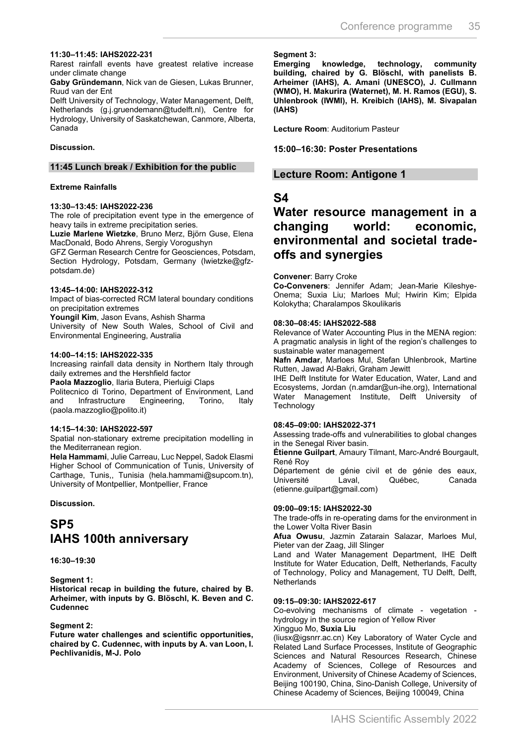**11:30–11:45: IAHS2022-231**
Rarest rainfall events have greatest relative increase under climate change
**Gaby Gründemann**, Nick van de Giesen, Lukas Brunner, Ruud van der Ent
Delft University of Technology, Water Management, Delft, Netherlands (g.j.gruendemann@tudelft.nl), Centre for Hydrology, University of Saskatchewan, Canmore, Alberta, Canada

**Discussion.**

**11:45 Lunch break / Exhibition for the public**

**Extreme Rainfalls**

**13:30–13:45: IAHS2022-236**
The role of precipitation event type in the emergence of heavy tails in extreme precipitation series.
**Luzie Marlene Wietzke**, Bruno Merz, Björn Guse, Elena MacDonald, Bodo Ahrens, Sergiy Vorogushyn
GFZ German Research Centre for Geosciences, Potsdam, Section Hydrology, Potsdam, Germany (lwietzke@gfz-potsdam.de)

**13:45–14:00: IAHS2022-312**
Impact of bias-corrected RCM lateral boundary conditions on precipitation extremes
**Youngil Kim**, Jason Evans, Ashish Sharma
University of New South Wales, School of Civil and Environmental Engineering, Australia

**14:00–14:15: IAHS2022-335**
Increasing rainfall data density in Northern Italy through daily extremes and the Hershfield factor
**Paola Mazzoglio**, Ilaria Butera, Pierluigi Claps
Politecnico di Torino, Department of Environment, Land and Infrastructure Engineering, Torino, Italy (paola.mazzoglio@polito.it)

**14:15–14:30: IAHS2022-597**
Spatial non-stationary extreme precipitation modelling in the Mediterranean region.
**Hela Hammami**, Julie Carreau, Luc Neppel, Sadok Elasmi
Higher School of Communication of Tunis, University of Carthage, Tunis,, Tunisia (hela.hammami@supcom.tn), University of Montpellier, Montpellier, France

**Discussion.**

# SP5
# IAHS 100th anniversary

**16:30–19:30**

**Segment 1:**
**Historical recap in building the future, chaired by B. Arheimer, with inputs by G. Blöschl, K. Beven and C. Cudennec**

**Segment 2:**
**Future water challenges and scientific opportunities, chaired by C. Cudennec, with inputs by A. van Loon, I. Pechlivanidis, M-J. Polo**

**Segment 3:**
**Emerging knowledge, technology, community building, chaired by G. Blöschl, with panelists B. Arheimer (IAHS), A. Amani (UNESCO), J. Cullmann (WMO), H. Makurira (Waternet), M. H. Ramos (EGU), S. Uhlenbrook (IWMI), H. Kreibich (IAHS), M. Sivapalan (IAHS)**

**Lecture Room**: Auditorium Pasteur

**15:00–16:30: Poster Presentations**

## Lecture Room: Antigone 1

# S4
# Water resource management in a changing world: economic, environmental and societal trade-offs and synergies

**Convener**: Barry Croke
**Co-Conveners**: Jennifer Adam; Jean-Marie Kileshye-Onema; Suxia Liu; Marloes Mul; Hwirin Kim; Elpida Kolokytha; Charalampos Skoulikaris

**08:30–08:45: IAHS2022-588**
Relevance of Water Accounting Plus in the MENA region: A pragmatic analysis in light of the region's challenges to sustainable water management
**Nafn Amdar**, Marloes Mul, Stefan Uhlenbrook, Martine Rutten, Jawad Al-Bakri, Graham Jewitt
IHE Delft Institute for Water Education, Water, Land and Ecosystems, Jordan (n.amdar@un-ihe.org), International Water Management Institute, Delft University of Technology

**08:45–09:00: IAHS2022-371**
Assessing trade-offs and vulnerabilities to global changes in the Senegal River basin.
**Étienne Guilpart**, Amaury Tilmant, Marc-André Bourgault, René Roy
Département de génie civil et de génie des eaux, Université Laval, Québec, Canada (etienne.guilpart@gmail.com)

**09:00–09:15: IAHS2022-30**
The trade-offs in re-operating dams for the environment in the Lower Volta River Basin
**Afua Owusu**, Jazmin Zatarain Salazar, Marloes Mul, Pieter van der Zaag, Jill Slinger
Land and Water Management Department, IHE Delft Institute for Water Education, Delft, Netherlands, Faculty of Technology, Policy and Management, TU Delft, Delft, Netherlands

**09:15–09:30: IAHS2022-617**
Co-evolving mechanisms of climate - vegetation - hydrology in the source region of Yellow River
Xingguo Mo, **Suxia Liu**
(liusx@igsnrr.ac.cn) Key Laboratory of Water Cycle and Related Land Surface Processes, Institute of Geographic Sciences and Natural Resources Research, Chinese Academy of Sciences, College of Resources and Environment, University of Chinese Academy of Sciences, Beijing 100190, China, Sino-Danish College, University of Chinese Academy of Sciences, Beijing 100049, China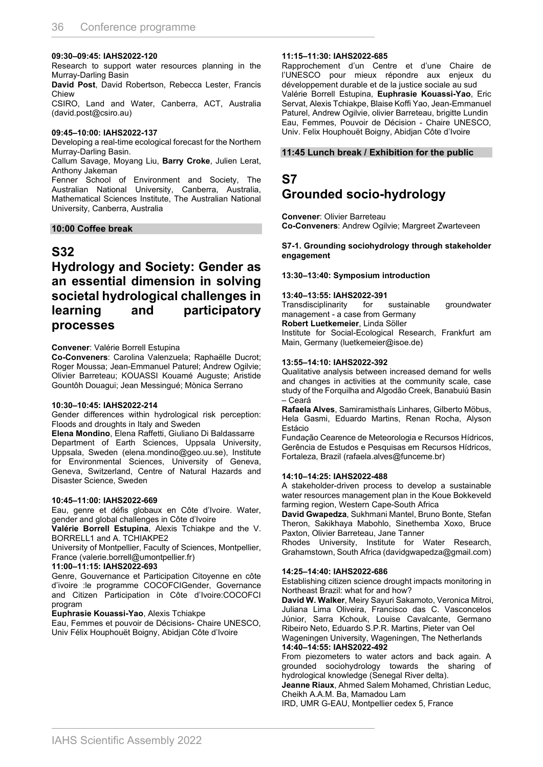**09:30–09:45: IAHS2022-120**

Research to support water resources planning in the Murray-Darling Basin

**David Post**, David Robertson, Rebecca Lester, Francis Chiew

CSIRO, Land and Water, Canberra, ACT, Australia (david.post@csiro.au)

**09:45–10:00: IAHS2022-137**

Developing a real-time ecological forecast for the Northern Murray-Darling Basin.

Callum Savage, Moyang Liu, **Barry Croke**, Julien Lerat, Anthony Jakeman

Fenner School of Environment and Society, The Australian National University, Canberra, Australia, Mathematical Sciences Institute, The Australian National University, Canberra, Australia

**10:00 Coffee break**

# S32

# Hydrology and Society: Gender as an essential dimension in solving societal hydrological challenges in learning and participatory processes

**Convener**: Valérie Borrell Estupina

**Co-Conveners**: Carolina Valenzuela; Raphaëlle Ducrot; Roger Moussa; Jean-Emmanuel Paturel; Andrew Ogilvie; Olivier Barreteau; KOUASSI Kouamé Auguste; Aristide Gountôh Douagui; Jean Messingué; Mònica Serrano

**10:30–10:45: IAHS2022-214**

Gender differences within hydrological risk perception: Floods and droughts in Italy and Sweden

**Elena Mondino**, Elena Raffetti, Giuliano Di Baldassarre

Department of Earth Sciences, Uppsala University, Uppsala, Sweden (elena.mondino@geo.uu.se), Institute for Environmental Sciences, University of Geneva, Geneva, Switzerland, Centre of Natural Hazards and Disaster Science, Sweden

**10:45–11:00: IAHS2022-669**

Eau, genre et défis globaux en Côte d'Ivoire. Water, gender and global challenges in Côte d'Ivoire

**Valérie Borrell Estupina**, Alexis Tchiakpe and the V. BORRELL1 and A. TCHIAKPE2

University of Montpellier, Faculty of Sciences, Montpellier, France (valerie.borrell@umontpellier.fr)

**11:00–11:15: IAHS2022-693**

Genre, Gouvernance et Participation Citoyenne en côte d'ivoire :le programme COCOFCIGender, Governance and Citizen Participation in Côte d'Ivoire:COCOFCI program

**Euphrasie Kouassi-Yao**, Alexis Tchiakpe

Eau, Femmes et pouvoir de Décisions- Chaire UNESCO, Univ Félix Houphouët Boigny, Abidjan Côte d'Ivoire

**11:15–11:30: IAHS2022-685**

Rapprochement d'un Centre et d'une Chaire de l'UNESCO pour mieux répondre aux enjeux du développement durable et de la justice sociale au sud

Valérie Borrell Estupina, **Euphrasie Kouassi-Yao**, Eric Servat, Alexis Tchiakpe, Blaise Koffi Yao, Jean-Emmanuel Paturel, Andrew Ogilvie, olivier Barreteau, brigitte Lundin

Eau, Femmes, Pouvoir de Décision - Chaire UNESCO, Univ. Felix Houphouët Boigny, Abidjan Côte d'Ivoire

**11:45 Lunch break / Exhibition for the public**

# S7

# Grounded socio-hydrology

**Convener**: Olivier Barreteau

**Co-Conveners**: Andrew Ogilvie; Margreet Zwarteveen

**S7-1. Grounding sociohydrology through stakeholder engagement**

**13:30–13:40: Symposium introduction**

**13:40–13:55: IAHS2022-391**

Transdisciplinarity for sustainable groundwater management - a case from Germany

**Robert Luetkemeier**, Linda Söller

Institute for Social-Ecological Research, Frankfurt am Main, Germany (luetkemeier@isoe.de)

**13:55–14:10: IAHS2022-392**

Qualitative analysis between increased demand for wells and changes in activities at the community scale, case study of the Forquilha and Algodão Creek, Banabuiú Basin – Ceará

**Rafaela Alves**, Samiramisthaís Linhares, Gilberto Möbus, Hela Gasmi, Eduardo Martins, Renan Rocha, Alyson Estácio

Fundação Cearence de Meteorologia e Recursos Hídricos, Gerência de Estudos e Pesquisas em Recursos Hídricos, Fortaleza, Brazil (rafaela.alves@funceme.br)

**14:10–14:25: IAHS2022-488**

A stakeholder-driven process to develop a sustainable water resources management plan in the Koue Bokkeveld farming region, Western Cape-South Africa

**David Gwapedza**, Sukhmani Mantel, Bruno Bonte, Stefan Theron, Sakikhaya Mabohlo, Sinethemba Xoxo, Bruce Paxton, Olivier Barreteau, Jane Tanner

Rhodes University, Institute for Water Research, Grahamstown, South Africa (davidgwapedza@gmail.com)

**14:25–14:40: IAHS2022-686**

Establishing citizen science drought impacts monitoring in Northeast Brazil: what for and how?

**David W. Walker**, Meiry Sayuri Sakamoto, Veronica Mitroi, Juliana Lima Oliveira, Francisco das C. Vasconcelos Júnior, Sarra Kchouk, Louise Cavalcante, Germano Ribeiro Neto, Eduardo S.P.R. Martins, Pieter van Oel

Wageningen University, Wageningen, The Netherlands

**14:40–14:55: IAHS2022-492**

From piezometers to water actors and back again. A grounded sociohydrology towards the sharing of hydrological knowledge (Senegal River delta).

**Jeanne Riaux**, Ahmed Salem Mohamed, Christian Leduc, Cheikh A.A.M. Ba, Mamadou Lam

IRD, UMR G-EAU, Montpellier cedex 5, France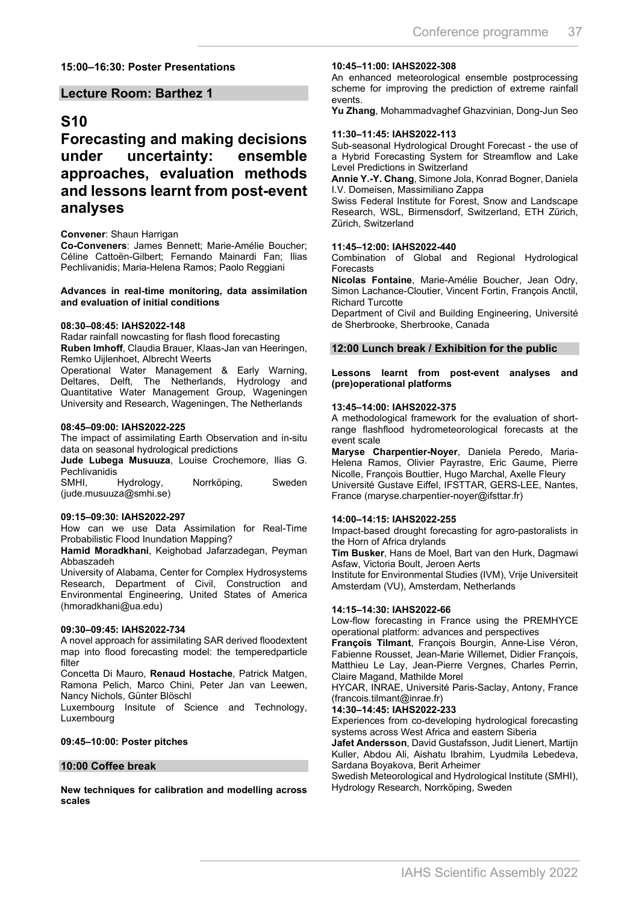**15:00–16:30: Poster Presentations**

## Lecture Room: Barthez 1

# S10

# Forecasting and making decisions under uncertainty: ensemble approaches, evaluation methods and lessons learnt from post-event analyses

**Convener**: Shaun Harrigan

**Co-Conveners**: James Bennett; Marie-Amélie Boucher; Céline Cattoën-Gilbert; Fernando Mainardi Fan; Ilias Pechlivanidis; Maria-Helena Ramos; Paolo Reggiani

**Advances in real-time monitoring, data assimilation and evaluation of initial conditions**

**08:30–08:45: IAHS2022-148**

Radar rainfall nowcasting for flash flood forecasting

**Ruben Imhoff**, Claudia Brauer, Klaas-Jan van Heeringen, Remko Uijlenhoet, Albrecht Weerts

Operational Water Management & Early Warning, Deltares, Delft, The Netherlands, Hydrology and Quantitative Water Management Group, Wageningen University and Research, Wageningen, The Netherlands

**08:45–09:00: IAHS2022-225**

The impact of assimilating Earth Observation and in-situ data on seasonal hydrological predictions

**Jude Lubega Musuuza**, Louise Crochemore, Ilias G. Pechlivanidis

SMHI, Hydrology, Norrköping, Sweden (jude.musuuza@smhi.se)

**09:15–09:30: IAHS2022-297**

How can we use Data Assimilation for Real-Time Probabilistic Flood Inundation Mapping?

**Hamid Moradkhani**, Keighobad Jafarzadegan, Peyman Abbaszadeh

University of Alabama, Center for Complex Hydrosystems Research, Department of Civil, Construction and Environmental Engineering, United States of America (hmoradkhani@ua.edu)

**09:30–09:45: IAHS2022-734**

A novel approach for assimilating SAR derived floodextent map into flood forecasting model: the temperedparticle filter

Concetta Di Mauro, **Renaud Hostache**, Patrick Matgen, Ramona Pelich, Marco Chini, Peter Jan van Leewen, Nancy Nichols, Günter Blöschl

Luxembourg Insitute of Science and Technology, Luxembourg

**09:45–10:00: Poster pitches**

## 10:00 Coffee break

**New techniques for calibration and modelling across scales**

**10:45–11:00: IAHS2022-308**

An enhanced meteorological ensemble postprocessing scheme for improving the prediction of extreme rainfall events.

**Yu Zhang**, Mohammadvaghef Ghazvinian, Dong-Jun Seo

**11:30–11:45: IAHS2022-113**

Sub-seasonal Hydrological Drought Forecast - the use of a Hybrid Forecasting System for Streamflow and Lake Level Predictions in Switzerland

**Annie Y.-Y. Chang**, Simone Jola, Konrad Bogner, Daniela I.V. Domeisen, Massimiliano Zappa

Swiss Federal Institute for Forest, Snow and Landscape Research, WSL, Birmensdorf, Switzerland, ETH Zürich, Zürich, Switzerland

**11:45–12:00: IAHS2022-440**

Combination of Global and Regional Hydrological Forecasts

**Nicolas Fontaine**, Marie-Amélie Boucher, Jean Odry, Simon Lachance-Cloutier, Vincent Fortin, François Anctil, Richard Turcotte

Department of Civil and Building Engineering, Université de Sherbrooke, Sherbrooke, Canada

## 12:00 Lunch break / Exhibition for the public

**Lessons learnt from post-event analyses and (pre)operational platforms**

**13:45–14:00: IAHS2022-375**

A methodological framework for the evaluation of short-range flashflood hydrometeorological forecasts at the event scale

**Maryse Charpentier-Noyer**, Daniela Peredo, Maria-Helena Ramos, Olivier Payrastre, Eric Gaume, Pierre Nicolle, François Bouttier, Hugo Marchal, Axelle Fleury

Université Gustave Eiffel, IFSTTAR, GERS-LEE, Nantes, France (maryse.charpentier-noyer@ifsttar.fr)

**14:00–14:15: IAHS2022-255**

Impact-based drought forecasting for agro-pastoralists in the Horn of Africa drylands

**Tim Busker**, Hans de Moel, Bart van den Hurk, Dagmawi Asfaw, Victoria Boult, Jeroen Aerts

Institute for Environmental Studies (IVM), Vrije Universiteit Amsterdam (VU), Amsterdam, Netherlands

**14:15–14:30: IAHS2022-66**

Low-flow forecasting in France using the PREMHYCE operational platform: advances and perspectives

**François Tilmant**, François Bourgin, Anne-Lise Véron, Fabienne Rousset, Jean-Marie Willemet, Didier François, Matthieu Le Lay, Jean-Pierre Vergnes, Charles Perrin, Claire Magand, Mathilde Morel

HYCAR, INRAE, Université Paris-Saclay, Antony, France (francois.tilmant@inrae.fr)

**14:30–14:45: IAHS2022-233**

Experiences from co-developing hydrological forecasting systems across West Africa and eastern Siberia

**Jafet Andersson**, David Gustafsson, Judit Lienert, Martijn Kuller, Abdou Ali, Aishatu Ibrahim, Lyudmila Lebedeva, Sardana Boyakova, Berit Arheimer

Swedish Meteorological and Hydrological Institute (SMHI), Hydrology Research, Norrköping, Sweden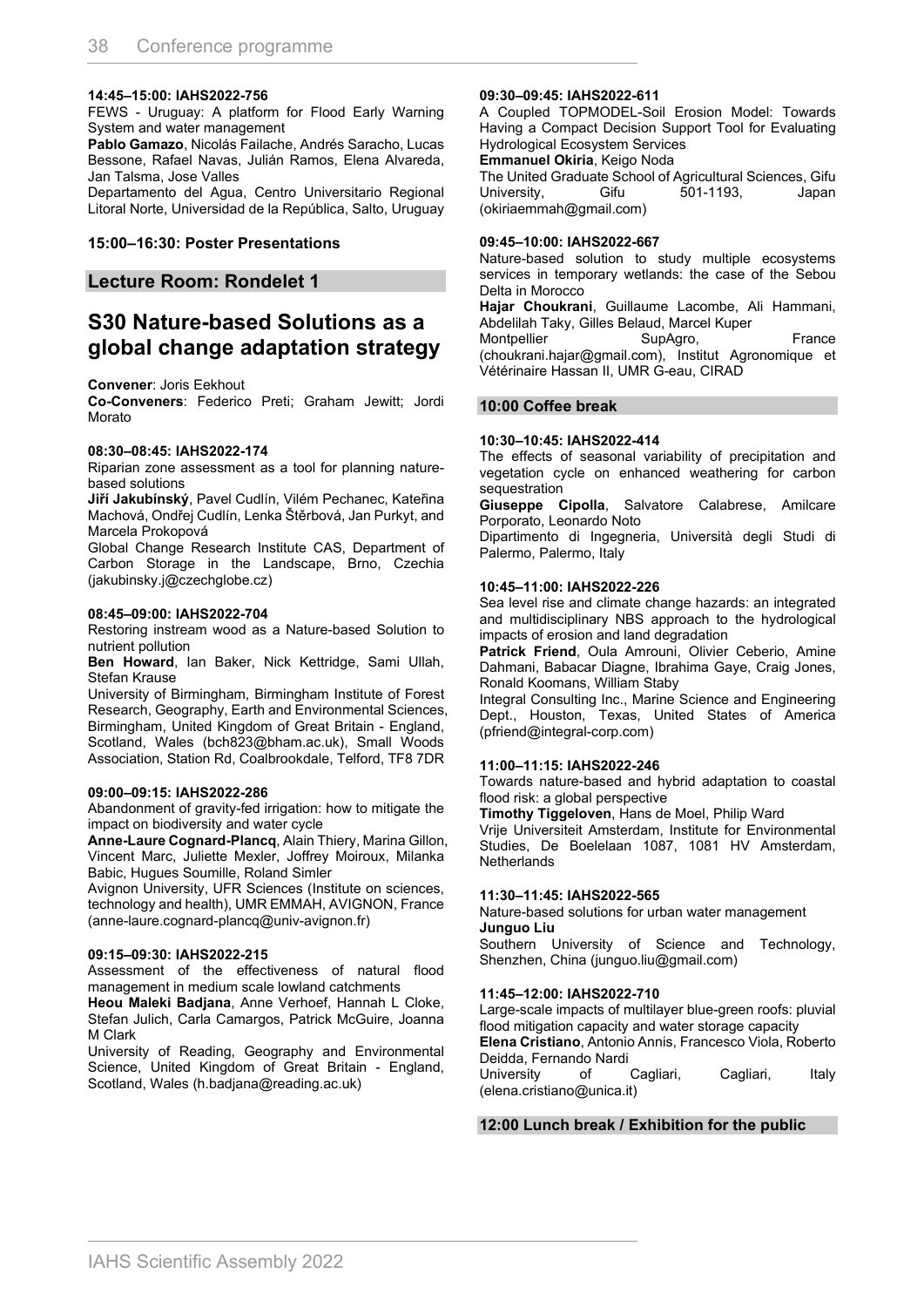**14:45–15:00: IAHS2022-756**

FEWS - Uruguay: A platform for Flood Early Warning System and water management

**Pablo Gamazo**, Nicolás Failache, Andrés Saracho, Lucas Bessone, Rafael Navas, Julián Ramos, Elena Alvareda, Jan Talsma, Jose Valles

Departamento del Agua, Centro Universitario Regional Litoral Norte, Universidad de la República, Salto, Uruguay

### 15:00–16:30: Poster Presentations

### Lecture Room: Rondelet 1

## S30 Nature-based Solutions as a global change adaptation strategy

**Convener**: Joris Eekhout

**Co-Conveners**: Federico Preti; Graham Jewitt; Jordi Morato

**08:30–08:45: IAHS2022-174**

Riparian zone assessment as a tool for planning nature-based solutions

**Jiří Jakubínský**, Pavel Cudlín, Vilém Pechanec, Kateřina Machová, Ondřej Cudlín, Lenka Štěrbová, Jan Purkyt, and Marcela Prokopová

Global Change Research Institute CAS, Department of Carbon Storage in the Landscape, Brno, Czechia (jakubinsky.j@czechglobe.cz)

**08:45–09:00: IAHS2022-704**

Restoring instream wood as a Nature-based Solution to nutrient pollution

**Ben Howard**, Ian Baker, Nick Kettridge, Sami Ullah, Stefan Krause

University of Birmingham, Birmingham Institute of Forest Research, Geography, Earth and Environmental Sciences, Birmingham, United Kingdom of Great Britain - England, Scotland, Wales (bch823@bham.ac.uk), Small Woods Association, Station Rd, Coalbrookdale, Telford, TF8 7DR

**09:00–09:15: IAHS2022-286**

Abandonment of gravity-fed irrigation: how to mitigate the impact on biodiversity and water cycle

**Anne-Laure Cognard-Plancq**, Alain Thiery, Marina Gillon, Vincent Marc, Juliette Mexler, Joffrey Moiroux, Milanka Babic, Hugues Soumille, Roland Simler

Avignon University, UFR Sciences (Institute on sciences, technology and health), UMR EMMAH, AVIGNON, France (anne-laure.cognard-plancq@univ-avignon.fr)

**09:15–09:30: IAHS2022-215**

Assessment of the effectiveness of natural flood management in medium scale lowland catchments

**Heou Maleki Badjana**, Anne Verhoef, Hannah L Cloke, Stefan Julich, Carla Camargos, Patrick McGuire, Joanna M Clark

University of Reading, Geography and Environmental Science, United Kingdom of Great Britain - England, Scotland, Wales (h.badjana@reading.ac.uk)

**09:30–09:45: IAHS2022-611**

A Coupled TOPMODEL-Soil Erosion Model: Towards Having a Compact Decision Support Tool for Evaluating Hydrological Ecosystem Services

**Emmanuel Okiria**, Keigo Noda

The United Graduate School of Agricultural Sciences, Gifu University, Gifu 501-1193, Japan (okiriaemmah@gmail.com)

**09:45–10:00: IAHS2022-667**

Nature-based solution to study multiple ecosystems services in temporary wetlands: the case of the Sebou Delta in Morocco

**Hajar Choukrani**, Guillaume Lacombe, Ali Hammani, Abdelilah Taky, Gilles Belaud, Marcel Kuper

Montpellier SupAgro, France (choukrani.hajar@gmail.com), Institut Agronomique et Vétérinaire Hassan II, UMR G-eau, CIRAD

### 10:00 Coffee break

**10:30–10:45: IAHS2022-414**

The effects of seasonal variability of precipitation and vegetation cycle on enhanced weathering for carbon sequestration

**Giuseppe Cipolla**, Salvatore Calabrese, Amilcare Porporato, Leonardo Noto

Dipartimento di Ingegneria, Università degli Studi di Palermo, Palermo, Italy

**10:45–11:00: IAHS2022-226**

Sea level rise and climate change hazards: an integrated and multidisciplinary NBS approach to the hydrological impacts of erosion and land degradation

**Patrick Friend**, Oula Amrouni, Olivier Ceberio, Amine Dahmani, Babacar Diagne, Ibrahima Gaye, Craig Jones, Ronald Koomans, William Staby

Integral Consulting Inc., Marine Science and Engineering Dept., Houston, Texas, United States of America (pfriend@integral-corp.com)

**11:00–11:15: IAHS2022-246**

Towards nature-based and hybrid adaptation to coastal flood risk: a global perspective

**Timothy Tiggeloven**, Hans de Moel, Philip Ward

Vrije Universiteit Amsterdam, Institute for Environmental Studies, De Boelelaan 1087, 1081 HV Amsterdam, Netherlands

**11:30–11:45: IAHS2022-565**

Nature-based solutions for urban water management

**Junguo Liu**

Southern University of Science and Technology, Shenzhen, China (junguo.liu@gmail.com)

**11:45–12:00: IAHS2022-710**

Large-scale impacts of multilayer blue-green roofs: pluvial flood mitigation capacity and water storage capacity

**Elena Cristiano**, Antonio Annis, Francesco Viola, Roberto Deidda, Fernando Nardi

University of Cagliari, Cagliari, Italy (elena.cristiano@unica.it)

### 12:00 Lunch break / Exhibition for the public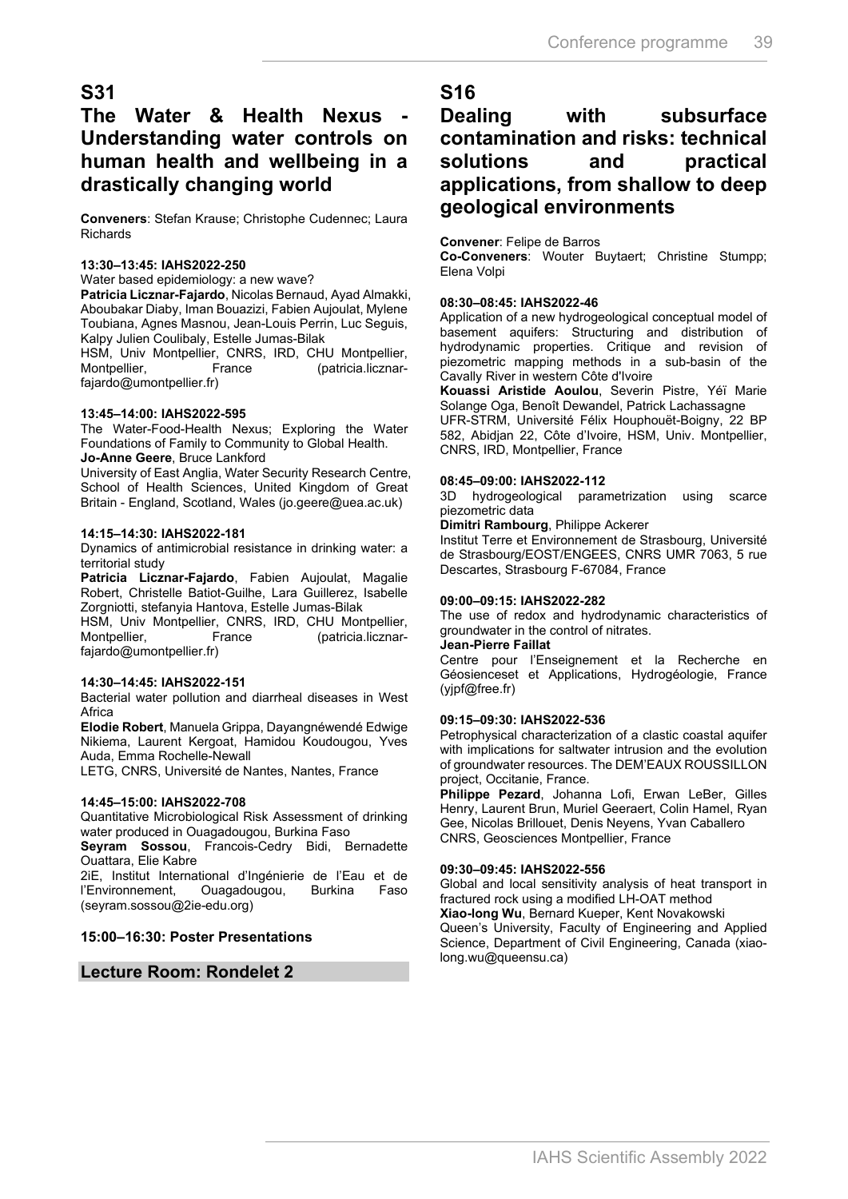## S31

## The Water & Health Nexus - Understanding water controls on human health and wellbeing in a drastically changing world

**Conveners**: Stefan Krause; Christophe Cudennec; Laura Richards

**13:30–13:45: IAHS2022-250**
Water based epidemiology: a new wave?
**Patricia Licznar-Fajardo**, Nicolas Bernaud, Ayad Almakki, Aboubakar Diaby, Iman Bouazizi, Fabien Aujoulat, Mylene Toubiana, Agnes Masnou, Jean-Louis Perrin, Luc Seguis, Kalpy Julien Coulibaly, Estelle Jumas-Bilak
HSM, Univ Montpellier, CNRS, IRD, CHU Montpellier, Montpellier, France (patricia.licznar-fajardo@umontpellier.fr)

**13:45–14:00: IAHS2022-595**
The Water-Food-Health Nexus; Exploring the Water Foundations of Family to Community to Global Health.
**Jo-Anne Geere**, Bruce Lankford
University of East Anglia, Water Security Research Centre, School of Health Sciences, United Kingdom of Great Britain - England, Scotland, Wales (jo.geere@uea.ac.uk)

**14:15–14:30: IAHS2022-181**
Dynamics of antimicrobial resistance in drinking water: a territorial study
**Patricia Licznar-Fajardo**, Fabien Aujoulat, Magalie Robert, Christelle Batiot-Guilhe, Lara Guillerez, Isabelle Zorgniotti, stefanyia Hantova, Estelle Jumas-Bilak
HSM, Univ Montpellier, CNRS, IRD, CHU Montpellier, Montpellier, France (patricia.licznar-fajardo@umontpellier.fr)

**14:30–14:45: IAHS2022-151**
Bacterial water pollution and diarrheal diseases in West Africa
**Elodie Robert**, Manuela Grippa, Dayangnéwendé Edwige Nikiema, Laurent Kergoat, Hamidou Koudougou, Yves Auda, Emma Rochelle-Newall
LETG, CNRS, Université de Nantes, Nantes, France

**14:45–15:00: IAHS2022-708**
Quantitative Microbiological Risk Assessment of drinking water produced in Ouagadougou, Burkina Faso
**Seyram Sossou**, Francois-Cedry Bidi, Bernadette Ouattara, Elie Kabre
2iE, Institut International d'Ingénierie de l'Eau et de l'Environnement, Ouagadougou, Burkina Faso (seyram.sossou@2ie-edu.org)

**15:00–16:30: Poster Presentations**

**Lecture Room: Rondelet 2**

## S16

## Dealing with subsurface contamination and risks: technical solutions and practical applications, from shallow to deep geological environments

**Convener**: Felipe de Barros
**Co-Conveners**: Wouter Buytaert; Christine Stumpp; Elena Volpi

**08:30–08:45: IAHS2022-46**
Application of a new hydrogeological conceptual model of basement aquifers: Structuring and distribution of hydrodynamic properties. Critique and revision of piezometric mapping methods in a sub-basin of the Cavally River in western Côte d'Ivoire
**Kouassi Aristide Aoulou**, Severin Pistre, Yéï Marie Solange Oga, Benoît Dewandel, Patrick Lachassagne
UFR-STRM, Université Félix Houphouët-Boigny, 22 BP 582, Abidjan 22, Côte d'Ivoire, HSM, Univ. Montpellier, CNRS, IRD, Montpellier, France

**08:45–09:00: IAHS2022-112**
3D hydrogeological parametrization using scarce piezometric data
**Dimitri Rambourg**, Philippe Ackerer
Institut Terre et Environnement de Strasbourg, Université de Strasbourg/EOST/ENGEES, CNRS UMR 7063, 5 rue Descartes, Strasbourg F-67084, France

**09:00–09:15: IAHS2022-282**
The use of redox and hydrodynamic characteristics of groundwater in the control of nitrates.
**Jean-Pierre Faillat**
Centre pour l'Enseignement et la Recherche en Géosienceset et Applications, Hydrogéologie, France (yjpf@free.fr)

**09:15–09:30: IAHS2022-536**
Petrophysical characterization of a clastic coastal aquifer with implications for saltwater intrusion and the evolution of groundwater resources. The DEM'EAUX ROUSSILLON project, Occitanie, France.
**Philippe Pezard**, Johanna Lofi, Erwan LeBer, Gilles Henry, Laurent Brun, Muriel Geeraert, Colin Hamel, Ryan Gee, Nicolas Brillouet, Denis Neyens, Yvan Caballero
CNRS, Geosciences Montpellier, France

**09:30–09:45: IAHS2022-556**
Global and local sensitivity analysis of heat transport in fractured rock using a modified LH-OAT method
**Xiao-long Wu**, Bernard Kueper, Kent Novakowski
Queen's University, Faculty of Engineering and Applied Science, Department of Civil Engineering, Canada (xiao-long.wu@queensu.ca)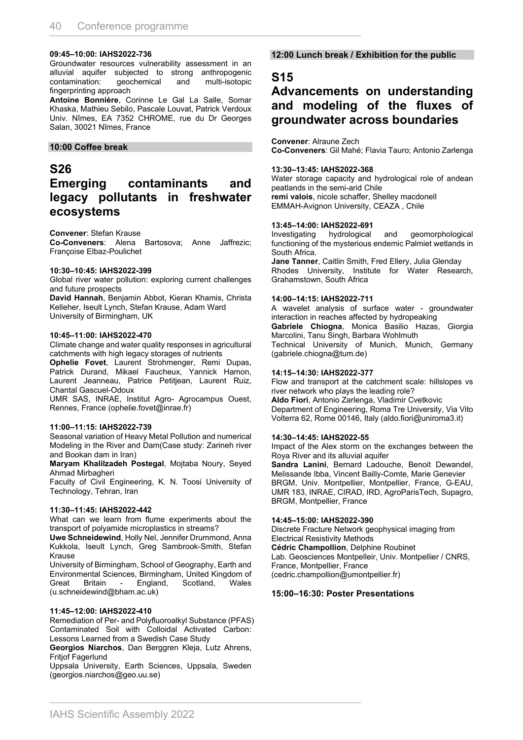**09:45–10:00: IAHS2022-736**

Groundwater resources vulnerability assessment in an alluvial aquifer subjected to strong anthropogenic contamination: geochemical and multi-isotopic fingerprinting approach

**Antoine Bonnière**, Corinne Le Gal La Salle, Somar Khaska, Mathieu Sebilo, Pascale Louvat, Patrick Verdoux
Univ. Nîmes, EA 7352 CHROME, rue du Dr Georges Salan, 30021 Nîmes, France

**10:00 Coffee break**

# S26
# Emerging contaminants and legacy pollutants in freshwater ecosystems

**Convener**: Stefan Krause
**Co-Conveners**: Alena Bartosova; Anne Jaffrezic; Françoise Elbaz-Poulichet

**10:30–10:45: IAHS2022-399**

Global river water pollution: exploring current challenges and future prospects

**David Hannah**, Benjamin Abbot, Kieran Khamis, Christa Kelleher, Iseult Lynch, Stefan Krause, Adam Ward
University of Birmingham, UK

**10:45–11:00: IAHS2022-470**

Climate change and water quality responses in agricultural catchments with high legacy storages of nutrients

**Ophelie Fovet**, Laurent Strohmenger, Remi Dupas, Patrick Durand, Mikael Faucheux, Yannick Hamon, Laurent Jeanneau, Patrice Petitjean, Laurent Ruiz, Chantal Gascuel-Odoux
UMR SAS, INRAE, Institut Agro- Agrocampus Ouest, Rennes, France (ophelie.fovet@inrae.fr)

**11:00–11:15: IAHS2022-739**

Seasonal variation of Heavy Metal Pollution and numerical Modeling in the River and Dam(Case study: Zarineh river and Bookan dam in Iran)

**Maryam Khalilzadeh Postegal**, Mojtaba Noury, Seyed Ahmad Mirbagheri
Faculty of Civil Engineering, K. N. Toosi University of Technology, Tehran, Iran

**11:30–11:45: IAHS2022-442**

What can we learn from flume experiments about the transport of polyamide microplastics in streams?

**Uwe Schneidewind**, Holly Nel, Jennifer Drummond, Anna Kukkola, Iseult Lynch, Greg Sambrook-Smith, Stefan Krause
University of Birmingham, School of Geography, Earth and Environmental Sciences, Birmingham, United Kingdom of Great Britain - England, Scotland, Wales (u.schneidewind@bham.ac.uk)

**11:45–12:00: IAHS2022-410**

Remediation of Per- and Polyfluoroalkyl Substance (PFAS) Contaminated Soil with Colloidal Activated Carbon: Lessons Learned from a Swedish Case Study

**Georgios Niarchos**, Dan Berggren Kleja, Lutz Ahrens, Fritjof Fagerlund
Uppsala University, Earth Sciences, Uppsala, Sweden (georgios.niarchos@geo.uu.se)

**12:00 Lunch break / Exhibition for the public**

# S15
# Advancements on understanding and modeling of the fluxes of groundwater across boundaries

**Convener**: Alraune Zech
**Co-Conveners**: Gil Mahé; Flavia Tauro; Antonio Zarlenga

**13:30–13:45: IAHS2022-368**

Water storage capacity and hydrological role of andean peatlands in the semi-arid Chile

**remi valois**, nicole schaffer, Shelley macdonell
EMMAH-Avignon University, CEAZA , Chile

**13:45–14:00: IAHS2022-691**

Investigating hydrological and geomorphological functioning of the mysterious endemic Palmiet wetlands in South Africa.

**Jane Tanner**, Caitlin Smith, Fred Ellery, Julia Glenday
Rhodes University, Institute for Water Research, Grahamstown, South Africa

**14:00–14:15: IAHS2022-711**

A wavelet analysis of surface water - groundwater interaction in reaches affected by hydropeaking

**Gabriele Chiogna**, Monica Basilio Hazas, Giorgia Marcolini, Tanu Singh, Barbara Wohlmuth
Technical University of Munich, Munich, Germany (gabriele.chiogna@tum.de)

**14:15–14:30: IAHS2022-377**

Flow and transport at the catchment scale: hillslopes vs river network who plays the leading role?

**Aldo Fiori**, Antonio Zarlenga, Vladimir Cvetkovic
Department of Engineering, Roma Tre University, Via Vito Volterra 62, Rome 00146, Italy (aldo.fiori@uniroma3.it)

**14:30–14:45: IAHS2022-55**

Impact of the Alex storm on the exchanges between the Roya River and its alluvial aquifer

**Sandra Lanini**, Bernard Ladouche, Benoit Dewandel, Melissande Ibba, Vincent Bailly-Comte, Marie Genevier
BRGM, Univ. Montpellier, Montpellier, France, G-EAU, UMR 183, INRAE, CIRAD, IRD, AgroParisTech, Supagro, BRGM, Montpellier, France

**14:45–15:00: IAHS2022-390**

Discrete Fracture Network geophysical imaging from Electrical Resistivity Methods

**Cédric Champollion**, Delphine Roubinet
Lab. Geosciences Montpelleir, Univ. Montpellier / CNRS, France, Montpellier, France
(cedric.champollion@umontpellier.fr)

**15:00–16:30: Poster Presentations**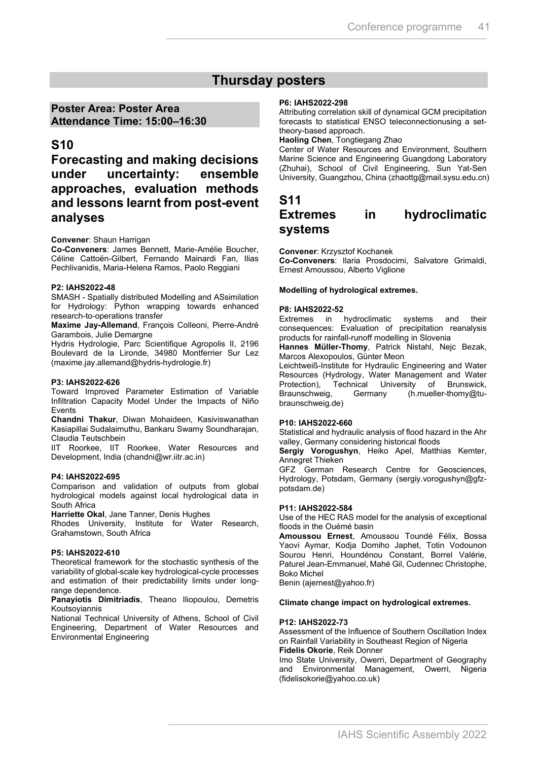# Thursday posters

## Poster Area: Poster Area
## Attendance Time: 15:00–16:30

## S10

## Forecasting and making decisions under uncertainty: ensemble approaches, evaluation methods and lessons learnt from post-event analyses

**Convener**: Shaun Harrigan

**Co-Conveners**: James Bennett, Marie-Amélie Boucher, Céline Cattoën-Gilbert, Fernando Mainardi Fan, Ilias Pechlivanidis, Maria-Helena Ramos, Paolo Reggiani

**P2: IAHS2022-48**

SMASH - Spatially distributed Modelling and ASsimilation for Hydrology: Python wrapping towards enhanced research-to-operations transfer

**Maxime Jay-Allemand**, François Colleoni, Pierre-André Garambois, Julie Demargne

Hydris Hydrologie, Parc Scientifique Agropolis II, 2196 Boulevard de la Lironde, 34980 Montferrier Sur Lez (maxime.jay.allemand@hydris-hydrologie.fr)

**P3: IAHS2022-626**

Toward Improved Parameter Estimation of Variable Infiltration Capacity Model Under the Impacts of Niño Events

**Chandni Thakur**, Diwan Mohaideen, Kasiviswanathan Kasiapillai Sudalaimuthu, Bankaru Swamy Soundharajan, Claudia Teutschbein

IIT Roorkee, IIT Roorkee, Water Resources and Development, India (chandni@wr.iitr.ac.in)

**P4: IAHS2022-695**

Comparison and validation of outputs from global hydrological models against local hydrological data in South Africa

**Harriette Okal**, Jane Tanner, Denis Hughes

Rhodes University, Institute for Water Research, Grahamstown, South Africa

**P5: IAHS2022-610**

Theoretical framework for the stochastic synthesis of the variability of global-scale key hydrological-cycle processes and estimation of their predictability limits under long-range dependence.

**Panayiotis Dimitriadis**, Theano Iliopoulou, Demetris Koutsoyiannis

National Technical University of Athens, School of Civil Engineering, Department of Water Resources and Environmental Engineering

**P6: IAHS2022-298**

Attributing correlation skill of dynamical GCM precipitation forecasts to statistical ENSO teleconnectionusing a set-theory-based approach.

**Haoling Chen**, Tongtiegang Zhao

Center of Water Resources and Environment, Southern Marine Science and Engineering Guangdong Laboratory (Zhuhai), School of Civil Engineering, Sun Yat-Sen University, Guangzhou, China (zhaottg@mail.sysu.edu.cn)

## S11

## Extremes in hydroclimatic systems

**Convener**: Krzysztof Kochanek

**Co-Conveners**: Ilaria Prosdocimi, Salvatore Grimaldi, Ernest Amoussou, Alberto Viglione

**Modelling of hydrological extremes.**

**P8: IAHS2022-52**

Extremes in hydroclimatic systems and their consequences: Evaluation of precipitation reanalysis products for rainfall-runoff modelling in Slovenia

**Hannes Müller-Thomy**, Patrick Nistahl, Nejc Bezak, Marcos Alexopoulos, Günter Meon

Leichtweiß-Institute for Hydraulic Engineering and Water Resources (Hydrology, Water Management and Water Protection), Technical University of Brunswick, Braunschweig, Germany (h.mueller-thomy@tu-braunschweig.de)

**P10: IAHS2022-660**

Statistical and hydraulic analysis of flood hazard in the Ahr valley, Germany considering historical floods

**Sergiy Vorogushyn**, Heiko Apel, Matthias Kemter, Annegret Thieken

GFZ German Research Centre for Geosciences, Hydrology, Potsdam, Germany (sergiy.vorogushyn@gfz-potsdam.de)

**P11: IAHS2022-584**

Use of the HEC RAS model for the analysis of exceptional floods in the Ouémé basin

**Amoussou Ernest**, Amoussou Toundé Félix, Bossa Yaovi Aymar, Kodja Domiho Japhet, Totin Vodounon Sourou Henri, Houndénou Constant, Borrel Valérie, Paturel Jean-Emmanuel, Mahé Gil, Cudennec Christophe, Boko Michel

Benin (ajernest@yahoo.fr)

**Climate change impact on hydrological extremes.**

**P12: IAHS2022-73**

Assessment of the Influence of Southern Oscillation Index on Rainfall Variability in Southeast Region of Nigeria

**Fidelis Okorie**, Reik Donner

Imo State University, Owerri, Department of Geography and Environmental Management, Owerri, Nigeria (fidelisokorie@yahoo.co.uk)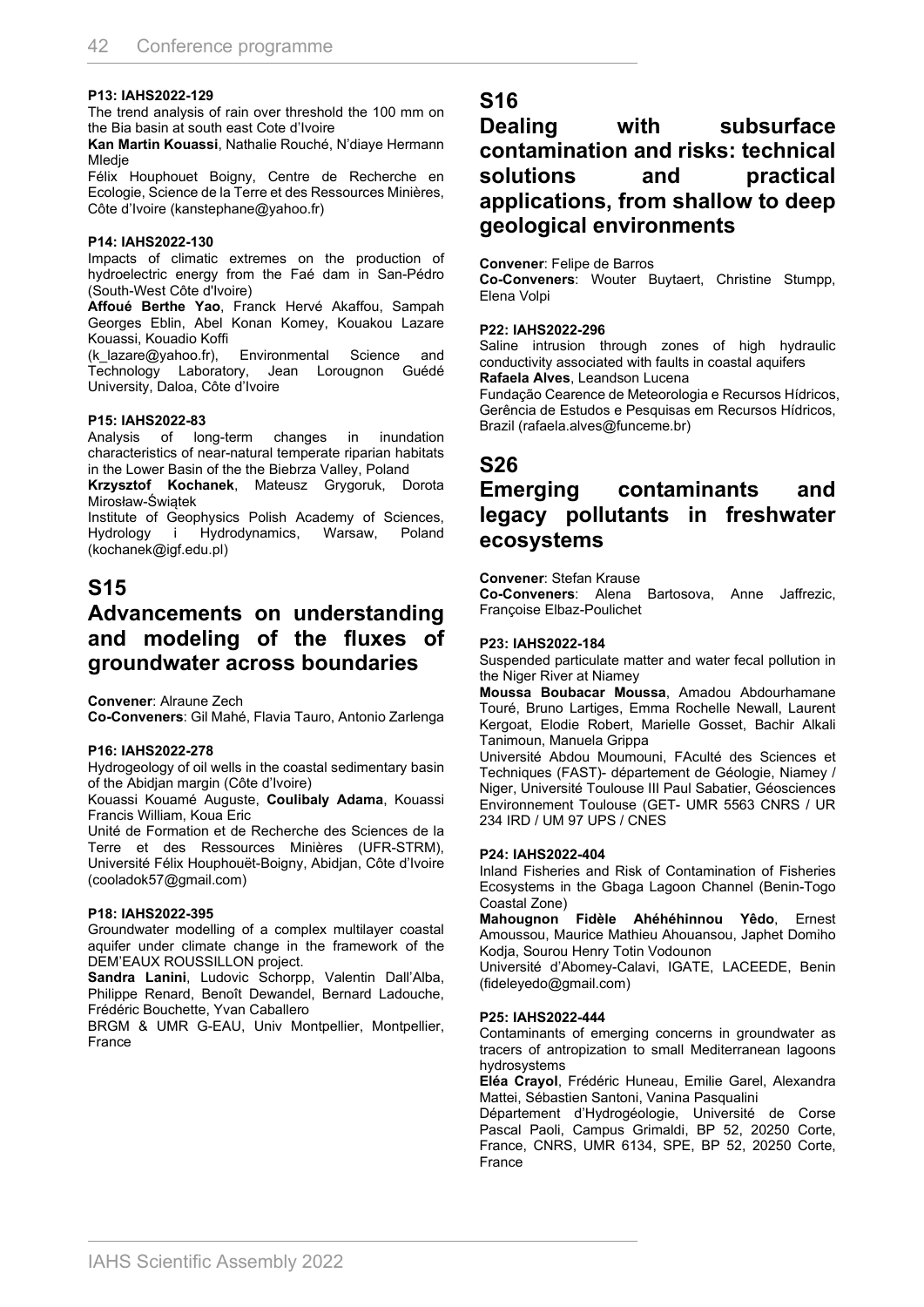**P13: IAHS2022-129**

The trend analysis of rain over threshold the 100 mm on the Bia basin at south east Cote d'Ivoire

**Kan Martin Kouassi**, Nathalie Rouché, N'diaye Hermann Mledje

Félix Houphouet Boigny, Centre de Recherche en Ecologie, Science de la Terre et des Ressources Minières, Côte d'Ivoire (kanstephane@yahoo.fr)

**P14: IAHS2022-130**

Impacts of climatic extremes on the production of hydroelectric energy from the Faé dam in San-Pédro (South-West Côte d'Ivoire)

**Affoué Berthe Yao**, Franck Hervé Akaffou, Sampah Georges Eblin, Abel Konan Komey, Kouakou Lazare Kouassi, Kouadio Koffi

(k_lazare@yahoo.fr), Environmental Science and Technology Laboratory, Jean Lorougnon Guédé University, Daloa, Côte d'Ivoire

**P15: IAHS2022-83**

Analysis of long-term changes in inundation characteristics of near-natural temperate riparian habitats in the Lower Basin of the the Biebrza Valley, Poland

**Krzysztof Kochanek**, Mateusz Grygoruk, Dorota Mirosław-Świątek

Institute of Geophysics Polish Academy of Sciences, Hydrology i Hydrodynamics, Warsaw, Poland (kochanek@igf.edu.pl)

## S15

## Advancements on understanding and modeling of the fluxes of groundwater across boundaries

**Convener**: Alraune Zech

**Co-Conveners**: Gil Mahé, Flavia Tauro, Antonio Zarlenga

**P16: IAHS2022-278**

Hydrogeology of oil wells in the coastal sedimentary basin of the Abidjan margin (Côte d'Ivoire)

Kouassi Kouamé Auguste, **Coulibaly Adama**, Kouassi Francis William, Koua Eric

Unité de Formation et de Recherche des Sciences de la Terre et des Ressources Minières (UFR-STRM), Université Félix Houphouët-Boigny, Abidjan, Côte d'Ivoire (cooladok57@gmail.com)

**P18: IAHS2022-395**

Groundwater modelling of a complex multilayer coastal aquifer under climate change in the framework of the DEM'EAUX ROUSSILLON project.

**Sandra Lanini**, Ludovic Schorpp, Valentin Dall'Alba, Philippe Renard, Benoît Dewandel, Bernard Ladouche, Frédéric Bouchette, Yvan Caballero

BRGM & UMR G-EAU, Univ Montpellier, Montpellier, France

## S16

## Dealing with subsurface contamination and risks: technical solutions and practical applications, from shallow to deep geological environments

**Convener**: Felipe de Barros

**Co-Conveners**: Wouter Buytaert, Christine Stumpp, Elena Volpi

**P22: IAHS2022-296**

Saline intrusion through zones of high hydraulic conductivity associated with faults in coastal aquifers

**Rafaela Alves**, Leandson Lucena

Fundação Cearence de Meteorologia e Recursos Hídricos, Gerência de Estudos e Pesquisas em Recursos Hídricos, Brazil (rafaela.alves@funceme.br)

## S26

## Emerging contaminants and legacy pollutants in freshwater ecosystems

**Convener**: Stefan Krause

**Co-Conveners**: Alena Bartosova, Anne Jaffrezic, Françoise Elbaz-Poulichet

**P23: IAHS2022-184**

Suspended particulate matter and water fecal pollution in the Niger River at Niamey

**Moussa Boubacar Moussa**, Amadou Abdourhamane Touré, Bruno Lartiges, Emma Rochelle Newall, Laurent Kergoat, Elodie Robert, Marielle Gosset, Bachir Alkali Tanimoun, Manuela Grippa

Université Abdou Moumouni, FAculté des Sciences et Techniques (FAST)- département de Géologie, Niamey / Niger, Université Toulouse III Paul Sabatier, Géosciences Environnement Toulouse (GET- UMR 5563 CNRS / UR 234 IRD / UM 97 UPS / CNES

**P24: IAHS2022-404**

Inland Fisheries and Risk of Contamination of Fisheries Ecosystems in the Gbaga Lagoon Channel (Benin-Togo Coastal Zone)

**Mahougnon Fidèle Ahéhéhinnou Yêdo**, Ernest Amoussou, Maurice Mathieu Ahouansou, Japhet Domiho Kodja, Sourou Henry Totin Vodounon

Université d'Abomey-Calavi, IGATE, LACEEDE, Benin (fideleyedo@gmail.com)

**P25: IAHS2022-444**

Contaminants of emerging concerns in groundwater as tracers of antropization to small Mediterranean lagoons hydrosystems

**Eléa Crayol**, Frédéric Huneau, Emilie Garel, Alexandra Mattei, Sébastien Santoni, Vanina Pasqualini

Département d'Hydrogéologie, Université de Corse Pascal Paoli, Campus Grimaldi, BP 52, 20250 Corte, France, CNRS, UMR 6134, SPE, BP 52, 20250 Corte, France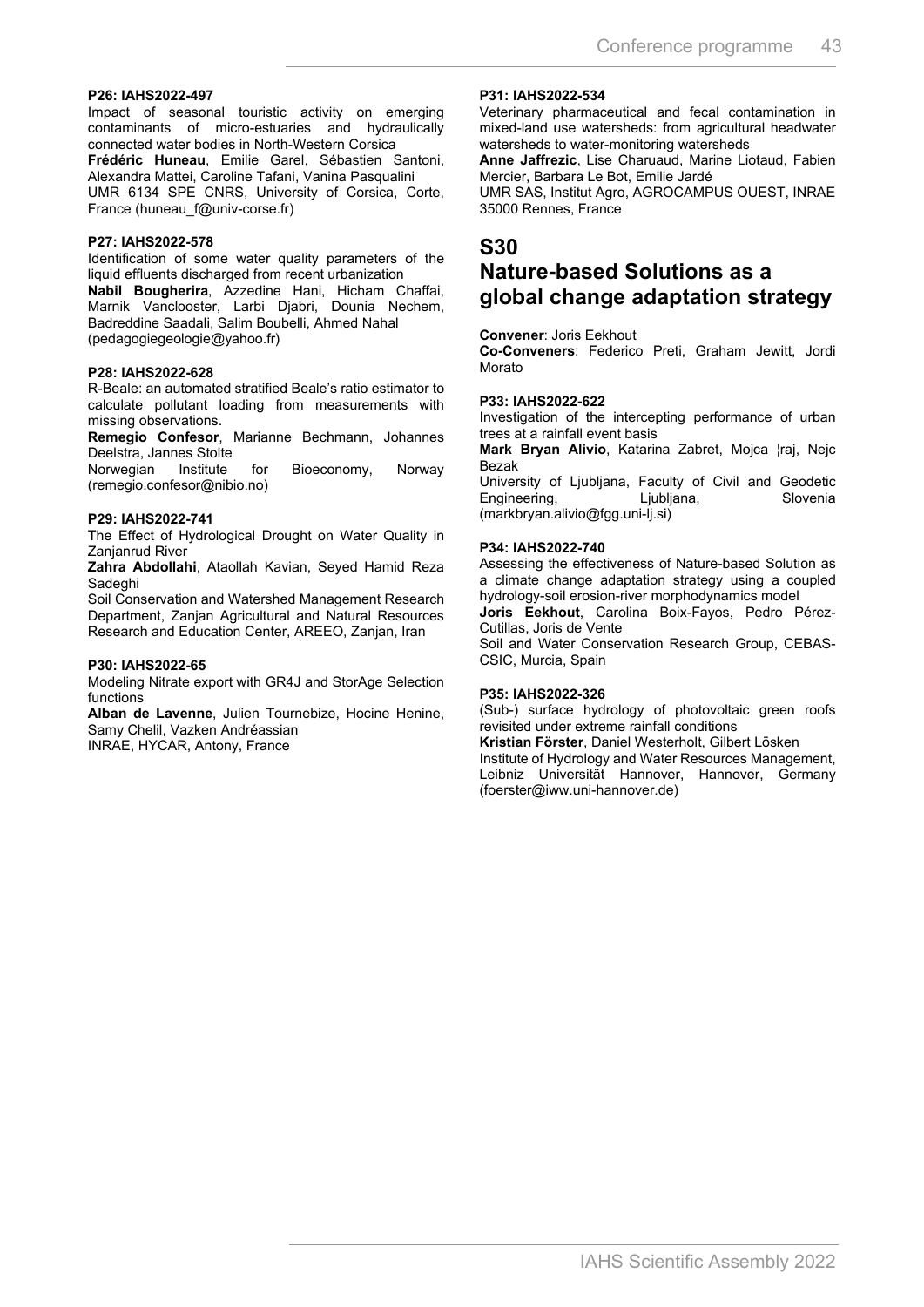**P26: IAHS2022-497**

Impact of seasonal touristic activity on emerging contaminants of micro-estuaries and hydraulically connected water bodies in North-Western Corsica

**Frédéric Huneau**, Emilie Garel, Sébastien Santoni, Alexandra Mattei, Caroline Tafani, Vanina Pasqualini

UMR 6134 SPE CNRS, University of Corsica, Corte, France (huneau_f@univ-corse.fr)

**P27: IAHS2022-578**

Identification of some water quality parameters of the liquid effluents discharged from recent urbanization

**Nabil Bougherira**, Azzedine Hani, Hicham Chaffai, Marnik Vanclooster, Larbi Djabri, Dounia Nechem, Badreddine Saadali, Salim Boubelli, Ahmed Nahal

(pedagogiegeologie@yahoo.fr)

**P28: IAHS2022-628**

R-Beale: an automated stratified Beale's ratio estimator to calculate pollutant loading from measurements with missing observations.

**Remegio Confesor**, Marianne Bechmann, Johannes Deelstra, Jannes Stolte

Norwegian Institute for Bioeconomy, Norway (remegio.confesor@nibio.no)

**P29: IAHS2022-741**

The Effect of Hydrological Drought on Water Quality in Zanjanrud River

**Zahra Abdollahi**, Ataollah Kavian, Seyed Hamid Reza Sadeghi

Soil Conservation and Watershed Management Research Department, Zanjan Agricultural and Natural Resources Research and Education Center, AREEO, Zanjan, Iran

**P30: IAHS2022-65**

Modeling Nitrate export with GR4J and StorAge Selection functions

**Alban de Lavenne**, Julien Tournebize, Hocine Henine, Samy Chelil, Vazken Andréassian

INRAE, HYCAR, Antony, France

**P31: IAHS2022-534**

Veterinary pharmaceutical and fecal contamination in mixed-land use watersheds: from agricultural headwater watersheds to water-monitoring watersheds

**Anne Jaffrezic**, Lise Charuaud, Marine Liotaud, Fabien Mercier, Barbara Le Bot, Emilie Jardé

UMR SAS, Institut Agro, AGROCAMPUS OUEST, INRAE 35000 Rennes, France

# S30
# Nature-based Solutions as a global change adaptation strategy

**Convener**: Joris Eekhout

**Co-Conveners**: Federico Preti, Graham Jewitt, Jordi Morato

**P33: IAHS2022-622**

Investigation of the intercepting performance of urban trees at a rainfall event basis

**Mark Bryan Alivio**, Katarina Zabret, Mojca ¦raj, Nejc Bezak

University of Ljubljana, Faculty of Civil and Geodetic Engineering, Ljubljana, Slovenia (markbryan.alivio@fgg.uni-lj.si)

**P34: IAHS2022-740**

Assessing the effectiveness of Nature-based Solution as a climate change adaptation strategy using a coupled hydrology-soil erosion-river morphodynamics model

**Joris Eekhout**, Carolina Boix-Fayos, Pedro Pérez-Cutillas, Joris de Vente

Soil and Water Conservation Research Group, CEBAS-CSIC, Murcia, Spain

**P35: IAHS2022-326**

(Sub-) surface hydrology of photovoltaic green roofs revisited under extreme rainfall conditions

**Kristian Förster**, Daniel Westerholt, Gilbert Lösken

Institute of Hydrology and Water Resources Management, Leibniz Universität Hannover, Hannover, Germany (foerster@iww.uni-hannover.de)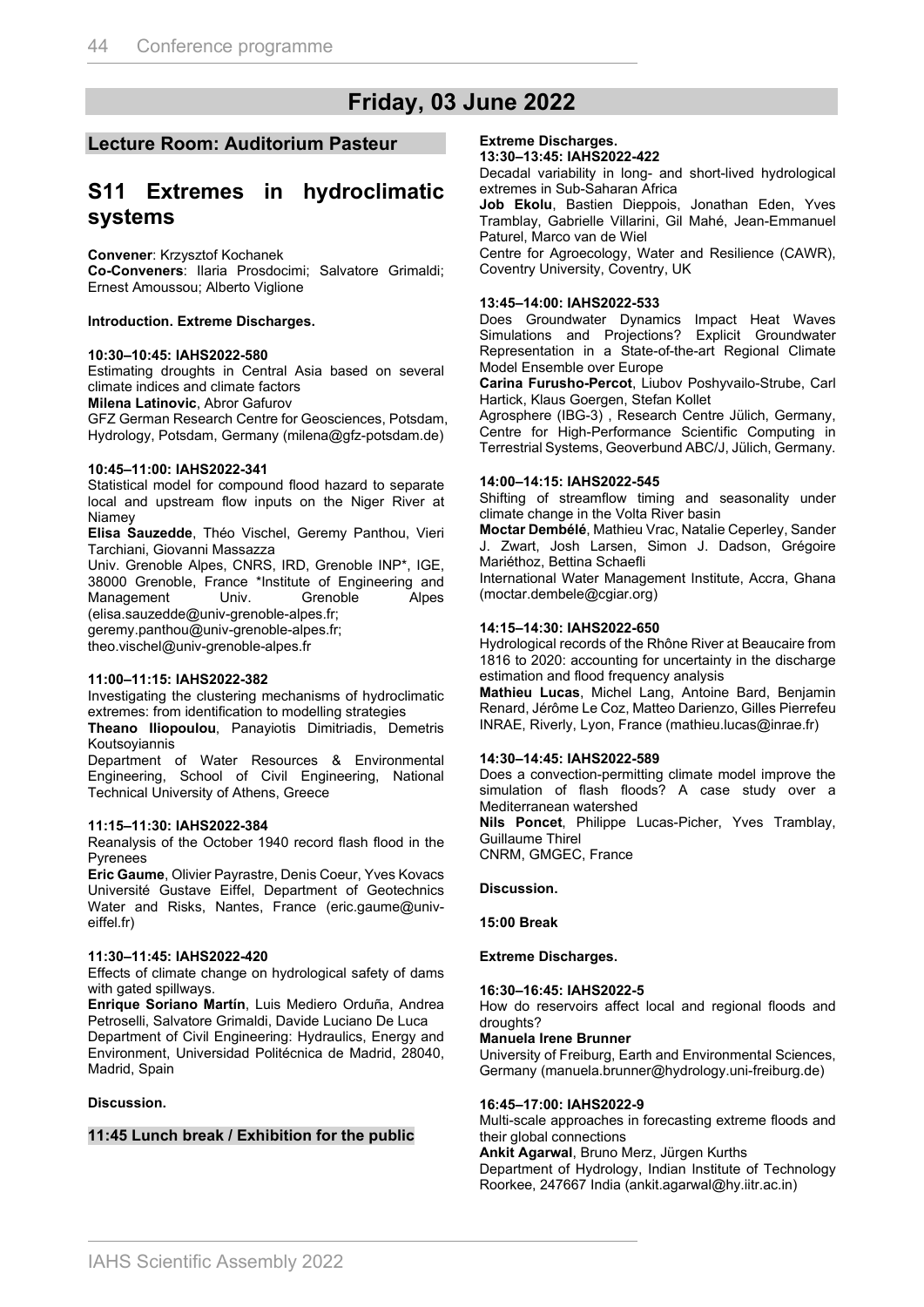# Friday, 03 June 2022

## Lecture Room: Auditorium Pasteur

## S11 Extremes in hydroclimatic systems

**Convener**: Krzysztof Kochanek
**Co-Conveners**: Ilaria Prosdocimi; Salvatore Grimaldi; Ernest Amoussou; Alberto Viglione

**Introduction. Extreme Discharges.**

**10:30–10:45: IAHS2022-580**
Estimating droughts in Central Asia based on several climate indices and climate factors
**Milena Latinovic**, Abror Gafurov
GFZ German Research Centre for Geosciences, Potsdam, Hydrology, Potsdam, Germany (milena@gfz-potsdam.de)

**10:45–11:00: IAHS2022-341**
Statistical model for compound flood hazard to separate local and upstream flow inputs on the Niger River at Niamey
**Elisa Sauzedde**, Théo Vischel, Geremy Panthou, Vieri Tarchiani, Giovanni Massazza
Univ. Grenoble Alpes, CNRS, IRD, Grenoble INP*, IGE, 38000 Grenoble, France *Institute of Engineering and Management Univ. Grenoble Alpes (elisa.sauzedde@univ-grenoble-alpes.fr; geremy.panthou@univ-grenoble-alpes.fr; theo.vischel@univ-grenoble-alpes.fr

**11:00–11:15: IAHS2022-382**
Investigating the clustering mechanisms of hydroclimatic extremes: from identification to modelling strategies
**Theano Iliopoulou**, Panayiotis Dimitriadis, Demetris Koutsoyiannis
Department of Water Resources & Environmental Engineering, School of Civil Engineering, National Technical University of Athens, Greece

**11:15–11:30: IAHS2022-384**
Reanalysis of the October 1940 record flash flood in the Pyrenees
**Eric Gaume**, Olivier Payrastre, Denis Coeur, Yves Kovacs
Université Gustave Eiffel, Department of Geotechnics Water and Risks, Nantes, France (eric.gaume@univ-eiffel.fr)

**11:30–11:45: IAHS2022-420**
Effects of climate change on hydrological safety of dams with gated spillways.
**Enrique Soriano Martín**, Luis Mediero Orduña, Andrea Petroselli, Salvatore Grimaldi, Davide Luciano De Luca
Department of Civil Engineering: Hydraulics, Energy and Environment, Universidad Politécnica de Madrid, 28040, Madrid, Spain

**Discussion.**

### 11:45 Lunch break / Exhibition for the public

**Extreme Discharges.**

**13:30–13:45: IAHS2022-422**
Decadal variability in long- and short-lived hydrological extremes in Sub-Saharan Africa
**Job Ekolu**, Bastien Dieppois, Jonathan Eden, Yves Tramblay, Gabrielle Villarini, Gil Mahé, Jean-Emmanuel Paturel, Marco van de Wiel
Centre for Agroecology, Water and Resilience (CAWR), Coventry University, Coventry, UK

**13:45–14:00: IAHS2022-533**
Does Groundwater Dynamics Impact Heat Waves Simulations and Projections? Explicit Groundwater Representation in a State-of-the-art Regional Climate Model Ensemble over Europe
**Carina Furusho-Percot**, Liubov Poshyvailo-Strube, Carl Hartick, Klaus Goergen, Stefan Kollet
Agrosphere (IBG-3) , Research Centre Jülich, Germany, Centre for High-Performance Scientific Computing in Terrestrial Systems, Geoverbund ABC/J, Jülich, Germany.

**14:00–14:15: IAHS2022-545**
Shifting of streamflow timing and seasonality under climate change in the Volta River basin
**Moctar Dembélé**, Mathieu Vrac, Natalie Ceperley, Sander J. Zwart, Josh Larsen, Simon J. Dadson, Grégoire Mariéthoz, Bettina Schaefli
International Water Management Institute, Accra, Ghana (moctar.dembele@cgiar.org)

**14:15–14:30: IAHS2022-650**
Hydrological records of the Rhône River at Beaucaire from 1816 to 2020: accounting for uncertainty in the discharge estimation and flood frequency analysis
**Mathieu Lucas**, Michel Lang, Antoine Bard, Benjamin Renard, Jérôme Le Coz, Matteo Darienzo, Gilles Pierrefeu
INRAE, Riverly, Lyon, France (mathieu.lucas@inrae.fr)

**14:30–14:45: IAHS2022-589**
Does a convection-permitting climate model improve the simulation of flash floods? A case study over a Mediterranean watershed
**Nils Poncet**, Philippe Lucas-Picher, Yves Tramblay, Guillaume Thirel
CNRM, GMGEC, France

**Discussion.**

**15:00 Break**

**Extreme Discharges.**

**16:30–16:45: IAHS2022-5**
How do reservoirs affect local and regional floods and droughts?
**Manuela Irene Brunner**
University of Freiburg, Earth and Environmental Sciences, Germany (manuela.brunner@hydrology.uni-freiburg.de)

**16:45–17:00: IAHS2022-9**
Multi-scale approaches in forecasting extreme floods and their global connections
**Ankit Agarwal**, Bruno Merz, Jürgen Kurths
Department of Hydrology, Indian Institute of Technology Roorkee, 247667 India (ankit.agarwal@hy.iitr.ac.in)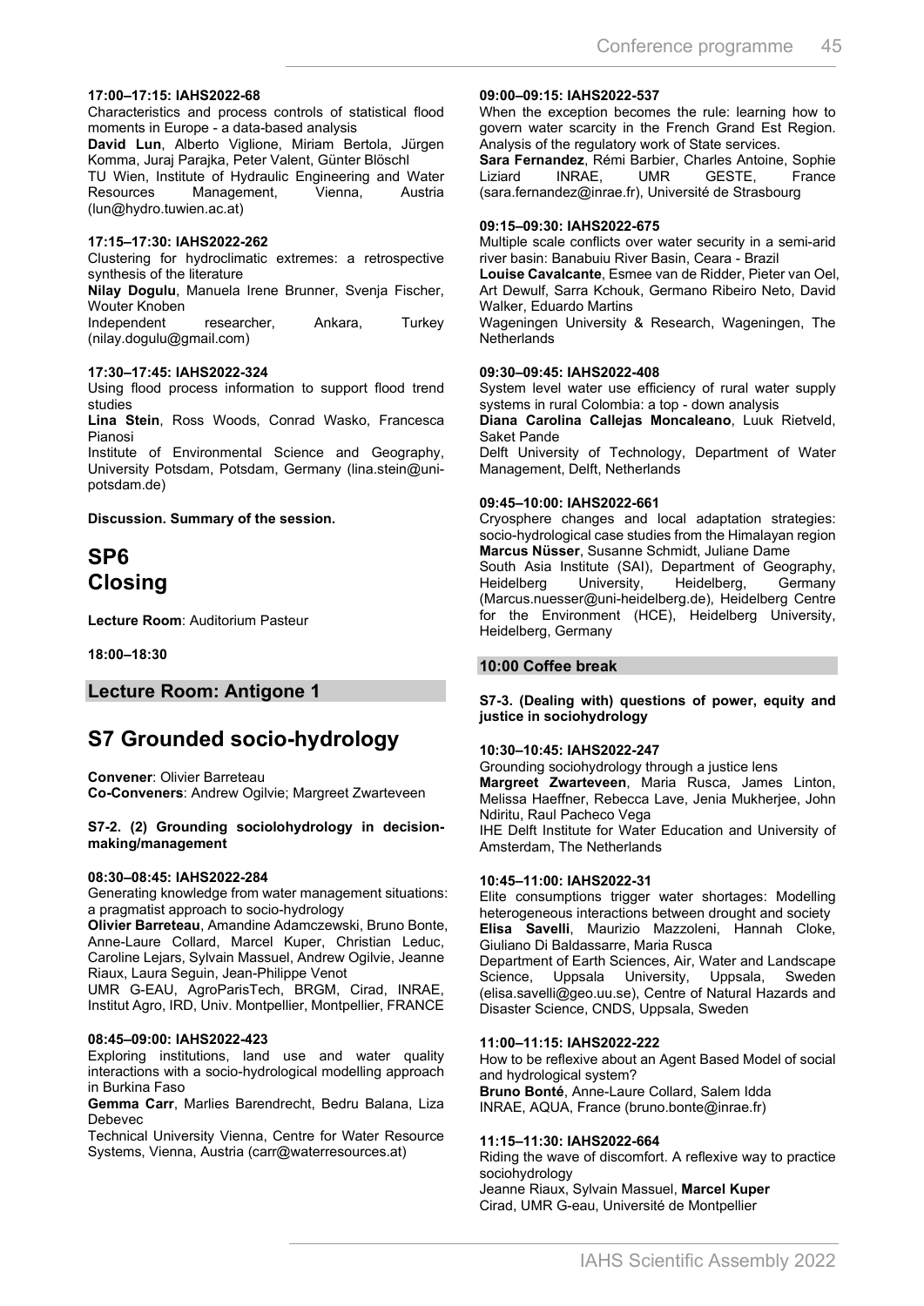**17:00–17:15: IAHS2022-68**

Characteristics and process controls of statistical flood moments in Europe - a data-based analysis

**David Lun**, Alberto Viglione, Miriam Bertola, Jürgen Komma, Juraj Parajka, Peter Valent, Günter Blöschl

TU Wien, Institute of Hydraulic Engineering and Water Resources Management, Vienna, Austria (lun@hydro.tuwien.ac.at)

**17:15–17:30: IAHS2022-262**

Clustering for hydroclimatic extremes: a retrospective synthesis of the literature

**Nilay Dogulu**, Manuela Irene Brunner, Svenja Fischer, Wouter Knoben

Independent researcher, Ankara, Turkey (nilay.dogulu@gmail.com)

**17:30–17:45: IAHS2022-324**

Using flood process information to support flood trend studies

**Lina Stein**, Ross Woods, Conrad Wasko, Francesca Pianosi

Institute of Environmental Science and Geography, University Potsdam, Potsdam, Germany (lina.stein@uni-potsdam.de)

**Discussion. Summary of the session.**

# SP6 Closing

**Lecture Room**: Auditorium Pasteur

**18:00–18:30**

## Lecture Room: Antigone 1

# S7 Grounded socio-hydrology

**Convener**: Olivier Barreteau
**Co-Conveners**: Andrew Ogilvie; Margreet Zwarteveen

**S7-2. (2) Grounding sociolohydrology in decision-making/management**

**08:30–08:45: IAHS2022-284**

Generating knowledge from water management situations: a pragmatist approach to socio-hydrology

**Olivier Barreteau**, Amandine Adamczewski, Bruno Bonte, Anne-Laure Collard, Marcel Kuper, Christian Leduc, Caroline Lejars, Sylvain Massuel, Andrew Ogilvie, Jeanne Riaux, Laura Seguin, Jean-Philippe Venot

UMR G-EAU, AgroParisTech, BRGM, Cirad, INRAE, Institut Agro, IRD, Univ. Montpellier, Montpellier, FRANCE

**08:45–09:00: IAHS2022-423**

Exploring institutions, land use and water quality interactions with a socio-hydrological modelling approach in Burkina Faso

**Gemma Carr**, Marlies Barendrecht, Bedru Balana, Liza Debevec

Technical University Vienna, Centre for Water Resource Systems, Vienna, Austria (carr@waterresources.at)

**09:00–09:15: IAHS2022-537**

When the exception becomes the rule: learning how to govern water scarcity in the French Grand Est Region. Analysis of the regulatory work of State services.

**Sara Fernandez**, Rémi Barbier, Charles Antoine, Sophie Liziard INRAE, UMR GESTE, France (sara.fernandez@inrae.fr), Université de Strasbourg

**09:15–09:30: IAHS2022-675**

Multiple scale conflicts over water security in a semi-arid river basin: Banabuiu River Basin, Ceara - Brazil

**Louise Cavalcante**, Esmee van de Ridder, Pieter van Oel, Art Dewulf, Sarra Kchouk, Germano Ribeiro Neto, David Walker, Eduardo Martins

Wageningen University & Research, Wageningen, The Netherlands

**09:30–09:45: IAHS2022-408**

System level water use efficiency of rural water supply systems in rural Colombia: a top - down analysis

**Diana Carolina Callejas Moncaleano**, Luuk Rietveld, Saket Pande

Delft University of Technology, Department of Water Management, Delft, Netherlands

**09:45–10:00: IAHS2022-661**

Cryosphere changes and local adaptation strategies: socio-hydrological case studies from the Himalayan region

**Marcus Nüsser**, Susanne Schmidt, Juliane Dame

South Asia Institute (SAI), Department of Geography, Heidelberg University, Heidelberg, Germany (Marcus.nuesser@uni-heidelberg.de), Heidelberg Centre for the Environment (HCE), Heidelberg University, Heidelberg, Germany

**10:00 Coffee break**

**S7-3. (Dealing with) questions of power, equity and justice in sociohydrology**

**10:30–10:45: IAHS2022-247**

Grounding sociohydrology through a justice lens

**Margreet Zwarteveen**, Maria Rusca, James Linton, Melissa Haeffner, Rebecca Lave, Jenia Mukherjee, John Ndiritu, Raul Pacheco Vega

IHE Delft Institute for Water Education and University of Amsterdam, The Netherlands

**10:45–11:00: IAHS2022-31**

Elite consumptions trigger water shortages: Modelling heterogeneous interactions between drought and society

**Elisa Savelli**, Maurizio Mazzoleni, Hannah Cloke, Giuliano Di Baldassarre, Maria Rusca

Department of Earth Sciences, Air, Water and Landscape Science, Uppsala University, Uppsala, Sweden (elisa.savelli@geo.uu.se), Centre of Natural Hazards and Disaster Science, CNDS, Uppsala, Sweden

**11:00–11:15: IAHS2022-222**

How to be reflexive about an Agent Based Model of social and hydrological system?

**Bruno Bonté**, Anne-Laure Collard, Salem Idda

INRAE, AQUA, France (bruno.bonte@inrae.fr)

**11:15–11:30: IAHS2022-664**

Riding the wave of discomfort. A reflexive way to practice sociohydrology

Jeanne Riaux, Sylvain Massuel, **Marcel Kuper**

Cirad, UMR G-eau, Université de Montpellier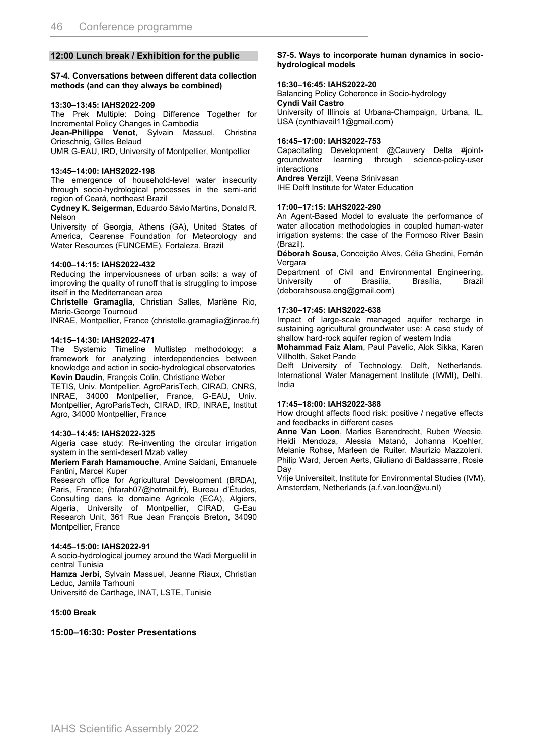## 12:00 Lunch break / Exhibition for the public

### S7-4. Conversations between different data collection methods (and can they always be combined)

**13:30–13:45: IAHS2022-209**
The Prek Multiple: Doing Difference Together for Incremental Policy Changes in Cambodia
**Jean-Philippe Venot**, Sylvain Massuel, Christina Orieschnig, Gilles Belaud
UMR G-EAU, IRD, University of Montpellier, Montpellier

**13:45–14:00: IAHS2022-198**
The emergence of household-level water insecurity through socio-hydrological processes in the semi-arid region of Ceará, northeast Brazil
**Cydney K. Seigerman**, Eduardo Sávio Martins, Donald R. Nelson
University of Georgia, Athens (GA), United States of America, Cearense Foundation for Meteorology and Water Resources (FUNCEME), Fortaleza, Brazil

**14:00–14:15: IAHS2022-432**
Reducing the imperviousness of urban soils: a way of improving the quality of runoff that is struggling to impose itself in the Mediterranean area
**Christelle Gramaglia**, Christian Salles, Marlène Rio, Marie-George Tournoud
INRAE, Montpellier, France (christelle.gramaglia@inrae.fr)

**14:15–14:30: IAHS2022-471**
The Systemic Timeline Multistep methodology: a framework for analyzing interdependencies between knowledge and action in socio-hydrological observatories
**Kevin Daudin**, François Colin, Christiane Weber
TETIS, Univ. Montpellier, AgroParisTech, CIRAD, CNRS, INRAE, 34000 Montpellier, France, G-EAU, Univ. Montpellier, AgroParisTech, CIRAD, IRD, INRAE, Institut Agro, 34000 Montpellier, France

**14:30–14:45: IAHS2022-325**
Algeria case study: Re-inventing the circular irrigation system in the semi-desert Mzab valley
**Meriem Farah Hamamouche**, Amine Saidani, Emanuele Fantini, Marcel Kuper
Research office for Agricultural Development (BRDA), Paris, France; (hfarah07@hotmail.fr), Bureau d'Études, Consulting dans le domaine Agricole (ECA), Algiers, Algeria, University of Montpellier, CIRAD, G-Eau Research Unit, 361 Rue Jean François Breton, 34090 Montpellier, France

**14:45–15:00: IAHS2022-91**
A socio-hydrological journey around the Wadi Merguellil in central Tunisia
**Hamza Jerbi**, Sylvain Massuel, Jeanne Riaux, Christian Leduc, Jamila Tarhouni
Université de Carthage, INAT, LSTE, Tunisie

**15:00 Break**

## 15:00–16:30: Poster Presentations

### S7-5. Ways to incorporate human dynamics in socio-hydrological models

**16:30–16:45: IAHS2022-20**
Balancing Policy Coherence in Socio-hydrology
**Cyndi Vail Castro**
University of Illinois at Urbana-Champaign, Urbana, IL, USA (cynthiavail11@gmail.com)

**16:45–17:00: IAHS2022-753**
Capacitating Development @Cauvery Delta #joint-groundwater learning through science-policy-user interactions
**Andres Verzijl**, Veena Srinivasan
IHE Delft Institute for Water Education

**17:00–17:15: IAHS2022-290**
An Agent-Based Model to evaluate the performance of water allocation methodologies in coupled human-water irrigation systems: the case of the Formoso River Basin (Brazil).
**Déborah Sousa**, Conceição Alves, Célia Ghedini, Fernán Vergara
Department of Civil and Environmental Engineering, University of Brasília, Brasília, Brazil (deborahsousa.eng@gmail.com)

**17:30–17:45: IAHS2022-638**
Impact of large-scale managed aquifer recharge in sustaining agricultural groundwater use: A case study of shallow hard-rock aquifer region of western India
**Mohammad Faiz Alam**, Paul Pavelic, Alok Sikka, Karen Villholth, Saket Pande
Delft University of Technology, Delft, Netherlands, International Water Management Institute (IWMI), Delhi, India

**17:45–18:00: IAHS2022-388**
How drought affects flood risk: positive / negative effects and feedbacks in different cases
**Anne Van Loon**, Marlies Barendrecht, Ruben Weesie, Heidi Mendoza, Alessia Matanó, Johanna Koehler, Melanie Rohse, Marleen de Ruiter, Maurizio Mazzoleni, Philip Ward, Jeroen Aerts, Giuliano di Baldassarre, Rosie Day
Vrije Universiteit, Institute for Environmental Studies (IVM), Amsterdam, Netherlands (a.f.van.loon@vu.nl)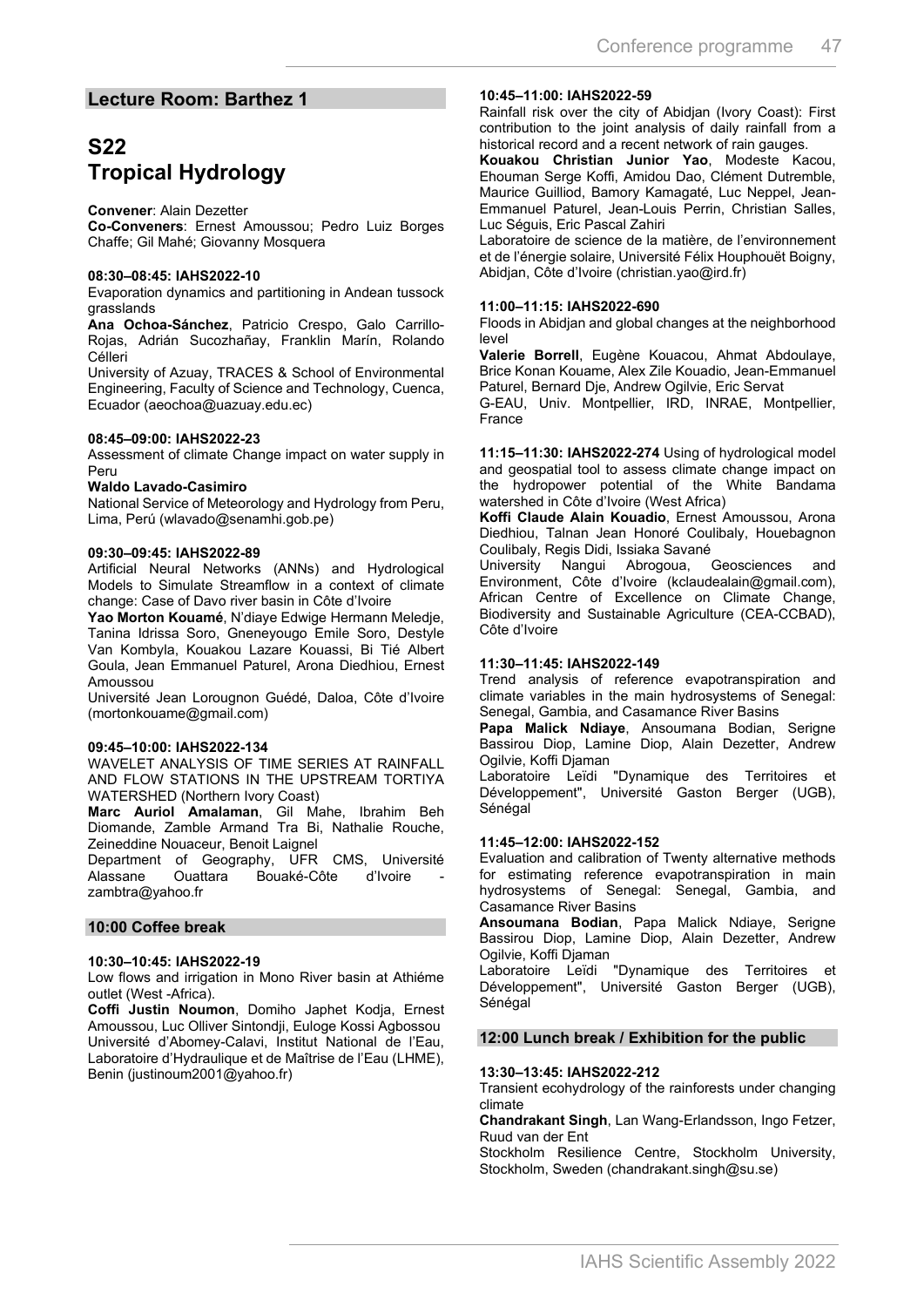## Lecture Room: Barthez 1

# S22
# Tropical Hydrology

**Convener**: Alain Dezetter

**Co-Conveners**: Ernest Amoussou; Pedro Luiz Borges Chaffe; Gil Mahé; Giovanny Mosquera

**08:30–08:45: IAHS2022-10**

Evaporation dynamics and partitioning in Andean tussock grasslands

**Ana Ochoa-Sánchez**, Patricio Crespo, Galo Carrillo-Rojas, Adrián Sucozhañay, Franklin Marín, Rolando Célleri

University of Azuay, TRACES & School of Environmental Engineering, Faculty of Science and Technology, Cuenca, Ecuador (aeochoa@uazuay.edu.ec)

**08:45–09:00: IAHS2022-23**

Assessment of climate Change impact on water supply in Peru

**Waldo Lavado-Casimiro**

National Service of Meteorology and Hydrology from Peru, Lima, Perú (wlavado@senamhi.gob.pe)

**09:30–09:45: IAHS2022-89**

Artificial Neural Networks (ANNs) and Hydrological Models to Simulate Streamflow in a context of climate change: Case of Davo river basin in Côte d'Ivoire

**Yao Morton Kouamé**, N'diaye Edwige Hermann Meledje, Tanina Idrissa Soro, Gneneyougo Emile Soro, Destyle Van Kombyla, Kouakou Lazare Kouassi, Bi Tié Albert Goula, Jean Emmanuel Paturel, Arona Diedhiou, Ernest Amoussou

Université Jean Lorougnon Guédé, Daloa, Côte d'Ivoire (mortonkouame@gmail.com)

**09:45–10:00: IAHS2022-134**

WAVELET ANALYSIS OF TIME SERIES AT RAINFALL AND FLOW STATIONS IN THE UPSTREAM TORTIYA WATERSHED (Northern Ivory Coast)

**Marc Auriol Amalaman**, Gil Mahe, Ibrahim Beh Diomande, Zamble Armand Tra Bi, Nathalie Rouche, Zeineddine Nouaceur, Benoit Laignel

Department of Geography, UFR CMS, Université Alassane Ouattara Bouaké-Côte d'Ivoire - zambtra@yahoo.fr

### 10:00 Coffee break

**10:30–10:45: IAHS2022-19**

Low flows and irrigation in Mono River basin at Athiéme outlet (West -Africa).

**Coffi Justin Noumon**, Domiho Japhet Kodja, Ernest Amoussou, Luc Olliver Sintondji, Euloge Kossi Agbossou

Université d'Abomey-Calavi, Institut National de l'Eau, Laboratoire d'Hydraulique et de Maîtrise de l'Eau (LHME), Benin (justinoum2001@yahoo.fr)

**10:45–11:00: IAHS2022-59**

Rainfall risk over the city of Abidjan (Ivory Coast): First contribution to the joint analysis of daily rainfall from a historical record and a recent network of rain gauges.

**Kouakou Christian Junior Yao**, Modeste Kacou, Ehouman Serge Koffi, Amidou Dao, Clément Dutremble, Maurice Guilliod, Bamory Kamagaté, Luc Neppel, Jean-Emmanuel Paturel, Jean-Louis Perrin, Christian Salles, Luc Séguis, Eric Pascal Zahiri

Laboratoire de science de la matière, de l'environnement et de l'énergie solaire, Université Félix Houphouët Boigny, Abidjan, Côte d'Ivoire (christian.yao@ird.fr)

**11:00–11:15: IAHS2022-690**

Floods in Abidjan and global changes at the neighborhood level

**Valerie Borrell**, Eugène Kouacou, Ahmat Abdoulaye, Brice Konan Kouame, Alex Zile Kouadio, Jean-Emmanuel Paturel, Bernard Dje, Andrew Ogilvie, Eric Servat

G-EAU, Univ. Montpellier, IRD, INRAE, Montpellier, France

**11:15–11:30: IAHS2022-274** Using of hydrological model and geospatial tool to assess climate change impact on the hydropower potential of the White Bandama watershed in Côte d'Ivoire (West Africa)

**Koffi Claude Alain Kouadio**, Ernest Amoussou, Arona Diedhiou, Talnan Jean Honoré Coulibaly, Houebagnon Coulibaly, Regis Didi, Issiaka Savané

University Nangui Abrogoua, Geosciences and Environment, Côte d'Ivoire (kclaudealain@gmail.com), African Centre of Excellence on Climate Change, Biodiversity and Sustainable Agriculture (CEA-CCBAD), Côte d'Ivoire

**11:30–11:45: IAHS2022-149**

Trend analysis of reference evapotranspiration and climate variables in the main hydrosystems of Senegal: Senegal, Gambia, and Casamance River Basins

**Papa Malick Ndiaye**, Ansoumana Bodian, Serigne Bassirou Diop, Lamine Diop, Alain Dezetter, Andrew Ogilvie, Koffi Djaman

Laboratoire Leïdi "Dynamique des Territoires et Développement", Université Gaston Berger (UGB), Sénégal

**11:45–12:00: IAHS2022-152**

Evaluation and calibration of Twenty alternative methods for estimating reference evapotranspiration in main hydrosystems of Senegal: Senegal, Gambia, and Casamance River Basins

**Ansoumana Bodian**, Papa Malick Ndiaye, Serigne Bassirou Diop, Lamine Diop, Alain Dezetter, Andrew Ogilvie, Koffi Djaman

Laboratoire Leïdi "Dynamique des Territoires et Développement", Université Gaston Berger (UGB), Sénégal

### 12:00 Lunch break / Exhibition for the public

**13:30–13:45: IAHS2022-212**

Transient ecohydrology of the rainforests under changing climate

**Chandrakant Singh**, Lan Wang-Erlandsson, Ingo Fetzer, Ruud van der Ent

Stockholm Resilience Centre, Stockholm University, Stockholm, Sweden (chandrakant.singh@su.se)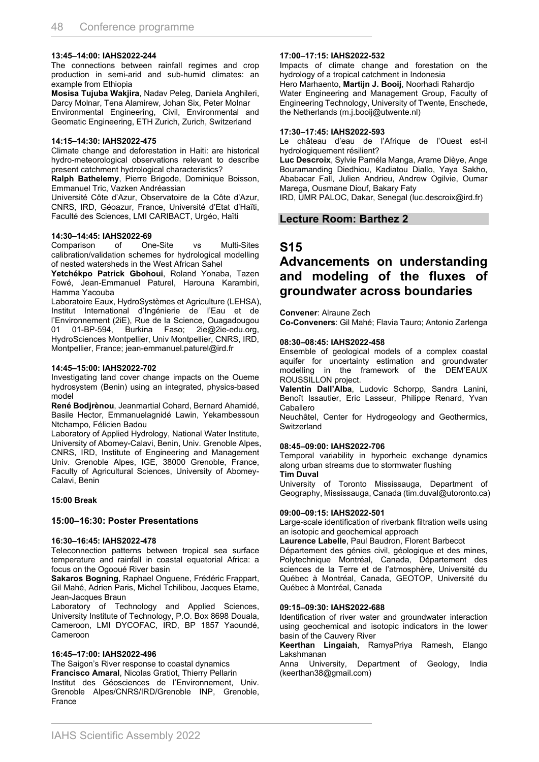**13:45–14:00: IAHS2022-244**

The connections between rainfall regimes and crop production in semi-arid and sub-humid climates: an example from Ethiopia

**Mosisa Tujuba Wakjira**, Nadav Peleg, Daniela Anghileri, Darcy Molnar, Tena Alamirew, Johan Six, Peter Molnar

Environmental Engineering, Civil, Environmental and Geomatic Engineering, ETH Zurich, Zurich, Switzerland

**14:15–14:30: IAHS2022-475**

Climate change and deforestation in Haiti: are historical hydro-meteorological observations relevant to describe present catchment hydrological characteristics?

**Ralph Bathelemy**, Pierre Brigode, Dominique Boisson, Emmanuel Tric, Vazken Andréassian

Université Côte d'Azur, Observatoire de la Côte d'Azur, CNRS, IRD, Géoazur, France, Université d'Etat d'Haïti, Faculté des Sciences, LMI CARIBACT, Urgéo, Haïti

**14:30–14:45: IAHS2022-69**

Comparison of One-Site vs Multi-Sites calibration/validation schemes for hydrological modelling of nested watersheds in the West African Sahel

**Yetchékpo Patrick Gbohoui**, Roland Yonaba, Tazen Fowé, Jean-Emmanuel Paturel, Harouna Karambiri, Hamma Yacouba

Laboratoire Eaux, HydroSystèmes et Agriculture (LEHSA), Institut International d'Ingénierie de l'Eau et de l'Environnement (2iE), Rue de la Science, Ouagadougou 01 01-BP-594, Burkina Faso; 2ie@2ie-edu.org, HydroSciences Montpellier, Univ Montpellier, CNRS, IRD, Montpellier, France; jean-emmanuel.paturel@ird.fr

**14:45–15:00: IAHS2022-702**

Investigating land cover change impacts on the Oueme hydrosystem (Benin) using an integrated, physics-based model

**René Bodjrènou**, Jeanmartial Cohard, Bernard Ahamidé, Basile Hector, Emmanuelagnidé Lawin, Yekambessoun Ntchampo, Félicien Badou

Laboratory of Applied Hydrology, National Water Institute, University of Abomey-Calavi, Benin, Univ. Grenoble Alpes, CNRS, IRD, Institute of Engineering and Management Univ. Grenoble Alpes, IGE, 38000 Grenoble, France, Faculty of Agricultural Sciences, University of Abomey-Calavi, Benin

**15:00 Break**

### 15:00–16:30: Poster Presentations

**16:30–16:45: IAHS2022-478**

Teleconnection patterns between tropical sea surface temperature and rainfall in coastal equatorial Africa: a focus on the Ogooué River basin

**Sakaros Bogning**, Raphael Onguene, Frédéric Frappart, Gil Mahé, Adrien Paris, Michel Tchilibou, Jacques Etame, Jean-Jacques Braun

Laboratory of Technology and Applied Sciences, University Institute of Technology, P.O. Box 8698 Douala, Cameroon, LMI DYCOFAC, IRD, BP 1857 Yaoundé, Cameroon

**16:45–17:00: IAHS2022-496**

The Saigon's River response to coastal dynamics

**Francisco Amaral**, Nicolas Gratiot, Thierry Pellarin

Institut des Géosciences de l'Environnement, Univ. Grenoble Alpes/CNRS/IRD/Grenoble INP, Grenoble, France

**17:00–17:15: IAHS2022-532**

Impacts of climate change and forestation on the hydrology of a tropical catchment in Indonesia

Hero Marhaento, **Martijn J. Booij**, Noorhadi Rahardjo

Water Engineering and Management Group, Faculty of Engineering Technology, University of Twente, Enschede, the Netherlands (m.j.booij@utwente.nl)

**17:30–17:45: IAHS2022-593**

Le château d'eau de l'Afrique de l'Ouest est-il hydrologiquement résilient?

**Luc Descroix**, Sylvie Paméla Manga, Arame Dièye, Ange Bouramanding Diedhiou, Kadiatou Diallo, Yaya Sakho, Ababacar Fall, Julien Andrieu, Andrew Ogilvie, Oumar Marega, Ousmane Diouf, Bakary Faty

IRD, UMR PALOC, Dakar, Senegal (luc.descroix@ird.fr)

## Lecture Room: Barthez 2

# S15

# Advancements on understanding and modeling of the fluxes of groundwater across boundaries

**Convener**: Alraune Zech

**Co-Conveners**: Gil Mahé; Flavia Tauro; Antonio Zarlenga

**08:30–08:45: IAHS2022-458**

Ensemble of geological models of a complex coastal aquifer for uncertainty estimation and groundwater modelling in the framework of the DEM'EAUX ROUSSILLON project.

**Valentin Dall'Alba**, Ludovic Schorpp, Sandra Lanini, Benoît Issautier, Eric Lasseur, Philippe Renard, Yvan Caballero

Neuchâtel, Center for Hydrogeology and Geothermics, Switzerland

**08:45–09:00: IAHS2022-706**

Temporal variability in hyporheic exchange dynamics along urban streams due to stormwater flushing

**Tim Duval**

University of Toronto Mississauga, Department of Geography, Mississauga, Canada (tim.duval@utoronto.ca)

**09:00–09:15: IAHS2022-501**

Large-scale identification of riverbank filtration wells using an isotopic and geochemical approach

**Laurence Labelle**, Paul Baudron, Florent Barbecot

Département des génies civil, géologique et des mines, Polytechnique Montréal, Canada, Département des sciences de la Terre et de l'atmosphère, Université du Québec à Montréal, Canada, GEOTOP, Université du Québec à Montréal, Canada

**09:15–09:30: IAHS2022-688**

Identification of river water and groundwater interaction using geochemical and isotopic indicators in the lower basin of the Cauvery River

**Keerthan Lingaiah**, RamyaPriya Ramesh, Elango Lakshmanan

Anna University, Department of Geology, India (keerthan38@gmail.com)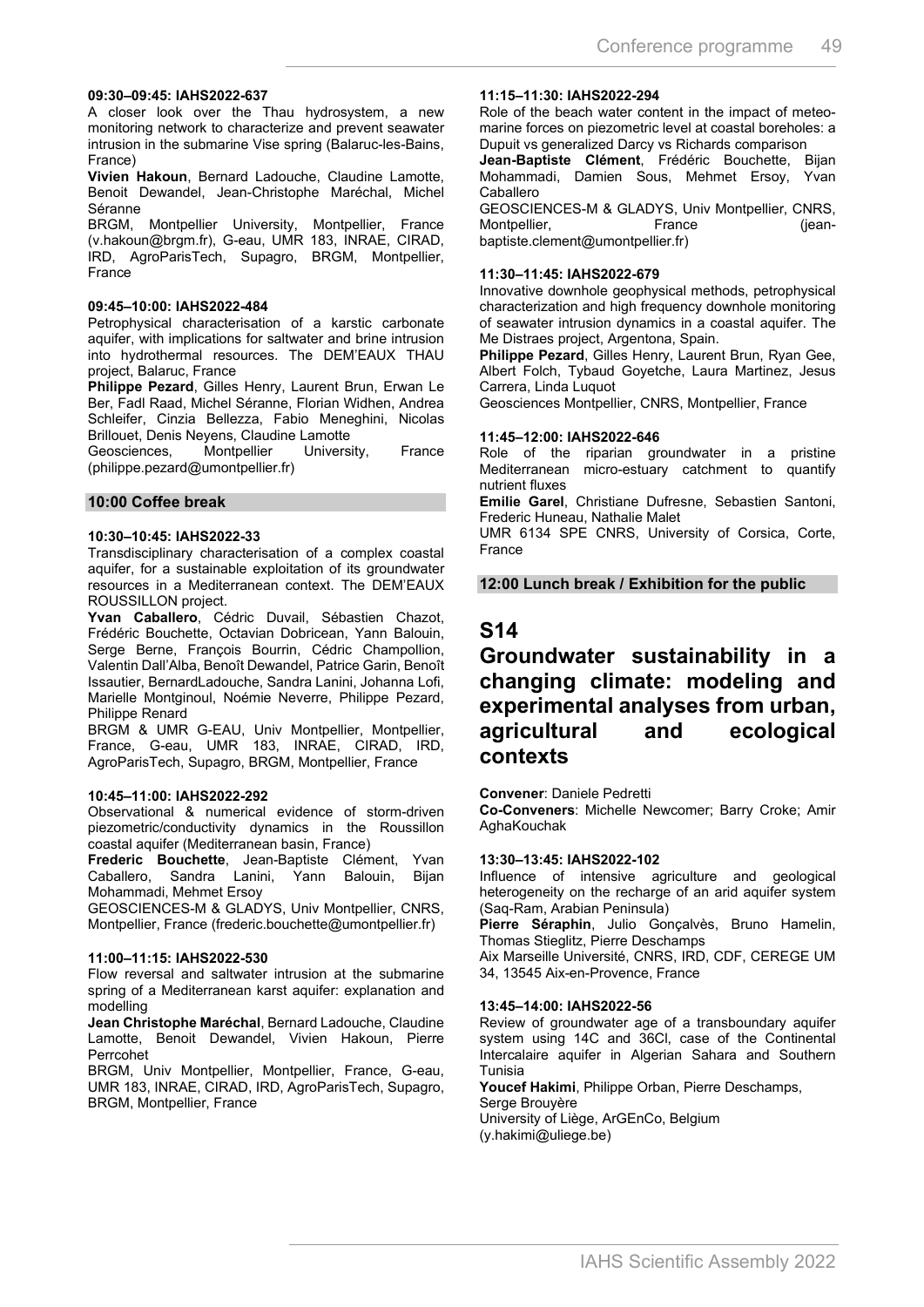**09:30–09:45: IAHS2022-637**

A closer look over the Thau hydrosystem, a new monitoring network to characterize and prevent seawater intrusion in the submarine Vise spring (Balaruc-les-Bains, France)

**Vivien Hakoun**, Bernard Ladouche, Claudine Lamotte, Benoit Dewandel, Jean-Christophe Maréchal, Michel Séranne

BRGM, Montpellier University, Montpellier, France (v.hakoun@brgm.fr), G-eau, UMR 183, INRAE, CIRAD, IRD, AgroParisTech, Supagro, BRGM, Montpellier, France

**09:45–10:00: IAHS2022-484**

Petrophysical characterisation of a karstic carbonate aquifer, with implications for saltwater and brine intrusion into hydrothermal resources. The DEM'EAUX THAU project, Balaruc, France

**Philippe Pezard**, Gilles Henry, Laurent Brun, Erwan Le Ber, Fadl Raad, Michel Séranne, Florian Widhen, Andrea Schleifer, Cinzia Bellezza, Fabio Meneghini, Nicolas Brillouet, Denis Neyens, Claudine Lamotte

Geosciences, Montpellier University, France (philippe.pezard@umontpellier.fr)

**10:00 Coffee break**

**10:30–10:45: IAHS2022-33**

Transdisciplinary characterisation of a complex coastal aquifer, for a sustainable exploitation of its groundwater resources in a Mediterranean context. The DEM'EAUX ROUSSILLON project.

**Yvan Caballero**, Cédric Duvail, Sébastien Chazot, Frédéric Bouchette, Octavian Dobricean, Yann Balouin, Serge Berne, François Bourrin, Cédric Champollion, Valentin Dall'Alba, Benoît Dewandel, Patrice Garin, Benoît Issautier, BernardLadouche, Sandra Lanini, Johanna Lofi, Marielle Montginoul, Noémie Neverre, Philippe Pezard, Philippe Renard

BRGM & UMR G-EAU, Univ Montpellier, Montpellier, France, G-eau, UMR 183, INRAE, CIRAD, IRD, AgroParisTech, Supagro, BRGM, Montpellier, France

**10:45–11:00: IAHS2022-292**

Observational & numerical evidence of storm-driven piezometric/conductivity dynamics in the Roussillon coastal aquifer (Mediterranean basin, France)

**Frederic Bouchette**, Jean-Baptiste Clément, Yvan Caballero, Sandra Lanini, Yann Balouin, Bijan Mohammadi, Mehmet Ersoy

GEOSCIENCES-M & GLADYS, Univ Montpellier, CNRS, Montpellier, France (frederic.bouchette@umontpellier.fr)

**11:00–11:15: IAHS2022-530**

Flow reversal and saltwater intrusion at the submarine spring of a Mediterranean karst aquifer: explanation and modelling

**Jean Christophe Maréchal**, Bernard Ladouche, Claudine Lamotte, Benoit Dewandel, Vivien Hakoun, Pierre Perrcohet

BRGM, Univ Montpellier, Montpellier, France, G-eau, UMR 183, INRAE, CIRAD, IRD, AgroParisTech, Supagro, BRGM, Montpellier, France

**11:15–11:30: IAHS2022-294**

Role of the beach water content in the impact of meteo-marine forces on piezometric level at coastal boreholes: a Dupuit vs generalized Darcy vs Richards comparison

**Jean-Baptiste Clément**, Frédéric Bouchette, Bijan Mohammadi, Damien Sous, Mehmet Ersoy, Yvan Caballero

GEOSCIENCES-M & GLADYS, Univ Montpellier, CNRS, Montpellier, France (jean-baptiste.clement@umontpellier.fr)

**11:30–11:45: IAHS2022-679**

Innovative downhole geophysical methods, petrophysical characterization and high frequency downhole monitoring of seawater intrusion dynamics in a coastal aquifer. The Me Distraes project, Argentona, Spain.

**Philippe Pezard**, Gilles Henry, Laurent Brun, Ryan Gee, Albert Folch, Tybaud Goyetche, Laura Martinez, Jesus Carrera, Linda Luquot

Geosciences Montpellier, CNRS, Montpellier, France

**11:45–12:00: IAHS2022-646**

Role of the riparian groundwater in a pristine Mediterranean micro-estuary catchment to quantify nutrient fluxes

**Emilie Garel**, Christiane Dufresne, Sebastien Santoni, Frederic Huneau, Nathalie Malet

UMR 6134 SPE CNRS, University of Corsica, Corte, France

**12:00 Lunch break / Exhibition for the public**

# S14

# Groundwater sustainability in a changing climate: modeling and experimental analyses from urban, agricultural and ecological contexts

**Convener**: Daniele Pedretti

**Co-Conveners**: Michelle Newcomer; Barry Croke; Amir AghaKouchak

**13:30–13:45: IAHS2022-102**

Influence of intensive agriculture and geological heterogeneity on the recharge of an arid aquifer system (Saq-Ram, Arabian Peninsula)

**Pierre Séraphin**, Julio Gonçalvès, Bruno Hamelin, Thomas Stieglitz, Pierre Deschamps

Aix Marseille Université, CNRS, IRD, CDF, CEREGE UM 34, 13545 Aix-en-Provence, France

**13:45–14:00: IAHS2022-56**

Review of groundwater age of a transboundary aquifer system using 14C and 36Cl, case of the Continental Intercalaire aquifer in Algerian Sahara and Southern Tunisia

**Youcef Hakimi**, Philippe Orban, Pierre Deschamps, Serge Brouyère

University of Liège, ArGEnCo, Belgium (y.hakimi@uliege.be)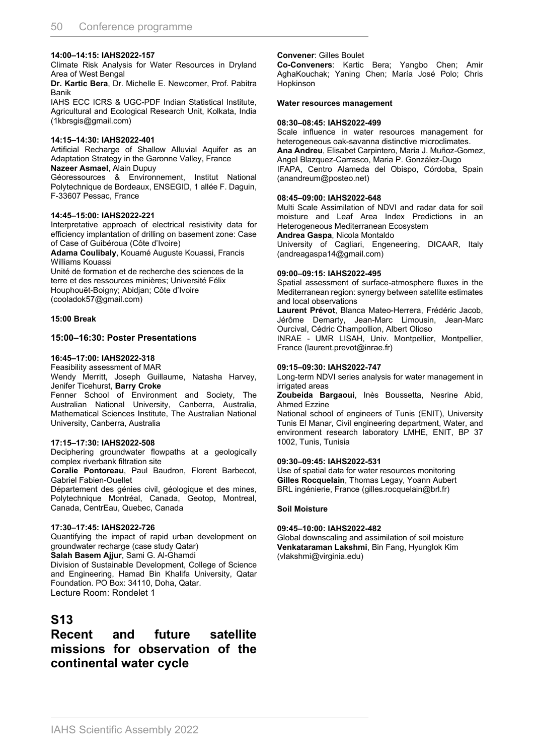**14:00–14:15: IAHS2022-157**

Climate Risk Analysis for Water Resources in Dryland Area of West Bengal

**Dr. Kartic Bera**, Dr. Michelle E. Newcomer, Prof. Pabitra Banik

IAHS ECC ICRS & UGC-PDF Indian Statistical Institute, Agricultural and Ecological Research Unit, Kolkata, India (1kbrsgis@gmail.com)

**14:15–14:30: IAHS2022-401**

Artificial Recharge of Shallow Alluvial Aquifer as an Adaptation Strategy in the Garonne Valley, France

**Nazeer Asmael**, Alain Dupuy

Géoressources & Environnement, Institut National Polytechnique de Bordeaux, ENSEGID, 1 allée F. Daguin, F-33607 Pessac, France

**14:45–15:00: IAHS2022-221**

Interpretative approach of electrical resistivity data for efficiency implantation of drilling on basement zone: Case of Case of Guibéroua (Côte d'Ivoire)

**Adama Coulibaly**, Kouamé Auguste Kouassi, Francis Williams Kouassi

Unité de formation et de recherche des sciences de la terre et des ressources minières; Université Félix Houphouët-Boigny; Abidjan; Côte d'Ivoire (cooladok57@gmail.com)

**15:00 Break**

### 15:00–16:30: Poster Presentations

**16:45–17:00: IAHS2022-318**

Feasibility assessment of MAR

Wendy Merritt, Joseph Guillaume, Natasha Harvey, Jenifer Ticehurst, **Barry Croke**

Fenner School of Environment and Society, The Australian National University, Canberra, Australia, Mathematical Sciences Institute, The Australian National University, Canberra, Australia

**17:15–17:30: IAHS2022-508**

Deciphering groundwater flowpaths at a geologically complex riverbank filtration site

**Coralie Pontoreau**, Paul Baudron, Florent Barbecot, Gabriel Fabien-Ouellet

Département des génies civil, géologique et des mines, Polytechnique Montréal, Canada, Geotop, Montreal, Canada, CentrEau, Quebec, Canada

**17:30–17:45: IAHS2022-726**

Quantifying the impact of rapid urban development on groundwater recharge (case study Qatar)

**Salah Basem Ajjur**, Sami G. Al-Ghamdi

Division of Sustainable Development, College of Science and Engineering, Hamad Bin Khalifa University, Qatar Foundation. PO Box: 34110, Doha, Qatar.

Lecture Room: Rondelet 1

## S13
## Recent and future satellite missions for observation of the continental water cycle

**Convener**: Gilles Boulet

**Co-Conveners**: Kartic Bera; Yangbo Chen; Amir AghaKouchak; Yaning Chen; María José Polo; Chris Hopkinson

**Water resources management**

**08:30–08:45: IAHS2022-499**

Scale influence in water resources management for heterogeneous oak-savanna distinctive microclimates.

**Ana Andreu**, Elisabet Carpintero, Maria J. Muñoz-Gomez, Angel Blazquez-Carrasco, Maria P. González-Dugo

IFAPA, Centro Alameda del Obispo, Córdoba, Spain (anandreum@posteo.net)

**08:45–09:00: IAHS2022-648**

Multi Scale Assimilation of NDVI and radar data for soil moisture and Leaf Area Index Predictions in an Heterogeneous Mediterranean Ecosystem

**Andrea Gaspa**, Nicola Montaldo

University of Cagliari, Engeneering, DICAAR, Italy (andreagaspa14@gmail.com)

**09:00–09:15: IAHS2022-495**

Spatial assessment of surface-atmosphere fluxes in the Mediterranean region: synergy between satellite estimates and local observations

**Laurent Prévot**, Blanca Mateo-Herrera, Frédéric Jacob, Jérôme Demarty, Jean-Marc Limousin, Jean-Marc Ourcival, Cédric Champollion, Albert Olioso

INRAE - UMR LISAH, Univ. Montpellier, Montpellier, France (laurent.prevot@inrae.fr)

**09:15–09:30: IAHS2022-747**

Long-term NDVI series analysis for water management in irrigated areas

**Zoubeida Bargaoui**, Inès Boussetta, Nesrine Abid, Ahmed Ezzine

National school of engineers of Tunis (ENIT), University Tunis El Manar, Civil engineering department, Water, and environment research laboratory LMHE, ENIT, BP 37 1002, Tunis, Tunisia

**09:30–09:45: IAHS2022-531**

Use of spatial data for water resources monitoring

**Gilles Rocquelain**, Thomas Legay, Yoann Aubert

BRL ingénierie, France (gilles.rocquelain@brl.fr)

**Soil Moisture**

**09:45–10:00: IAHS2022-482**

Global downscaling and assimilation of soil moisture

**Venkataraman Lakshmi**, Bin Fang, Hyunglok Kim (vlakshmi@virginia.edu)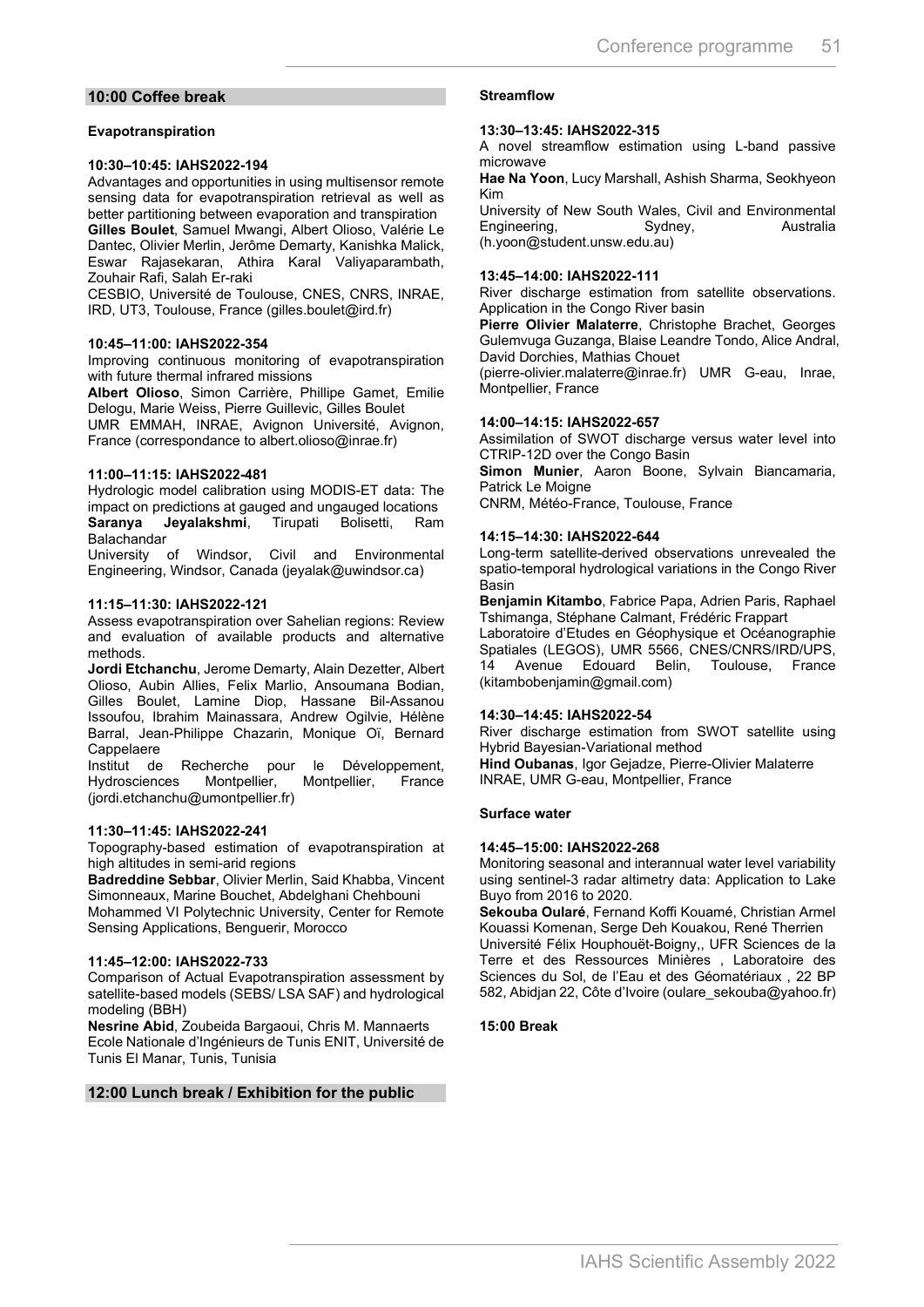## 10:00 Coffee break

### Evapotranspiration

**10:30–10:45: IAHS2022-194**

Advantages and opportunities in using multisensor remote sensing data for evapotranspiration retrieval as well as better partitioning between evaporation and transpiration

**Gilles Boulet**, Samuel Mwangi, Albert Olioso, Valérie Le Dantec, Olivier Merlin, Jerôme Demarty, Kanishka Malick, Eswar Rajasekaran, Athira Karal Valiyaparambath, Zouhair Rafi, Salah Er-raki

CESBIO, Université de Toulouse, CNES, CNRS, INRAE, IRD, UT3, Toulouse, France (gilles.boulet@ird.fr)

**10:45–11:00: IAHS2022-354**

Improving continuous monitoring of evapotranspiration with future thermal infrared missions

**Albert Olioso**, Simon Carrière, Phillipe Gamet, Emilie Delogu, Marie Weiss, Pierre Guillevic, Gilles Boulet

UMR EMMAH, INRAE, Avignon Université, Avignon, France (correspondance to albert.olioso@inrae.fr)

**11:00–11:15: IAHS2022-481**

Hydrologic model calibration using MODIS-ET data: The impact on predictions at gauged and ungauged locations

**Saranya Jeyalakshmi**, Tirupati Bolisetti, Ram Balachandar

University of Windsor, Civil and Environmental Engineering, Windsor, Canada (jeyalak@uwindsor.ca)

**11:15–11:30: IAHS2022-121**

Assess evapotranspiration over Sahelian regions: Review and evaluation of available products and alternative methods.

**Jordi Etchanchu**, Jerome Demarty, Alain Dezetter, Albert Olioso, Aubin Allies, Felix Marlio, Ansoumana Bodian, Gilles Boulet, Lamine Diop, Hassane Bil-Assanou Issoufou, Ibrahim Mainassara, Andrew Ogilvie, Hélène Barral, Jean-Philippe Chazarin, Monique Oï, Bernard Cappelaere

Institut de Recherche pour le Développement, Hydrosciences Montpellier, Montpellier, France (jordi.etchanchu@umontpellier.fr)

**11:30–11:45: IAHS2022-241**

Topography-based estimation of evapotranspiration at high altitudes in semi-arid regions

**Badreddine Sebbar**, Olivier Merlin, Said Khabba, Vincent Simonneaux, Marine Bouchet, Abdelghani Chehbouni

Mohammed VI Polytechnic University, Center for Remote Sensing Applications, Benguerir, Morocco

**11:45–12:00: IAHS2022-733**

Comparison of Actual Evapotranspiration assessment by satellite-based models (SEBS/ LSA SAF) and hydrological modeling (BBH)

**Nesrine Abid**, Zoubeida Bargaoui, Chris M. Mannaerts

Ecole Nationale d'Ingénieurs de Tunis ENIT, Université de Tunis El Manar, Tunis, Tunisia

## 12:00 Lunch break / Exhibition for the public

### Streamflow

**13:30–13:45: IAHS2022-315**

A novel streamflow estimation using L-band passive microwave

**Hae Na Yoon**, Lucy Marshall, Ashish Sharma, Seokhyeon Kim

University of New South Wales, Civil and Environmental Engineering, Sydney, Australia (h.yoon@student.unsw.edu.au)

**13:45–14:00: IAHS2022-111**

River discharge estimation from satellite observations. Application in the Congo River basin

**Pierre Olivier Malaterre**, Christophe Brachet, Georges Gulemvuga Guzanga, Blaise Leandre Tondo, Alice Andral, David Dorchies, Mathias Chouet

(pierre-olivier.malaterre@inrae.fr) UMR G-eau, Inrae, Montpellier, France

**14:00–14:15: IAHS2022-657**

Assimilation of SWOT discharge versus water level into CTRIP-12D over the Congo Basin

**Simon Munier**, Aaron Boone, Sylvain Biancamaria, Patrick Le Moigne

CNRM, Météo-France, Toulouse, France

**14:15–14:30: IAHS2022-644**

Long-term satellite-derived observations unrevealed the spatio-temporal hydrological variations in the Congo River Basin

**Benjamin Kitambo**, Fabrice Papa, Adrien Paris, Raphael Tshimanga, Stéphane Calmant, Frédéric Frappart

Laboratoire d'Etudes en Géophysique et Océanographie Spatiales (LEGOS), UMR 5566, CNES/CNRS/IRD/UPS, 14 Avenue Edouard Belin, Toulouse, France (kitambobenjamin@gmail.com)

**14:30–14:45: IAHS2022-54**

River discharge estimation from SWOT satellite using Hybrid Bayesian-Variational method

**Hind Oubanas**, Igor Gejadze, Pierre-Olivier Malaterre

INRAE, UMR G-eau, Montpellier, France

### Surface water

**14:45–15:00: IAHS2022-268**

Monitoring seasonal and interannual water level variability using sentinel-3 radar altimetry data: Application to Lake Buyo from 2016 to 2020.

**Sekouba Oularé**, Fernand Koffi Kouamé, Christian Armel Kouassi Komenan, Serge Deh Kouakou, René Therrien

Université Félix Houphouët-Boigny,, UFR Sciences de la Terre et des Ressources Minières , Laboratoire des Sciences du Sol, de l'Eau et des Géomatériaux , 22 BP 582, Abidjan 22, Côte d'Ivoire (oulare_sekouba@yahoo.fr)

**15:00 Break**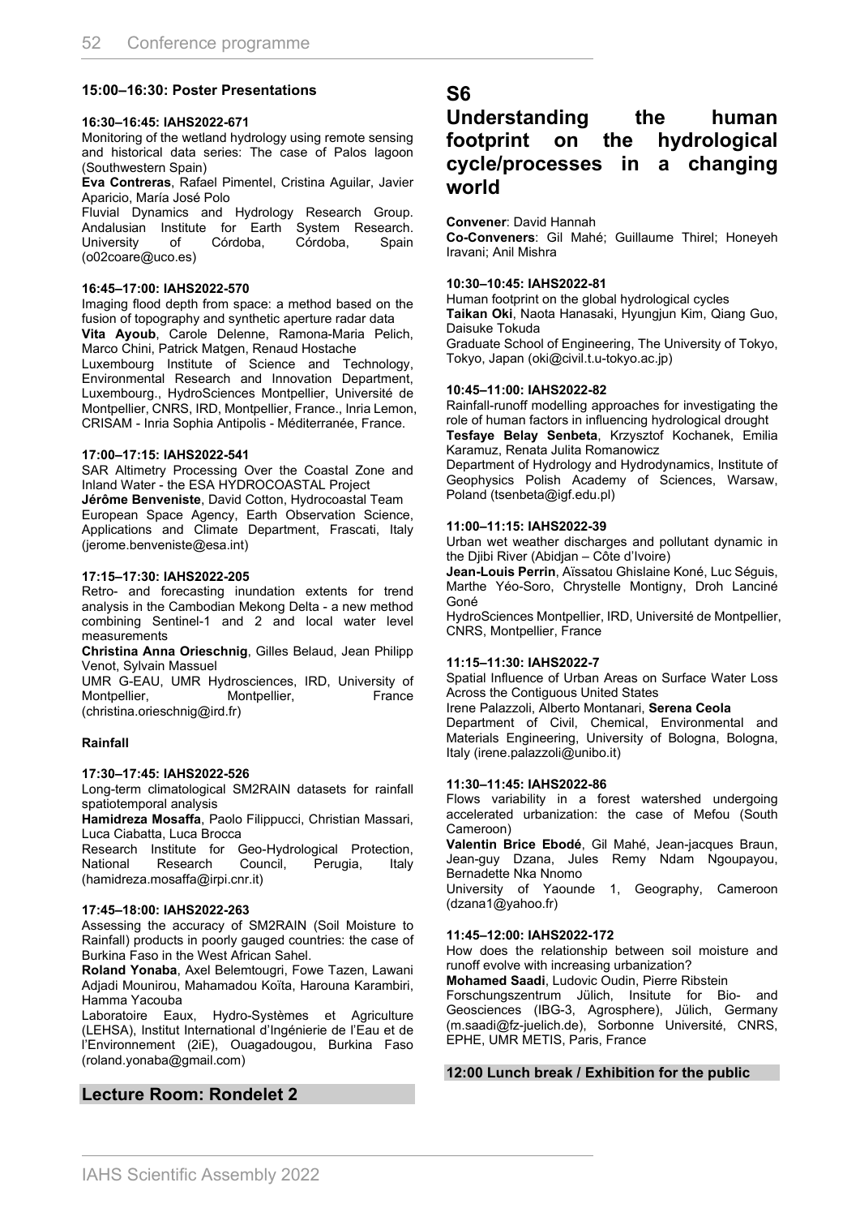#### 15:00–16:30: Poster Presentations

#### 16:30–16:45: IAHS2022-671

Monitoring of the wetland hydrology using remote sensing and historical data series: The case of Palos lagoon (Southwestern Spain)

**Eva Contreras**, Rafael Pimentel, Cristina Aguilar, Javier Aparicio, María José Polo

Fluvial Dynamics and Hydrology Research Group. Andalusian Institute for Earth System Research. University of Córdoba, Córdoba, Spain (o02coare@uco.es)

#### 16:45–17:00: IAHS2022-570

Imaging flood depth from space: a method based on the fusion of topography and synthetic aperture radar data

**Vita Ayoub**, Carole Delenne, Ramona-Maria Pelich, Marco Chini, Patrick Matgen, Renaud Hostache

Luxembourg Institute of Science and Technology, Environmental Research and Innovation Department, Luxembourg., HydroSciences Montpellier, Université de Montpellier, CNRS, IRD, Montpellier, France., Inria Lemon, CRISAM - Inria Sophia Antipolis - Méditerranée, France.

#### 17:00–17:15: IAHS2022-541

SAR Altimetry Processing Over the Coastal Zone and Inland Water - the ESA HYDROCOASTAL Project

**Jérôme Benveniste**, David Cotton, Hydrocoastal Team

European Space Agency, Earth Observation Science, Applications and Climate Department, Frascati, Italy (jerome.benveniste@esa.int)

#### 17:15–17:30: IAHS2022-205

Retro- and forecasting inundation extents for trend analysis in the Cambodian Mekong Delta - a new method combining Sentinel-1 and 2 and local water level measurements

**Christina Anna Orieschnig**, Gilles Belaud, Jean Philipp Venot, Sylvain Massuel

UMR G-EAU, UMR Hydrosciences, IRD, University of Montpellier, Montpellier, France (christina.orieschnig@ird.fr)

#### Rainfall

#### 17:30–17:45: IAHS2022-526

Long-term climatological SM2RAIN datasets for rainfall spatiotemporal analysis

**Hamidreza Mosaffa**, Paolo Filippucci, Christian Massari, Luca Ciabatta, Luca Brocca

Research Institute for Geo-Hydrological Protection, National Research Council, Perugia, Italy (hamidreza.mosaffa@irpi.cnr.it)

#### 17:45–18:00: IAHS2022-263

Assessing the accuracy of SM2RAIN (Soil Moisture to Rainfall) products in poorly gauged countries: the case of Burkina Faso in the West African Sahel.

**Roland Yonaba**, Axel Belemtougri, Fowe Tazen, Lawani Adjadi Mounirou, Mahamadou Koïta, Harouna Karambiri, Hamma Yacouba

Laboratoire Eaux, Hydro-Systèmes et Agriculture (LEHSA), Institut International d'Ingénierie de l'Eau et de l'Environnement (2iE), Ouagadougou, Burkina Faso (roland.yonaba@gmail.com)

## Lecture Room: Rondelet 2

# S6
# Understanding the human footprint on the hydrological cycle/processes in a changing world

**Convener**: David Hannah
**Co-Conveners**: Gil Mahé; Guillaume Thirel; Honeyeh Iravani; Anil Mishra

#### 10:30–10:45: IAHS2022-81

Human footprint on the global hydrological cycles

**Taikan Oki**, Naota Hanasaki, Hyungjun Kim, Qiang Guo, Daisuke Tokuda

Graduate School of Engineering, The University of Tokyo, Tokyo, Japan (oki@civil.t.u-tokyo.ac.jp)

#### 10:45–11:00: IAHS2022-82

Rainfall-runoff modelling approaches for investigating the role of human factors in influencing hydrological drought

**Tesfaye Belay Senbeta**, Krzysztof Kochanek, Emilia Karamuz, Renata Julita Romanowicz

Department of Hydrology and Hydrodynamics, Institute of Geophysics Polish Academy of Sciences, Warsaw, Poland (tsenbeta@igf.edu.pl)

#### 11:00–11:15: IAHS2022-39

Urban wet weather discharges and pollutant dynamic in the Djibi River (Abidjan – Côte d'Ivoire)

**Jean-Louis Perrin**, Aïssatou Ghislaine Koné, Luc Séguis, Marthe Yéo-Soro, Chrystelle Montigny, Droh Lanciné Goné

HydroSciences Montpellier, IRD, Université de Montpellier, CNRS, Montpellier, France

#### 11:15–11:30: IAHS2022-7

Spatial Influence of Urban Areas on Surface Water Loss Across the Contiguous United States

Irene Palazzoli, Alberto Montanari, **Serena Ceola**

Department of Civil, Chemical, Environmental and Materials Engineering, University of Bologna, Bologna, Italy (irene.palazzoli@unibo.it)

#### 11:30–11:45: IAHS2022-86

Flows variability in a forest watershed undergoing accelerated urbanization: the case of Mefou (South Cameroon)

**Valentin Brice Ebodé**, Gil Mahé, Jean-jacques Braun, Jean-guy Dzana, Jules Remy Ndam Ngoupayou, Bernadette Nka Nnomo

University of Yaounde 1, Geography, Cameroon (dzana1@yahoo.fr)

#### 11:45–12:00: IAHS2022-172

How does the relationship between soil moisture and runoff evolve with increasing urbanization?

**Mohamed Saadi**, Ludovic Oudin, Pierre Ribstein

Forschungszentrum Jülich, Insitute for Bio- and Geosciences (IBG-3, Agrosphere), Jülich, Germany (m.saadi@fz-juelich.de), Sorbonne Université, CNRS, EPHE, UMR METIS, Paris, France

#### 12:00 Lunch break / Exhibition for the public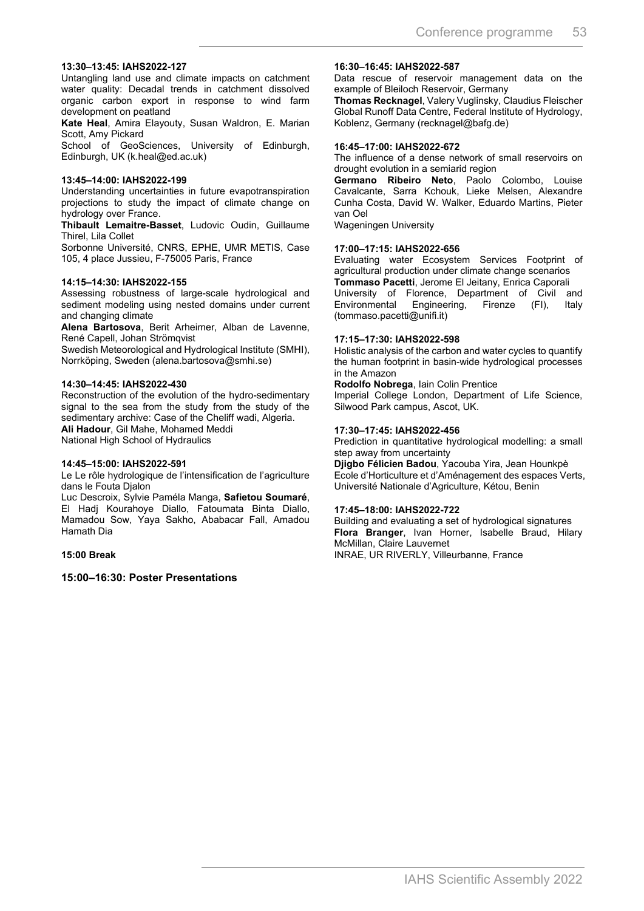**13:30–13:45: IAHS2022-127**

Untangling land use and climate impacts on catchment water quality: Decadal trends in catchment dissolved organic carbon export in response to wind farm development on peatland

**Kate Heal**, Amira Elayouty, Susan Waldron, E. Marian Scott, Amy Pickard

School of GeoSciences, University of Edinburgh, Edinburgh, UK (k.heal@ed.ac.uk)

**13:45–14:00: IAHS2022-199**

Understanding uncertainties in future evapotranspiration projections to study the impact of climate change on hydrology over France.

**Thibault Lemaitre-Basset**, Ludovic Oudin, Guillaume Thirel, Lila Collet

Sorbonne Université, CNRS, EPHE, UMR METIS, Case 105, 4 place Jussieu, F-75005 Paris, France

**14:15–14:30: IAHS2022-155**

Assessing robustness of large-scale hydrological and sediment modeling using nested domains under current and changing climate

**Alena Bartosova**, Berit Arheimer, Alban de Lavenne, René Capell, Johan Strömqvist

Swedish Meteorological and Hydrological Institute (SMHI), Norrköping, Sweden (alena.bartosova@smhi.se)

**14:30–14:45: IAHS2022-430**

Reconstruction of the evolution of the hydro-sedimentary signal to the sea from the study from the study of the sedimentary archive: Case of the Cheliff wadi, Algeria.

**Ali Hadour**, Gil Mahe, Mohamed Meddi

National High School of Hydraulics

**14:45–15:00: IAHS2022-591**

Le Le rôle hydrologique de l'intensification de l'agriculture dans le Fouta Djalon

Luc Descroix, Sylvie Paméla Manga, **Safietou Soumaré**, El Hadj Kourahoye Diallo, Fatoumata Binta Diallo, Mamadou Sow, Yaya Sakho, Ababacar Fall, Amadou Hamath Dia

**15:00 Break**

**15:00–16:30: Poster Presentations**

**16:30–16:45: IAHS2022-587**

Data rescue of reservoir management data on the example of Bleiloch Reservoir, Germany

**Thomas Recknagel**, Valery Vuglinsky, Claudius Fleischer

Global Runoff Data Centre, Federal Institute of Hydrology, Koblenz, Germany (recknagel@bafg.de)

**16:45–17:00: IAHS2022-672**

The influence of a dense network of small reservoirs on drought evolution in a semiarid region

**Germano Ribeiro Neto**, Paolo Colombo, Louise Cavalcante, Sarra Kchouk, Lieke Melsen, Alexandre Cunha Costa, David W. Walker, Eduardo Martins, Pieter van Oel

Wageningen University

**17:00–17:15: IAHS2022-656**

Evaluating water Ecosystem Services Footprint of agricultural production under climate change scenarios

**Tommaso Pacetti**, Jerome El Jeitany, Enrica Caporali

University of Florence, Department of Civil and Environmental Engineering, Firenze (FI), Italy (tommaso.pacetti@unifi.it)

**17:15–17:30: IAHS2022-598**

Holistic analysis of the carbon and water cycles to quantify the human footprint in basin-wide hydrological processes in the Amazon

**Rodolfo Nobrega**, Iain Colin Prentice

Imperial College London, Department of Life Science, Silwood Park campus, Ascot, UK.

**17:30–17:45: IAHS2022-456**

Prediction in quantitative hydrological modelling: a small step away from uncertainty

**Djigbo Félicien Badou**, Yacouba Yira, Jean Hounkpè

Ecole d'Horticulture et d'Aménagement des espaces Verts, Université Nationale d'Agriculture, Kétou, Benin

**17:45–18:00: IAHS2022-722**

Building and evaluating a set of hydrological signatures

**Flora Branger**, Ivan Horner, Isabelle Braud, Hilary McMillan, Claire Lauvernet

INRAE, UR RIVERLY, Villeurbanne, France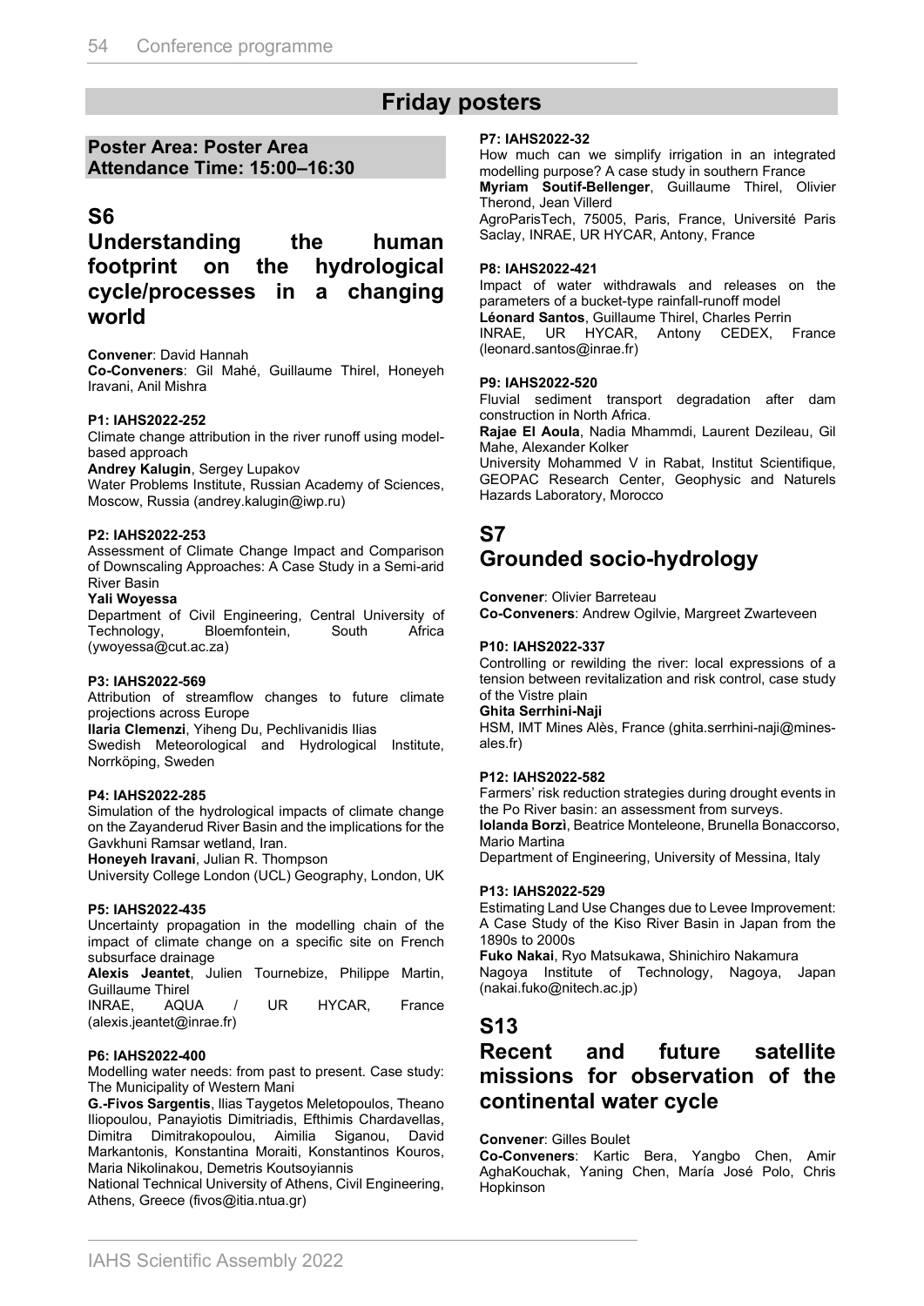# Friday posters

**Poster Area: Poster Area**
**Attendance Time: 15:00–16:30**

## S6

## Understanding the human footprint on the hydrological cycle/processes in a changing world

**Convener**: David Hannah
**Co-Conveners**: Gil Mahé, Guillaume Thirel, Honeyeh Iravani, Anil Mishra

**P1: IAHS2022-252**
Climate change attribution in the river runoff using model-based approach
**Andrey Kalugin**, Sergey Lupakov
Water Problems Institute, Russian Academy of Sciences, Moscow, Russia (andrey.kalugin@iwp.ru)

**P2: IAHS2022-253**
Assessment of Climate Change Impact and Comparison of Downscaling Approaches: A Case Study in a Semi-arid River Basin
**Yali Woyessa**
Department of Civil Engineering, Central University of Technology, Bloemfontein, South Africa (ywoyessa@cut.ac.za)

**P3: IAHS2022-569**
Attribution of streamflow changes to future climate projections across Europe
**Ilaria Clemenzi**, Yiheng Du, Pechlivanidis Ilias
Swedish Meteorological and Hydrological Institute, Norrköping, Sweden

**P4: IAHS2022-285**
Simulation of the hydrological impacts of climate change on the Zayanderud River Basin and the implications for the Gavkhuni Ramsar wetland, Iran.
**Honeyeh Iravani**, Julian R. Thompson
University College London (UCL) Geography, London, UK

**P5: IAHS2022-435**
Uncertainty propagation in the modelling chain of the impact of climate change on a specific site on French subsurface drainage
**Alexis Jeantet**, Julien Tournebize, Philippe Martin, Guillaume Thirel
INRAE, AQUA / UR HYCAR, France (alexis.jeantet@inrae.fr)

**P6: IAHS2022-400**
Modelling water needs: from past to present. Case study: The Municipality of Western Mani
**G.-Fivos Sargentis**, Ilias Taygetos Meletopoulos, Theano Iliopoulou, Panayiotis Dimitriadis, Efthimis Chardavellas, Dimitra Dimitrakopoulou, Aimilia Siganou, David Markantonis, Konstantina Moraiti, Konstantinos Kouros, Maria Nikolinakou, Demetris Koutsoyiannis
National Technical University of Athens, Civil Engineering, Athens, Greece (fivos@itia.ntua.gr)

**P7: IAHS2022-32**
How much can we simplify irrigation in an integrated modelling purpose? A case study in southern France
**Myriam Soutif-Bellenger**, Guillaume Thirel, Olivier Therond, Jean Villerd
AgroParisTech, 75005, Paris, France, Université Paris Saclay, INRAE, UR HYCAR, Antony, France

**P8: IAHS2022-421**
Impact of water withdrawals and releases on the parameters of a bucket-type rainfall-runoff model
**Léonard Santos**, Guillaume Thirel, Charles Perrin
INRAE, UR HYCAR, Antony CEDEX, France (leonard.santos@inrae.fr)

**P9: IAHS2022-520**
Fluvial sediment transport degradation after dam construction in North Africa.
**Rajae El Aoula**, Nadia Mhammdi, Laurent Dezileau, Gil Mahe, Alexander Kolker
University Mohammed V in Rabat, Institut Scientifique, GEOPAC Research Center, Geophysic and Naturels Hazards Laboratory, Morocco

## S7

## Grounded socio-hydrology

**Convener**: Olivier Barreteau
**Co-Conveners**: Andrew Ogilvie, Margreet Zwarteveen

**P10: IAHS2022-337**
Controlling or rewilding the river: local expressions of a tension between revitalization and risk control, case study of the Vistre plain
**Ghita Serrhini-Naji**
HSM, IMT Mines Alès, France (ghita.serrhini-naji@mines-ales.fr)

**P12: IAHS2022-582**
Farmers' risk reduction strategies during drought events in the Po River basin: an assessment from surveys.
**Iolanda Borzì**, Beatrice Monteleone, Brunella Bonaccorso, Mario Martina
Department of Engineering, University of Messina, Italy

**P13: IAHS2022-529**
Estimating Land Use Changes due to Levee Improvement: A Case Study of the Kiso River Basin in Japan from the 1890s to 2000s
**Fuko Nakai**, Ryo Matsukawa, Shinichiro Nakamura
Nagoya Institute of Technology, Nagoya, Japan (nakai.fuko@nitech.ac.jp)

## S13

## Recent and future satellite missions for observation of the continental water cycle

**Convener**: Gilles Boulet
**Co-Conveners**: Kartic Bera, Yangbo Chen, Amir AghaKouchak, Yaning Chen, María José Polo, Chris Hopkinson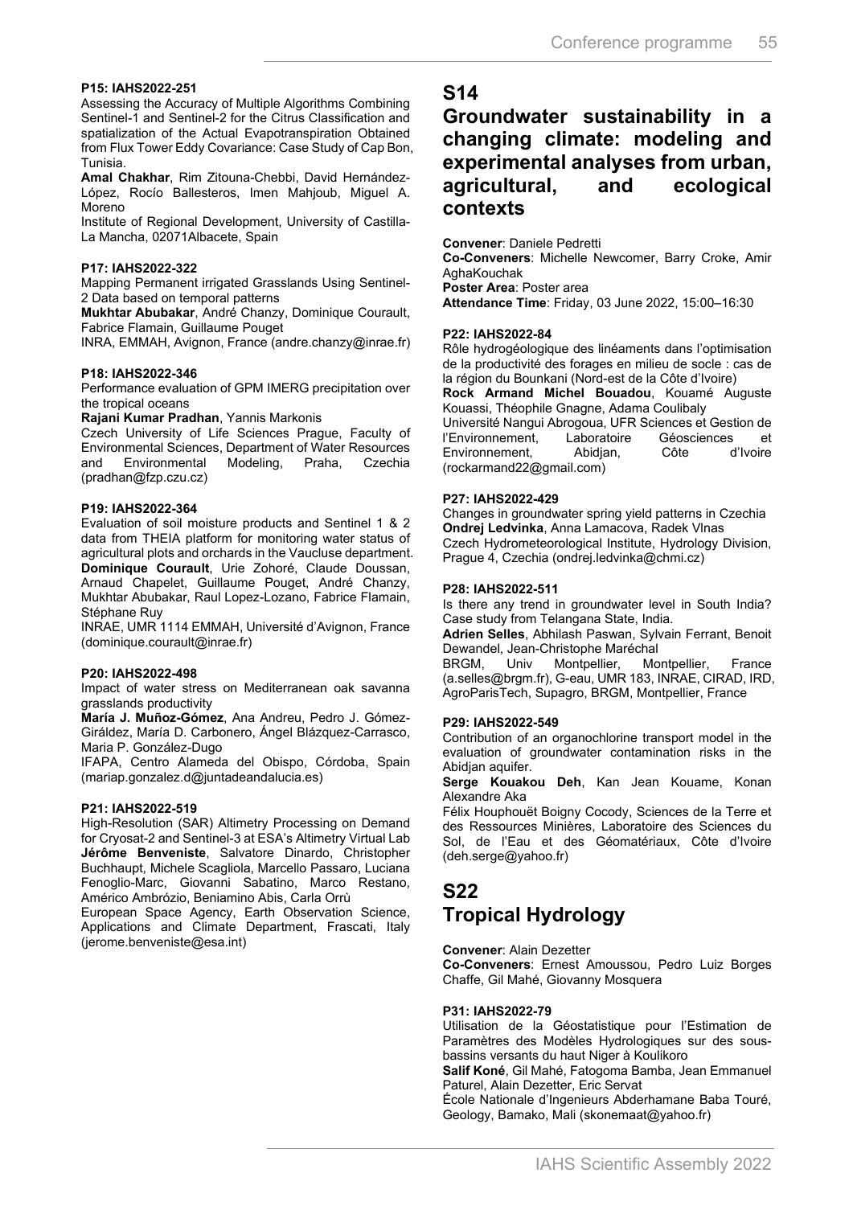#### P15: IAHS2022-251

Assessing the Accuracy of Multiple Algorithms Combining Sentinel-1 and Sentinel-2 for the Citrus Classification and spatialization of the Actual Evapotranspiration Obtained from Flux Tower Eddy Covariance: Case Study of Cap Bon, Tunisia.

**Amal Chakhar**, Rim Zitouna-Chebbi, David Hernández-López, Rocío Ballesteros, Imen Mahjoub, Miguel A. Moreno

Institute of Regional Development, University of Castilla-La Mancha, 02071Albacete, Spain

#### P17: IAHS2022-322

Mapping Permanent irrigated Grasslands Using Sentinel-2 Data based on temporal patterns

**Mukhtar Abubakar**, André Chanzy, Dominique Courault, Fabrice Flamain, Guillaume Pouget

INRA, EMMAH, Avignon, France (andre.chanzy@inrae.fr)

#### P18: IAHS2022-346

Performance evaluation of GPM IMERG precipitation over the tropical oceans

**Rajani Kumar Pradhan**, Yannis Markonis

Czech University of Life Sciences Prague, Faculty of Environmental Sciences, Department of Water Resources and Environmental Modeling, Praha, Czechia (pradhan@fzp.czu.cz)

#### P19: IAHS2022-364

Evaluation of soil moisture products and Sentinel 1 & 2 data from THEIA platform for monitoring water status of agricultural plots and orchards in the Vaucluse department.

**Dominique Courault**, Urie Zohoré, Claude Doussan, Arnaud Chapelet, Guillaume Pouget, André Chanzy, Mukhtar Abubakar, Raul Lopez-Lozano, Fabrice Flamain, Stéphane Ruy

INRAE, UMR 1114 EMMAH, Université d'Avignon, France (dominique.courault@inrae.fr)

#### P20: IAHS2022-498

Impact of water stress on Mediterranean oak savanna grasslands productivity

**María J. Muñoz-Gómez**, Ana Andreu, Pedro J. Gómez-Giráldez, María D. Carbonero, Ángel Blázquez-Carrasco, Maria P. González-Dugo

IFAPA, Centro Alameda del Obispo, Córdoba, Spain (mariap.gonzalez.d@juntadeandalucia.es)

#### P21: IAHS2022-519

High-Resolution (SAR) Altimetry Processing on Demand for Cryosat-2 and Sentinel-3 at ESA's Altimetry Virtual Lab

**Jérôme Benveniste**, Salvatore Dinardo, Christopher Buchhaupt, Michele Scagliola, Marcello Passaro, Luciana Fenoglio-Marc, Giovanni Sabatino, Marco Restano, Américo Ambrózio, Beniamino Abis, Carla Orrù

European Space Agency, Earth Observation Science, Applications and Climate Department, Frascati, Italy (jerome.benveniste@esa.int)

## S14
## Groundwater sustainability in a changing climate: modeling and experimental analyses from urban, agricultural, and ecological contexts

**Convener**: Daniele Pedretti
**Co-Conveners**: Michelle Newcomer, Barry Croke, Amir AghaKouchak
**Poster Area**: Poster area
**Attendance Time**: Friday, 03 June 2022, 15:00–16:30

#### P22: IAHS2022-84

Rôle hydrogéologique des linéaments dans l'optimisation de la productivité des forages en milieu de socle : cas de la région du Bounkani (Nord-est de la Côte d'Ivoire)

**Rock Armand Michel Bouadou**, Kouamé Auguste Kouassi, Théophile Gnagne, Adama Coulibaly

Université Nangui Abrogoua, UFR Sciences et Gestion de l'Environnement, Laboratoire Géosciences et Environnement, Abidjan, Côte d'Ivoire (rockarmand22@gmail.com)

#### P27: IAHS2022-429

Changes in groundwater spring yield patterns in Czechia

**Ondrej Ledvinka**, Anna Lamacova, Radek Vlnas

Czech Hydrometeorological Institute, Hydrology Division, Prague 4, Czechia (ondrej.ledvinka@chmi.cz)

#### P28: IAHS2022-511

Is there any trend in groundwater level in South India? Case study from Telangana State, India.

**Adrien Selles**, Abhilash Paswan, Sylvain Ferrant, Benoit Dewandel, Jean-Christophe Maréchal

BRGM, Univ Montpellier, Montpellier, France (a.selles@brgm.fr), G-eau, UMR 183, INRAE, CIRAD, IRD, AgroParisTech, Supagro, BRGM, Montpellier, France

#### P29: IAHS2022-549

Contribution of an organochlorine transport model in the evaluation of groundwater contamination risks in the Abidjan aquifer.

**Serge Kouakou Deh**, Kan Jean Kouame, Konan Alexandre Aka

Félix Houphouët Boigny Cocody, Sciences de la Terre et des Ressources Minières, Laboratoire des Sciences du Sol, de l'Eau et des Géomatériaux, Côte d'Ivoire (deh.serge@yahoo.fr)

## S22
## Tropical Hydrology

**Convener**: Alain Dezetter
**Co-Conveners**: Ernest Amoussou, Pedro Luiz Borges Chaffe, Gil Mahé, Giovanny Mosquera

#### P31: IAHS2022-79

Utilisation de la Géostatistique pour l'Estimation de Paramètres des Modèles Hydrologiques sur des sous-bassins versants du haut Niger à Koulikoro

**Salif Koné**, Gil Mahé, Fatogoma Bamba, Jean Emmanuel Paturel, Alain Dezetter, Eric Servat

École Nationale d'Ingenieurs Abderhamane Baba Touré, Geology, Bamako, Mali (skonemaat@yahoo.fr)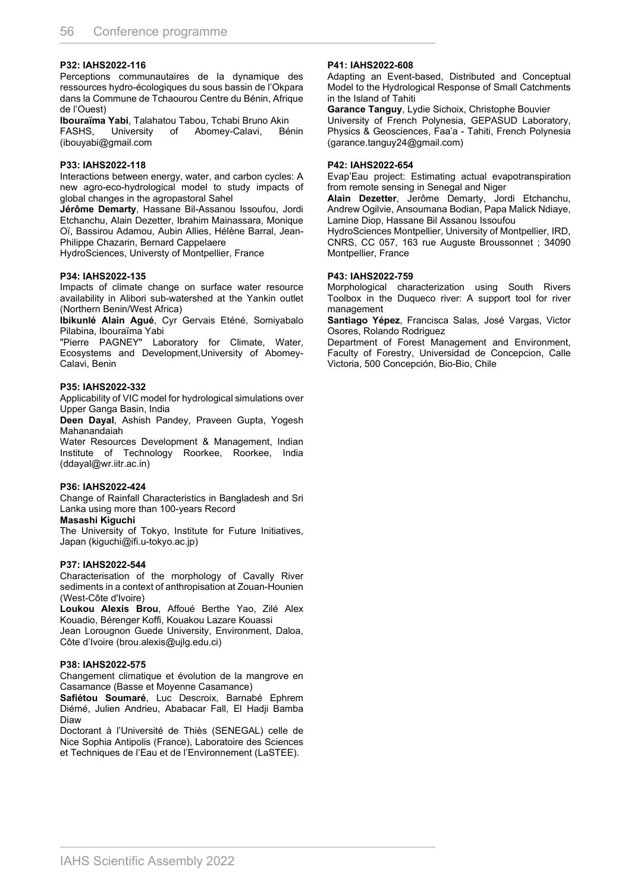**P32: IAHS2022-116**

Perceptions communautaires de la dynamique des ressources hydro-écologiques du sous bassin de l'Okpara dans la Commune de Tchaourou Centre du Bénin, Afrique de l'Ouest)

**Ibouraïma Yabi**, Talahatou Tabou, Tchabi Bruno Akin
FASHS, University of Abomey-Calavi, Bénin (ibouyabi@gmail.com

**P33: IAHS2022-118**

Interactions between energy, water, and carbon cycles: A new agro-eco-hydrological model to study impacts of global changes in the agropastoral Sahel

**Jérôme Demarty**, Hassane Bil-Assanou Issoufou, Jordi Etchanchu, Alain Dezetter, Ibrahim Mainassara, Monique Oï, Bassirou Adamou, Aubin Allies, Hélène Barral, Jean-Philippe Chazarin, Bernard Cappelaere
HydroSciences, Universty of Montpellier, France

**P34: IAHS2022-135**

Impacts of climate change on surface water resource availability in Alibori sub-watershed at the Yankin outlet (Northern Benin/West Africa)

**Ibikunlé Alain Agué**, Cyr Gervais Eténé, Somiyabalo Pilabina, Ibouraïma Yabi
"Pierre PAGNEY" Laboratory for Climate, Water, Ecosystems and Development,University of Abomey-Calavi, Benin

**P35: IAHS2022-332**

Applicability of VIC model for hydrological simulations over Upper Ganga Basin, India

**Deen Dayal**, Ashish Pandey, Praveen Gupta, Yogesh Mahanandaiah
Water Resources Development & Management, Indian Institute of Technology Roorkee, Roorkee, India (ddayal@wr.iitr.ac.in)

**P36: IAHS2022-424**

Change of Rainfall Characteristics in Bangladesh and Sri Lanka using more than 100-years Record

**Masashi Kiguchi**
The University of Tokyo, Institute for Future Initiatives, Japan (kiguchi@ifi.u-tokyo.ac.jp)

**P37: IAHS2022-544**

Characterisation of the morphology of Cavally River sediments in a context of anthropisation at Zouan-Hounien (West-Côte d'Ivoire)

**Loukou Alexis Brou**, Affoué Berthe Yao, Zilé Alex Kouadio, Bérenger Koffi, Kouakou Lazare Kouassi
Jean Lorougnon Guede University, Environment, Daloa, Côte d'Ivoire (brou.alexis@ujlg.edu.ci)

**P38: IAHS2022-575**

Changement climatique et évolution de la mangrove en Casamance (Basse et Moyenne Casamance)

**Safiétou Soumaré**, Luc Descroix, Barnabé Ephrem Diémé, Julien Andrieu, Ababacar Fall, El Hadji Bamba Diaw
Doctorant à l'Université de Thiès (SENEGAL) celle de Nice Sophia Antipolis (France), Laboratoire des Sciences et Techniques de l'Eau et de l'Environnement (LaSTEE).

**P41: IAHS2022-608**

Adapting an Event-based, Distributed and Conceptual Model to the Hydrological Response of Small Catchments in the Island of Tahiti

**Garance Tanguy**, Lydie Sichoix, Christophe Bouvier
University of French Polynesia, GEPASUD Laboratory, Physics & Geosciences, Faa'a - Tahiti, French Polynesia (garance.tanguy24@gmail.com)

**P42: IAHS2022-654**

Evap'Eau project: Estimating actual evapotranspiration from remote sensing in Senegal and Niger

**Alain Dezetter**, Jerôme Demarty, Jordi Etchanchu, Andrew Ogilvie, Ansoumana Bodian, Papa Malick Ndiaye, Lamine Diop, Hassane Bil Assanou Issoufou
HydroSciences Montpellier, University of Montpellier, IRD, CNRS, CC 057, 163 rue Auguste Broussonnet ; 34090 Montpellier, France

**P43: IAHS2022-759**

Morphological characterization using South Rivers Toolbox in the Duqueco river: A support tool for river management

**Santiago Yépez**, Francisca Salas, José Vargas, Victor Osores, Rolando Rodriguez
Department of Forest Management and Environment, Faculty of Forestry, Universidad de Concepcion, Calle Victoria, 500 Concepción, Bio-Bio, Chile